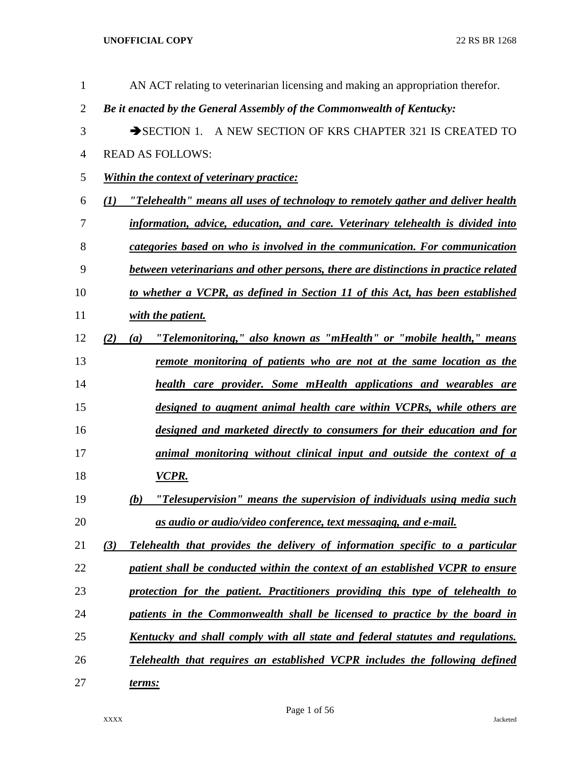AN ACT relating to veterinarian licensing and making an appropriation therefor.

***Be it enacted by the General Assembly of the Commonwealth of Kentucky:***

➔SECTION 1. A NEW SECTION OF KRS CHAPTER 321 IS CREATED TO READ AS FOLLOWS:

***Within the context of veterinary practice:***

***(1) "Telehealth" means all uses of technology to remotely gather and deliver health information, advice, education, and care. Veterinary telehealth is divided into categories based on who is involved in the communication. For communication between veterinarians and other persons, there are distinctions in practice related to whether a VCPR, as defined in Section 11 of this Act, has been established with the patient.***

***(2) (a) "Telemonitoring," also known as "mHealth" or "mobile health," means remote monitoring of patients who are not at the same location as the health care provider. Some mHealth applications and wearables are designed to augment animal health care within VCPRs, while others are designed and marketed directly to consumers for their education and for animal monitoring without clinical input and outside the context of a VCPR.***

***(b) "Telesupervision" means the supervision of individuals using media such as audio or audio/video conference, text messaging, and e-mail.***

***(3) Telehealth that provides the delivery of information specific to a particular patient shall be conducted within the context of an established VCPR to ensure protection for the patient. Practitioners providing this type of telehealth to patients in the Commonwealth shall be licensed to practice by the board in Kentucky and shall comply with all state and federal statutes and regulations. Telehealth that requires an established VCPR includes the following defined terms:***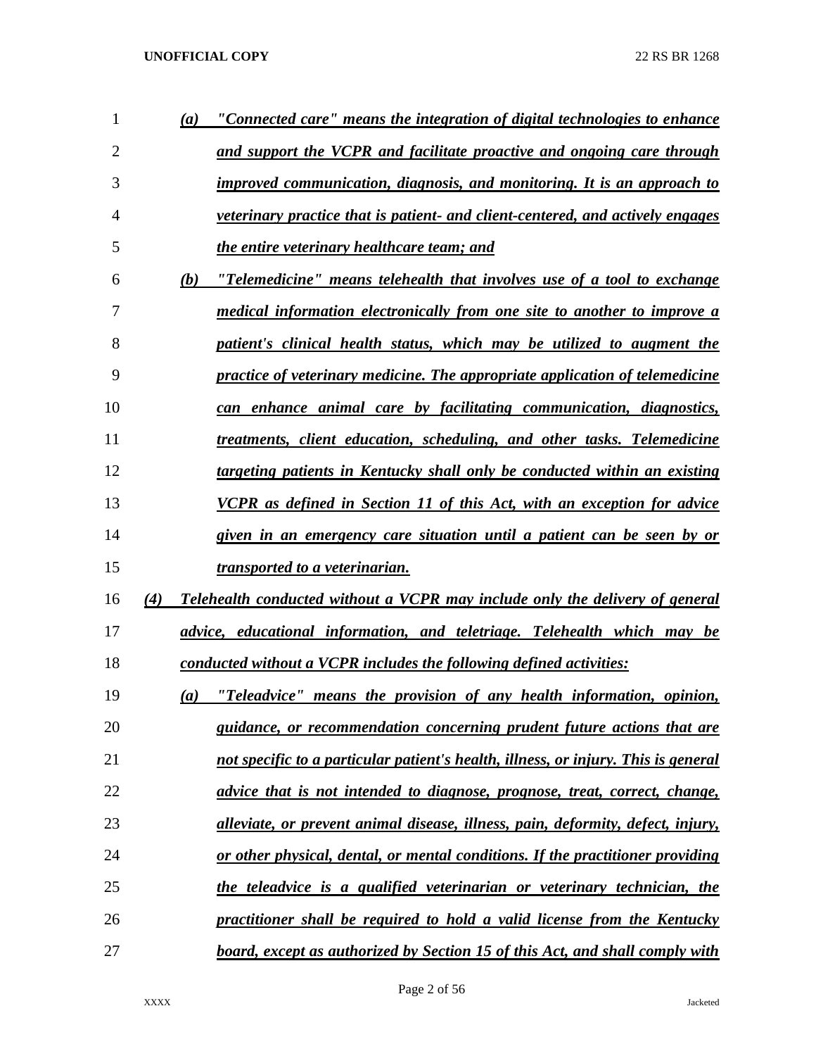*(a) "Connected care" means the integration of digital technologies to enhance and support the VCPR and facilitate proactive and ongoing care through improved communication, diagnosis, and monitoring. It is an approach to veterinary practice that is patient- and client-centered, and actively engages the entire veterinary healthcare team; and*

*(b) "Telemedicine" means telehealth that involves use of a tool to exchange medical information electronically from one site to another to improve a patient's clinical health status, which may be utilized to augment the practice of veterinary medicine. The appropriate application of telemedicine can enhance animal care by facilitating communication, diagnostics, treatments, client education, scheduling, and other tasks. Telemedicine targeting patients in Kentucky shall only be conducted within an existing VCPR as defined in Section 11 of this Act, with an exception for advice given in an emergency care situation until a patient can be seen by or transported to a veterinarian.*

*(4) Telehealth conducted without a VCPR may include only the delivery of general advice, educational information, and teletriage. Telehealth which may be conducted without a VCPR includes the following defined activities:*

*(a) "Teleadvice" means the provision of any health information, opinion, guidance, or recommendation concerning prudent future actions that are not specific to a particular patient's health, illness, or injury. This is general advice that is not intended to diagnose, prognose, treat, correct, change, alleviate, or prevent animal disease, illness, pain, deformity, defect, injury, or other physical, dental, or mental conditions. If the practitioner providing the teleadvice is a qualified veterinarian or veterinary technician, the practitioner shall be required to hold a valid license from the Kentucky board, except as authorized by Section 15 of this Act, and shall comply with*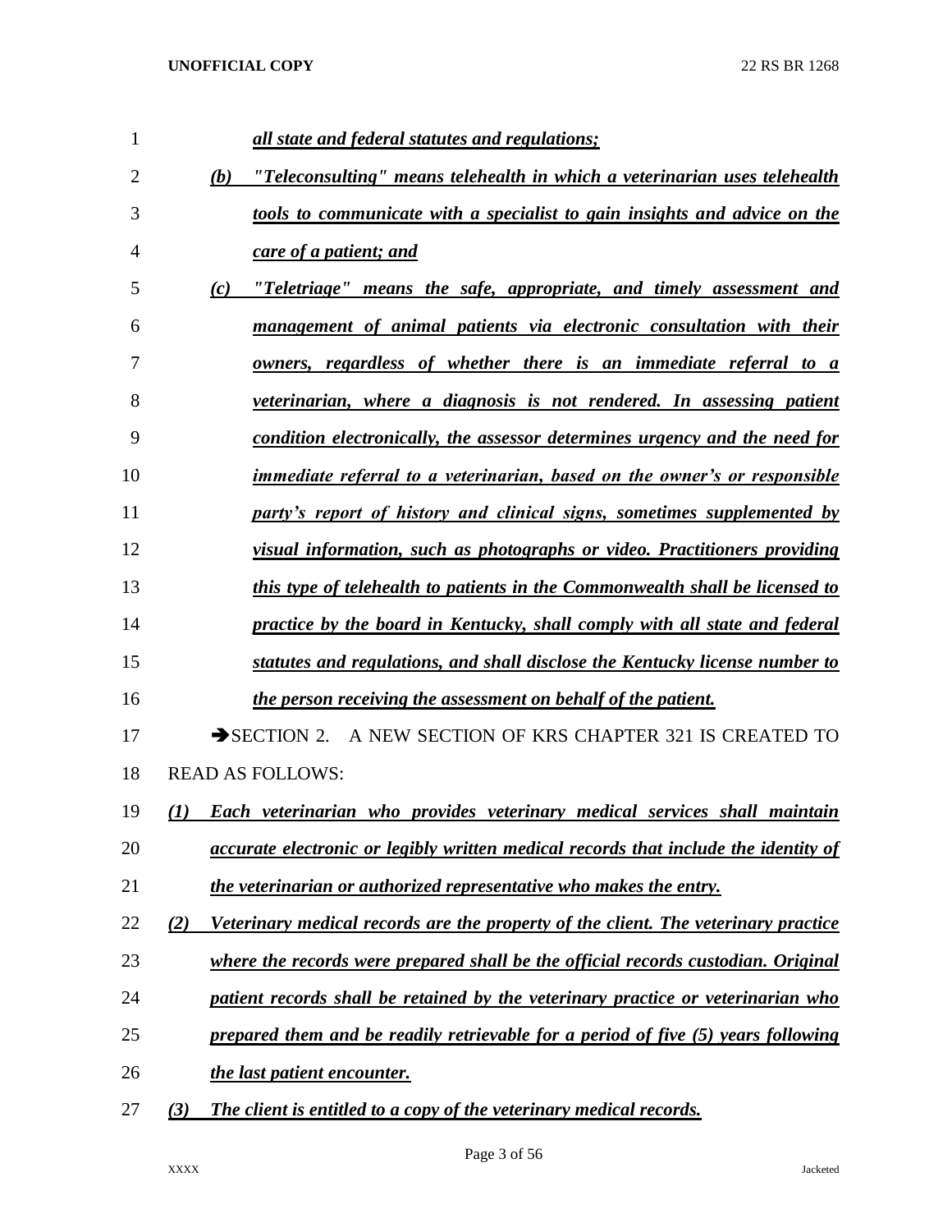*all state and federal statutes and regulations;*

*(b) "Teleconsulting" means telehealth in which a veterinarian uses telehealth tools to communicate with a specialist to gain insights and advice on the care of a patient; and*

*(c) "Teletriage" means the safe, appropriate, and timely assessment and management of animal patients via electronic consultation with their owners, regardless of whether there is an immediate referral to a veterinarian, where a diagnosis is not rendered. In assessing patient condition electronically, the assessor determines urgency and the need for immediate referral to a veterinarian, based on the owner's or responsible party's report of history and clinical signs, sometimes supplemented by visual information, such as photographs or video. Practitioners providing this type of telehealth to patients in the Commonwealth shall be licensed to practice by the board in Kentucky, shall comply with all state and federal statutes and regulations, and shall disclose the Kentucky license number to the person receiving the assessment on behalf of the patient.*

➔SECTION 2. A NEW SECTION OF KRS CHAPTER 321 IS CREATED TO READ AS FOLLOWS:

*(1) Each veterinarian who provides veterinary medical services shall maintain accurate electronic or legibly written medical records that include the identity of the veterinarian or authorized representative who makes the entry.*

*(2) Veterinary medical records are the property of the client. The veterinary practice where the records were prepared shall be the official records custodian. Original patient records shall be retained by the veterinary practice or veterinarian who prepared them and be readily retrievable for a period of five (5) years following the last patient encounter.*

*(3) The client is entitled to a copy of the veterinary medical records.*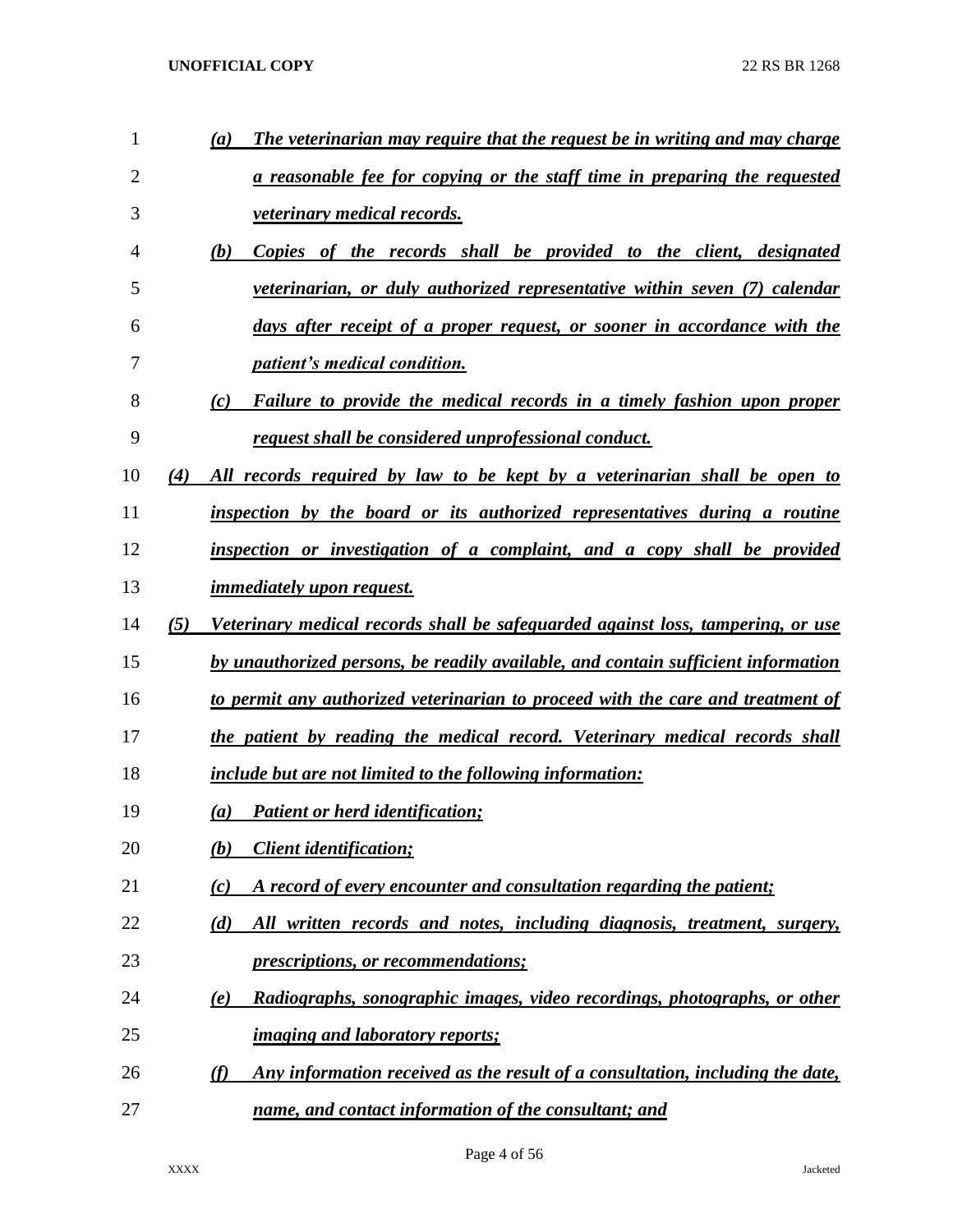(a) *__The veterinarian may require that the request be in writing and may charge a reasonable fee for copying or the staff time in preparing the requested veterinary medical records.__*

(b) *__Copies of the records shall be provided to the client, designated veterinarian, or duly authorized representative within seven (7) calendar days after receipt of a proper request, or sooner in accordance with the patient's medical condition.__*

(c) *__Failure to provide the medical records in a timely fashion upon proper request shall be considered unprofessional conduct.__*

(4) *__All records required by law to be kept by a veterinarian shall be open to inspection by the board or its authorized representatives during a routine inspection or investigation of a complaint, and a copy shall be provided immediately upon request.__*

(5) *__Veterinary medical records shall be safeguarded against loss, tampering, or use by unauthorized persons, be readily available, and contain sufficient information to permit any authorized veterinarian to proceed with the care and treatment of the patient by reading the medical record. Veterinary medical records shall include but are not limited to the following information:__*

(a) *__Patient or herd identification;__*

(b) *__Client identification;__*

(c) *__A record of every encounter and consultation regarding the patient;__*

(d) *__All written records and notes, including diagnosis, treatment, surgery, prescriptions, or recommendations;__*

(e) *__Radiographs, sonographic images, video recordings, photographs, or other imaging and laboratory reports;__*

(f) *__Any information received as the result of a consultation, including the date, name, and contact information of the consultant; and__*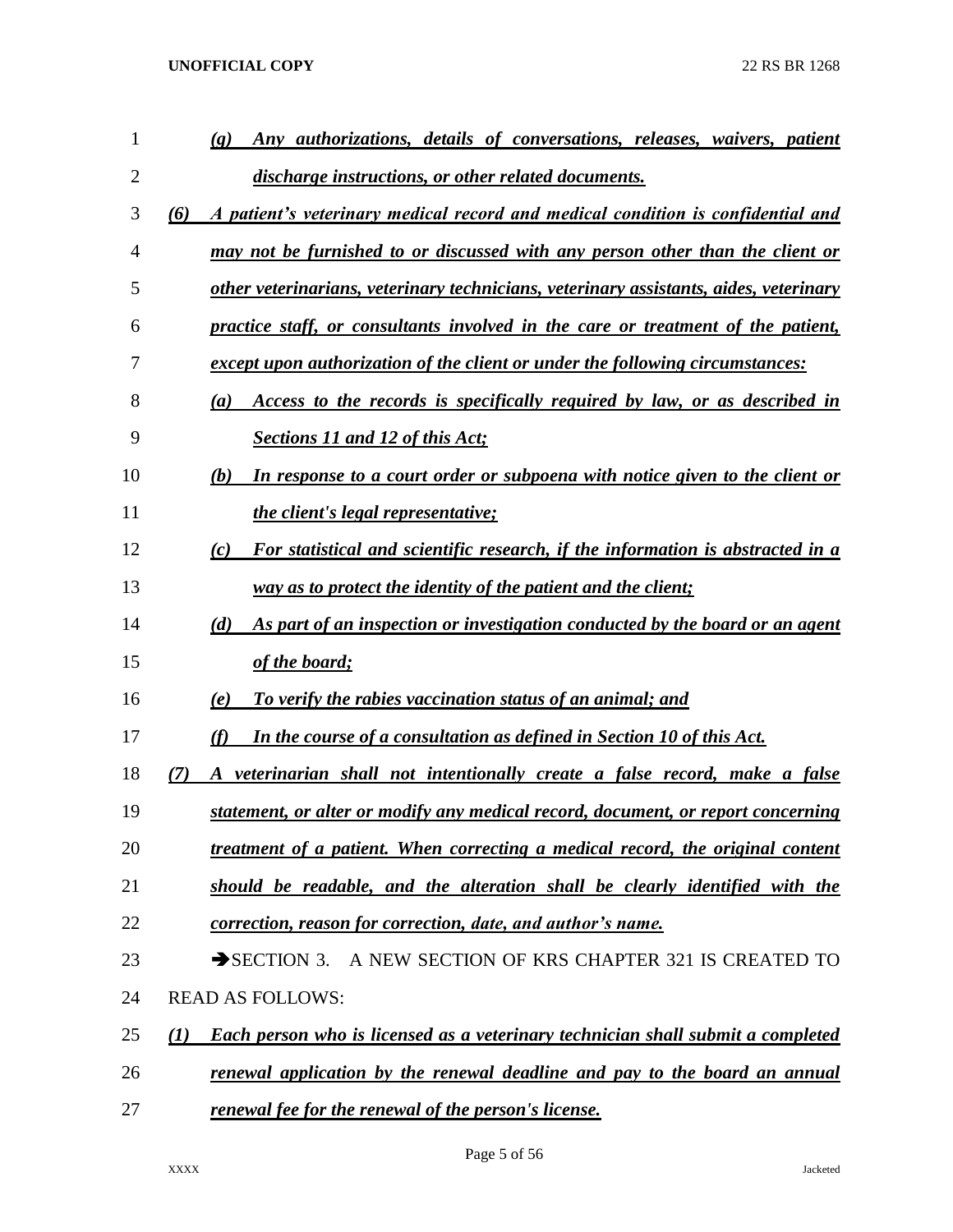*(g) Any authorizations, details of conversations, releases, waivers, patient discharge instructions, or other related documents.*

*(6) A patient's veterinary medical record and medical condition is confidential and may not be furnished to or discussed with any person other than the client or other veterinarians, veterinary technicians, veterinary assistants, aides, veterinary practice staff, or consultants involved in the care or treatment of the patient, except upon authorization of the client or under the following circumstances:*

*(a) Access to the records is specifically required by law, or as described in Sections 11 and 12 of this Act;*

*(b) In response to a court order or subpoena with notice given to the client or the client's legal representative;*

*(c) For statistical and scientific research, if the information is abstracted in a way as to protect the identity of the patient and the client;*

*(d) As part of an inspection or investigation conducted by the board or an agent of the board;*

*(e) To verify the rabies vaccination status of an animal; and*

*(f) In the course of a consultation as defined in Section 10 of this Act.*

*(7) A veterinarian shall not intentionally create a false record, make a false statement, or alter or modify any medical record, document, or report concerning treatment of a patient. When correcting a medical record, the original content should be readable, and the alteration shall be clearly identified with the correction, reason for correction, date, and author's name.*

➔SECTION 3. A NEW SECTION OF KRS CHAPTER 321 IS CREATED TO READ AS FOLLOWS:

*(1) Each person who is licensed as a veterinary technician shall submit a completed renewal application by the renewal deadline and pay to the board an annual renewal fee for the renewal of the person's license.*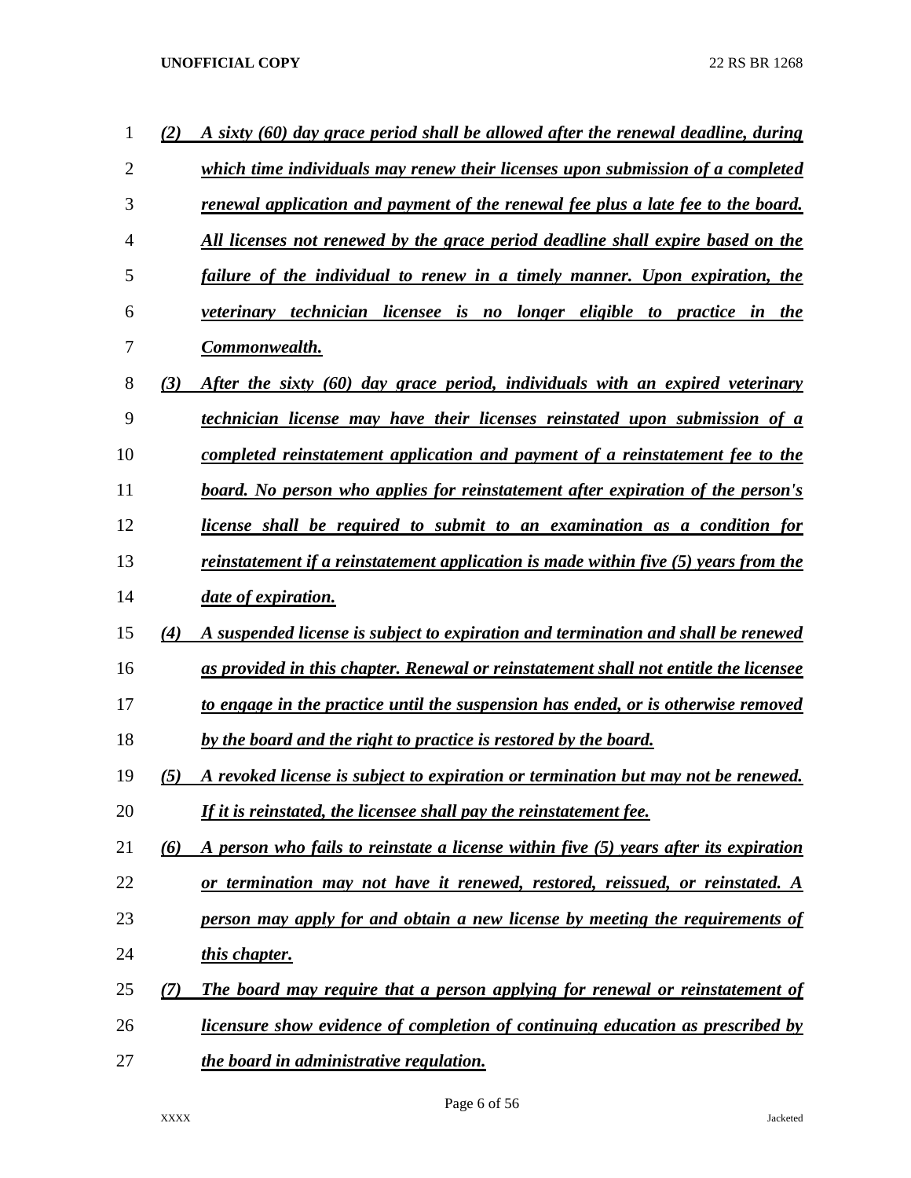*(2)* ***A sixty (60) day grace period shall be allowed after the renewal deadline, during which time individuals may renew their licenses upon submission of a completed renewal application and payment of the renewal fee plus a late fee to the board. All licenses not renewed by the grace period deadline shall expire based on the failure of the individual to renew in a timely manner. Upon expiration, the veterinary technician licensee is no longer eligible to practice in the Commonwealth.***

*(3)* ***After the sixty (60) day grace period, individuals with an expired veterinary technician license may have their licenses reinstated upon submission of a completed reinstatement application and payment of a reinstatement fee to the board. No person who applies for reinstatement after expiration of the person's license shall be required to submit to an examination as a condition for reinstatement if a reinstatement application is made within five (5) years from the date of expiration.***

*(4)* ***A suspended license is subject to expiration and termination and shall be renewed as provided in this chapter. Renewal or reinstatement shall not entitle the licensee to engage in the practice until the suspension has ended, or is otherwise removed by the board and the right to practice is restored by the board.***

*(5)* ***A revoked license is subject to expiration or termination but may not be renewed. If it is reinstated, the licensee shall pay the reinstatement fee.***

*(6)* ***A person who fails to reinstate a license within five (5) years after its expiration or termination may not have it renewed, restored, reissued, or reinstated. A person may apply for and obtain a new license by meeting the requirements of this chapter.***

*(7)* ***The board may require that a person applying for renewal or reinstatement of licensure show evidence of completion of continuing education as prescribed by the board in administrative regulation.***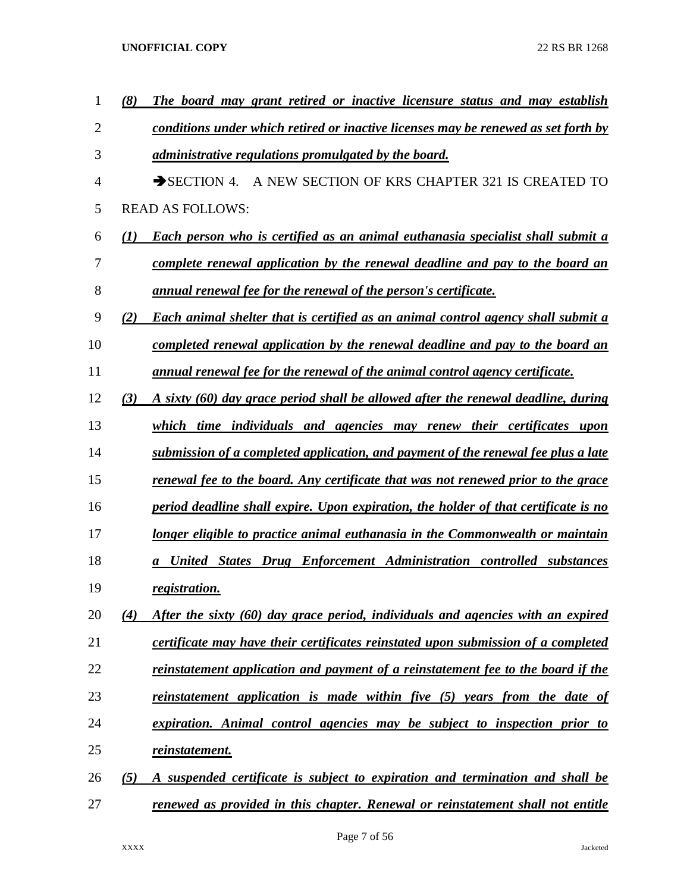*(8) The board may grant retired or inactive licensure status and may establish conditions under which retired or inactive licenses may be renewed as set forth by administrative regulations promulgated by the board.*

➔SECTION 4. A NEW SECTION OF KRS CHAPTER 321 IS CREATED TO READ AS FOLLOWS:

*(1) Each person who is certified as an animal euthanasia specialist shall submit a complete renewal application by the renewal deadline and pay to the board an annual renewal fee for the renewal of the person's certificate.*

*(2) Each animal shelter that is certified as an animal control agency shall submit a completed renewal application by the renewal deadline and pay to the board an annual renewal fee for the renewal of the animal control agency certificate.*

*(3) A sixty (60) day grace period shall be allowed after the renewal deadline, during which time individuals and agencies may renew their certificates upon submission of a completed application, and payment of the renewal fee plus a late renewal fee to the board. Any certificate that was not renewed prior to the grace period deadline shall expire. Upon expiration, the holder of that certificate is no longer eligible to practice animal euthanasia in the Commonwealth or maintain a United States Drug Enforcement Administration controlled substances registration.*

*(4) After the sixty (60) day grace period, individuals and agencies with an expired certificate may have their certificates reinstated upon submission of a completed reinstatement application and payment of a reinstatement fee to the board if the reinstatement application is made within five (5) years from the date of expiration. Animal control agencies may be subject to inspection prior to reinstatement.*

*(5) A suspended certificate is subject to expiration and termination and shall be renewed as provided in this chapter. Renewal or reinstatement shall not entitle*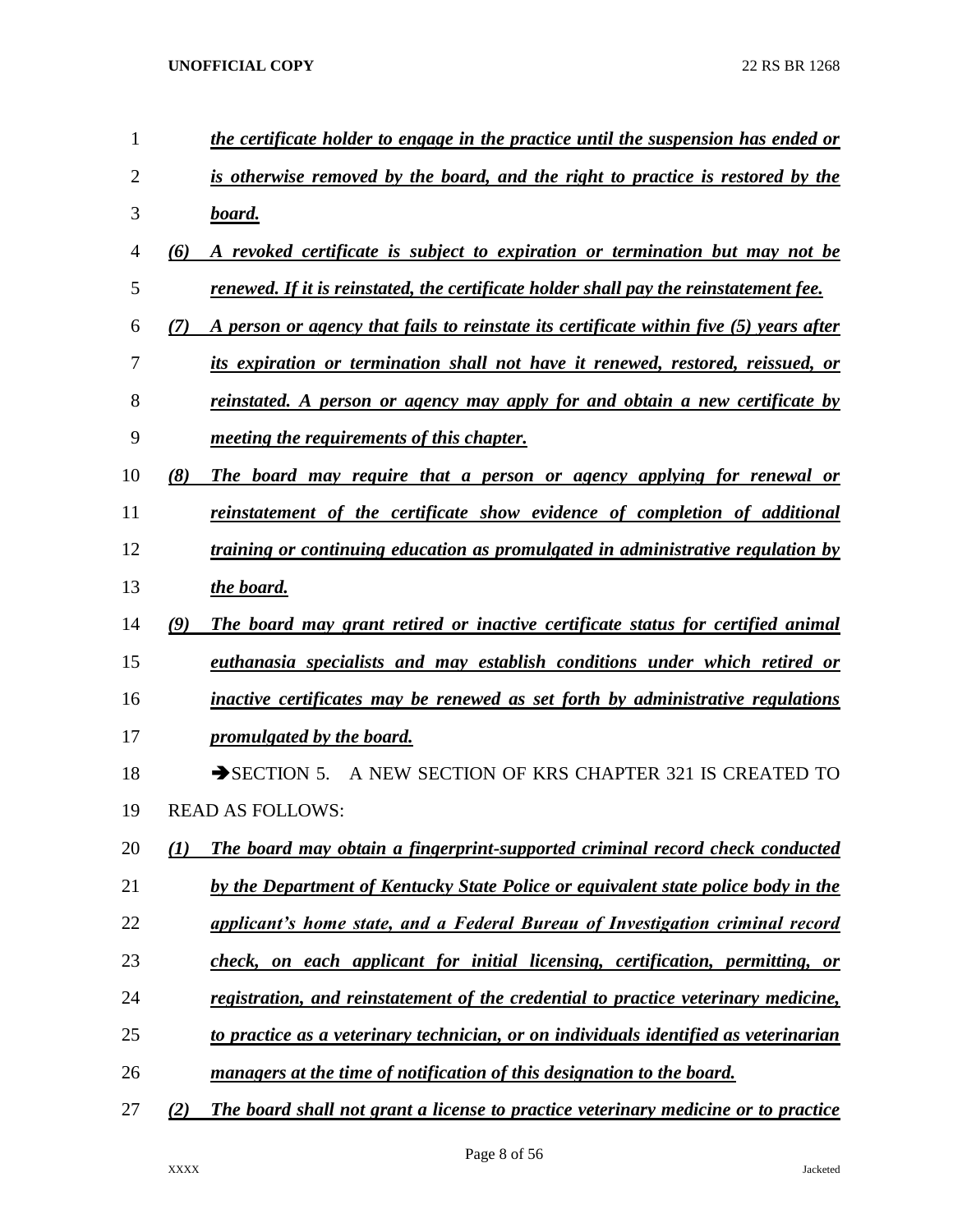*the certificate holder to engage in the practice until the suspension has ended or is otherwise removed by the board, and the right to practice is restored by the board.*

*(6) A revoked certificate is subject to expiration or termination but may not be renewed. If it is reinstated, the certificate holder shall pay the reinstatement fee.*

*(7) A person or agency that fails to reinstate its certificate within five (5) years after its expiration or termination shall not have it renewed, restored, reissued, or reinstated. A person or agency may apply for and obtain a new certificate by meeting the requirements of this chapter.*

*(8) The board may require that a person or agency applying for renewal or reinstatement of the certificate show evidence of completion of additional training or continuing education as promulgated in administrative regulation by the board.*

*(9) The board may grant retired or inactive certificate status for certified animal euthanasia specialists and may establish conditions under which retired or inactive certificates may be renewed as set forth by administrative regulations promulgated by the board.*

➔SECTION 5. A NEW SECTION OF KRS CHAPTER 321 IS CREATED TO READ AS FOLLOWS:

*(1) The board may obtain a fingerprint-supported criminal record check conducted by the Department of Kentucky State Police or equivalent state police body in the applicant's home state, and a Federal Bureau of Investigation criminal record check, on each applicant for initial licensing, certification, permitting, or registration, and reinstatement of the credential to practice veterinary medicine, to practice as a veterinary technician, or on individuals identified as veterinarian managers at the time of notification of this designation to the board.*

*(2) The board shall not grant a license to practice veterinary medicine or to practice*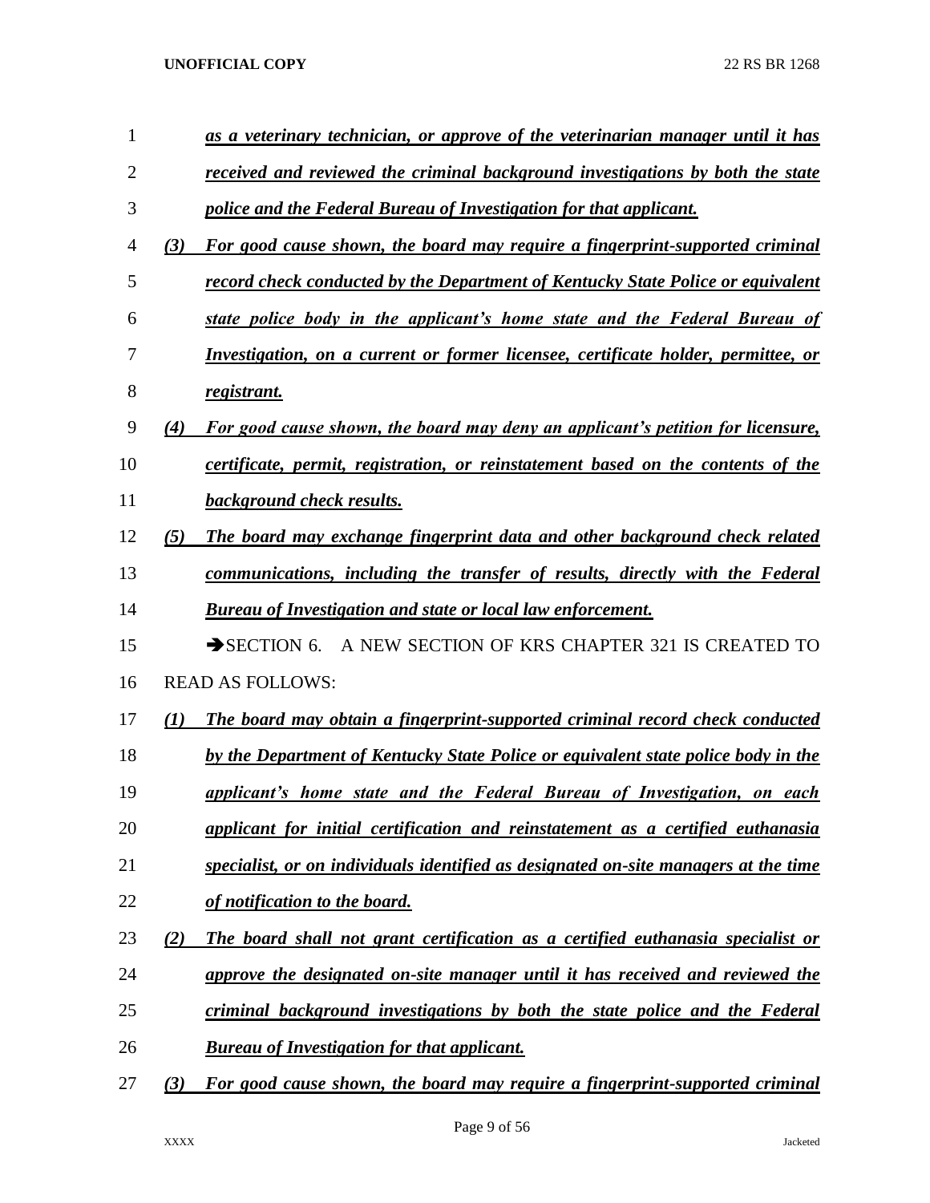*as a veterinary technician, or approve of the veterinarian manager until it has received and reviewed the criminal background investigations by both the state police and the Federal Bureau of Investigation for that applicant.*

*(3) For good cause shown, the board may require a fingerprint-supported criminal record check conducted by the Department of Kentucky State Police or equivalent state police body in the applicant's home state and the Federal Bureau of Investigation, on a current or former licensee, certificate holder, permittee, or registrant.*

*(4) For good cause shown, the board may deny an applicant's petition for licensure, certificate, permit, registration, or reinstatement based on the contents of the background check results.*

*(5) The board may exchange fingerprint data and other background check related communications, including the transfer of results, directly with the Federal Bureau of Investigation and state or local law enforcement.*

➔SECTION 6. A NEW SECTION OF KRS CHAPTER 321 IS CREATED TO READ AS FOLLOWS:

*(1) The board may obtain a fingerprint-supported criminal record check conducted by the Department of Kentucky State Police or equivalent state police body in the applicant's home state and the Federal Bureau of Investigation, on each applicant for initial certification and reinstatement as a certified euthanasia specialist, or on individuals identified as designated on-site managers at the time of notification to the board.*

*(2) The board shall not grant certification as a certified euthanasia specialist or approve the designated on-site manager until it has received and reviewed the criminal background investigations by both the state police and the Federal Bureau of Investigation for that applicant.*

*(3) For good cause shown, the board may require a fingerprint-supported criminal*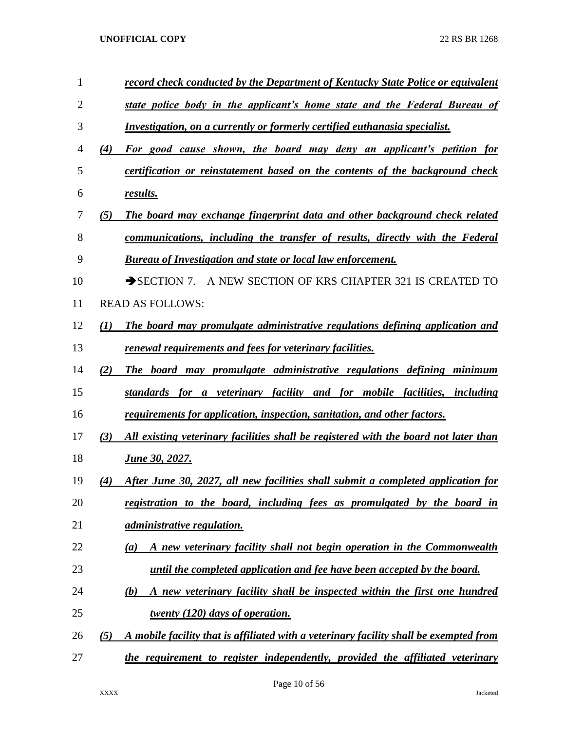***record check conducted by the Department of Kentucky State Police or equivalent state police body in the applicant's home state and the Federal Bureau of Investigation, on a currently or formerly certified euthanasia specialist.***

***(4) For good cause shown, the board may deny an applicant's petition for certification or reinstatement based on the contents of the background check results.***

***(5) The board may exchange fingerprint data and other background check related communications, including the transfer of results, directly with the Federal Bureau of Investigation and state or local law enforcement.***

➔SECTION 7. A NEW SECTION OF KRS CHAPTER 321 IS CREATED TO READ AS FOLLOWS:

***(1) The board may promulgate administrative regulations defining application and renewal requirements and fees for veterinary facilities.***

***(2) The board may promulgate administrative regulations defining minimum standards for a veterinary facility and for mobile facilities, including requirements for application, inspection, sanitation, and other factors.***

***(3) All existing veterinary facilities shall be registered with the board not later than June 30, 2027.***

***(4) After June 30, 2027, all new facilities shall submit a completed application for registration to the board, including fees as promulgated by the board in administrative regulation.***

***(a) A new veterinary facility shall not begin operation in the Commonwealth until the completed application and fee have been accepted by the board.***

***(b) A new veterinary facility shall be inspected within the first one hundred twenty (120) days of operation.***

***(5) A mobile facility that is affiliated with a veterinary facility shall be exempted from the requirement to register independently, provided the affiliated veterinary***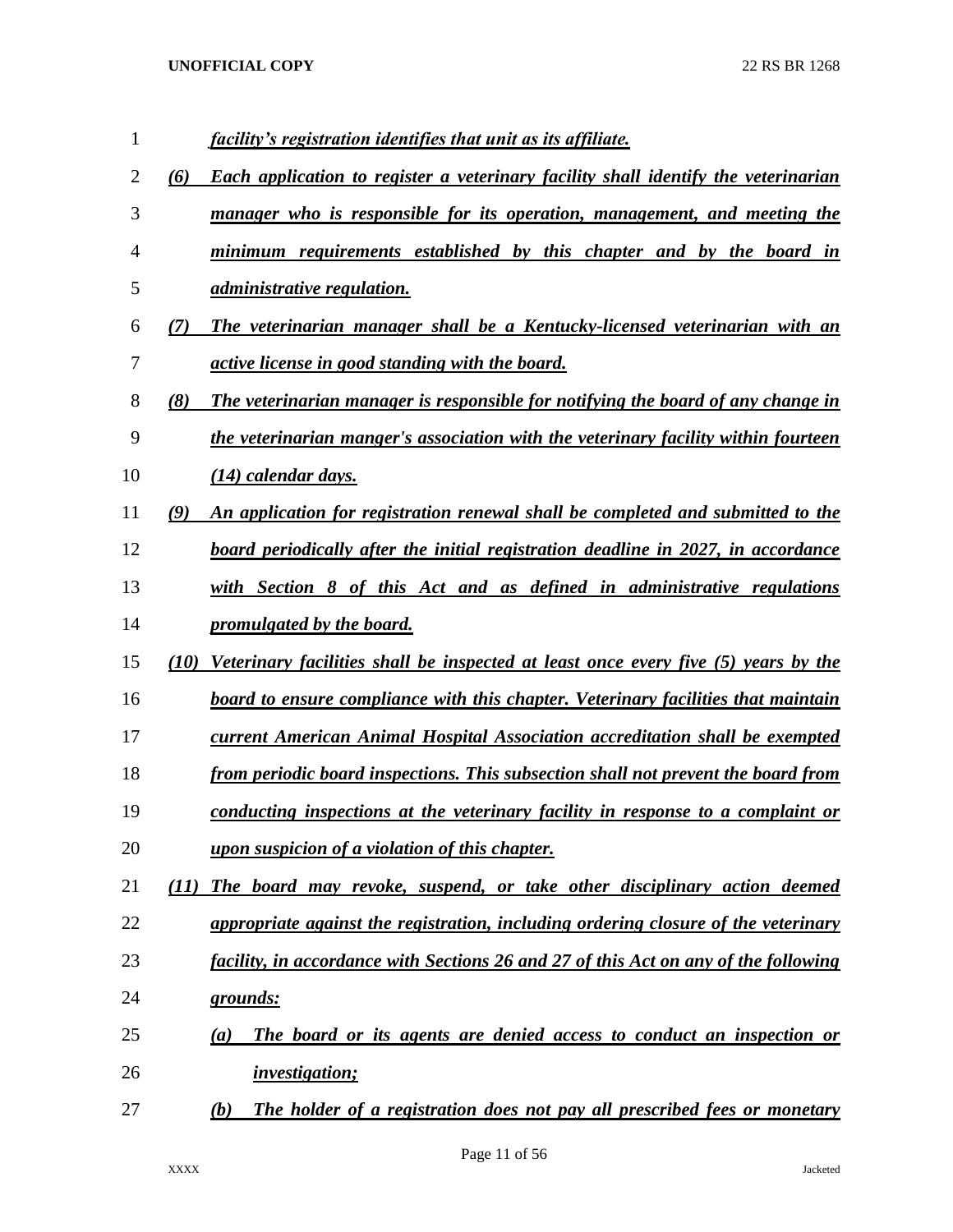*facility's registration identifies that unit as its affiliate.*

*(6) Each application to register a veterinary facility shall identify the veterinarian manager who is responsible for its operation, management, and meeting the minimum requirements established by this chapter and by the board in administrative regulation.*

*(7) The veterinarian manager shall be a Kentucky-licensed veterinarian with an active license in good standing with the board.*

*(8) The veterinarian manager is responsible for notifying the board of any change in the veterinarian manger's association with the veterinary facility within fourteen (14) calendar days.*

*(9) An application for registration renewal shall be completed and submitted to the board periodically after the initial registration deadline in 2027, in accordance with Section 8 of this Act and as defined in administrative regulations promulgated by the board.*

*(10) Veterinary facilities shall be inspected at least once every five (5) years by the board to ensure compliance with this chapter. Veterinary facilities that maintain current American Animal Hospital Association accreditation shall be exempted from periodic board inspections. This subsection shall not prevent the board from conducting inspections at the veterinary facility in response to a complaint or upon suspicion of a violation of this chapter.*

*(11) The board may revoke, suspend, or take other disciplinary action deemed appropriate against the registration, including ordering closure of the veterinary facility, in accordance with Sections 26 and 27 of this Act on any of the following grounds:*

*(a) The board or its agents are denied access to conduct an inspection or investigation;*

*(b) The holder of a registration does not pay all prescribed fees or monetary*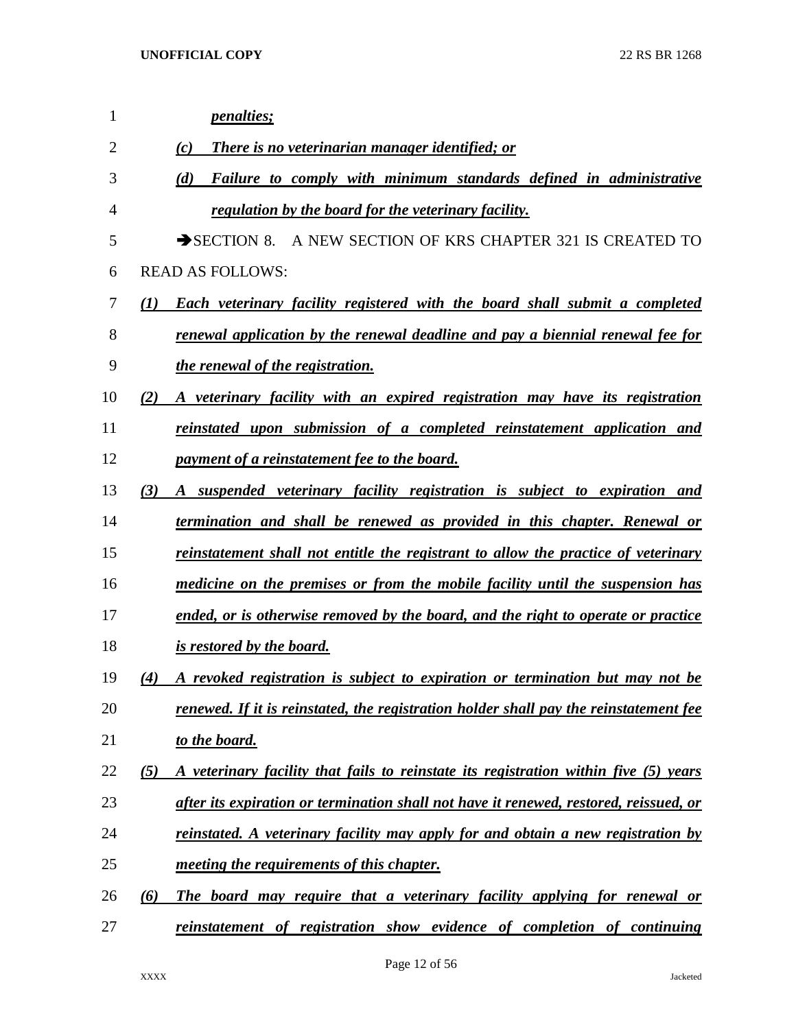*penalties;*

(c) *There is no veterinarian manager identified; or*

(d) *Failure to comply with minimum standards defined in administrative regulation by the board for the veterinary facility.*

➔SECTION 8. A NEW SECTION OF KRS CHAPTER 321 IS CREATED TO READ AS FOLLOWS:

*(1) Each veterinary facility registered with the board shall submit a completed renewal application by the renewal deadline and pay a biennial renewal fee for the renewal of the registration.*

*(2) A veterinary facility with an expired registration may have its registration reinstated upon submission of a completed reinstatement application and payment of a reinstatement fee to the board.*

*(3) A suspended veterinary facility registration is subject to expiration and termination and shall be renewed as provided in this chapter. Renewal or reinstatement shall not entitle the registrant to allow the practice of veterinary medicine on the premises or from the mobile facility until the suspension has ended, or is otherwise removed by the board, and the right to operate or practice is restored by the board.*

*(4) A revoked registration is subject to expiration or termination but may not be renewed. If it is reinstated, the registration holder shall pay the reinstatement fee to the board.*

*(5) A veterinary facility that fails to reinstate its registration within five (5) years after its expiration or termination shall not have it renewed, restored, reissued, or reinstated. A veterinary facility may apply for and obtain a new registration by meeting the requirements of this chapter.*

*(6) The board may require that a veterinary facility applying for renewal or reinstatement of registration show evidence of completion of continuing*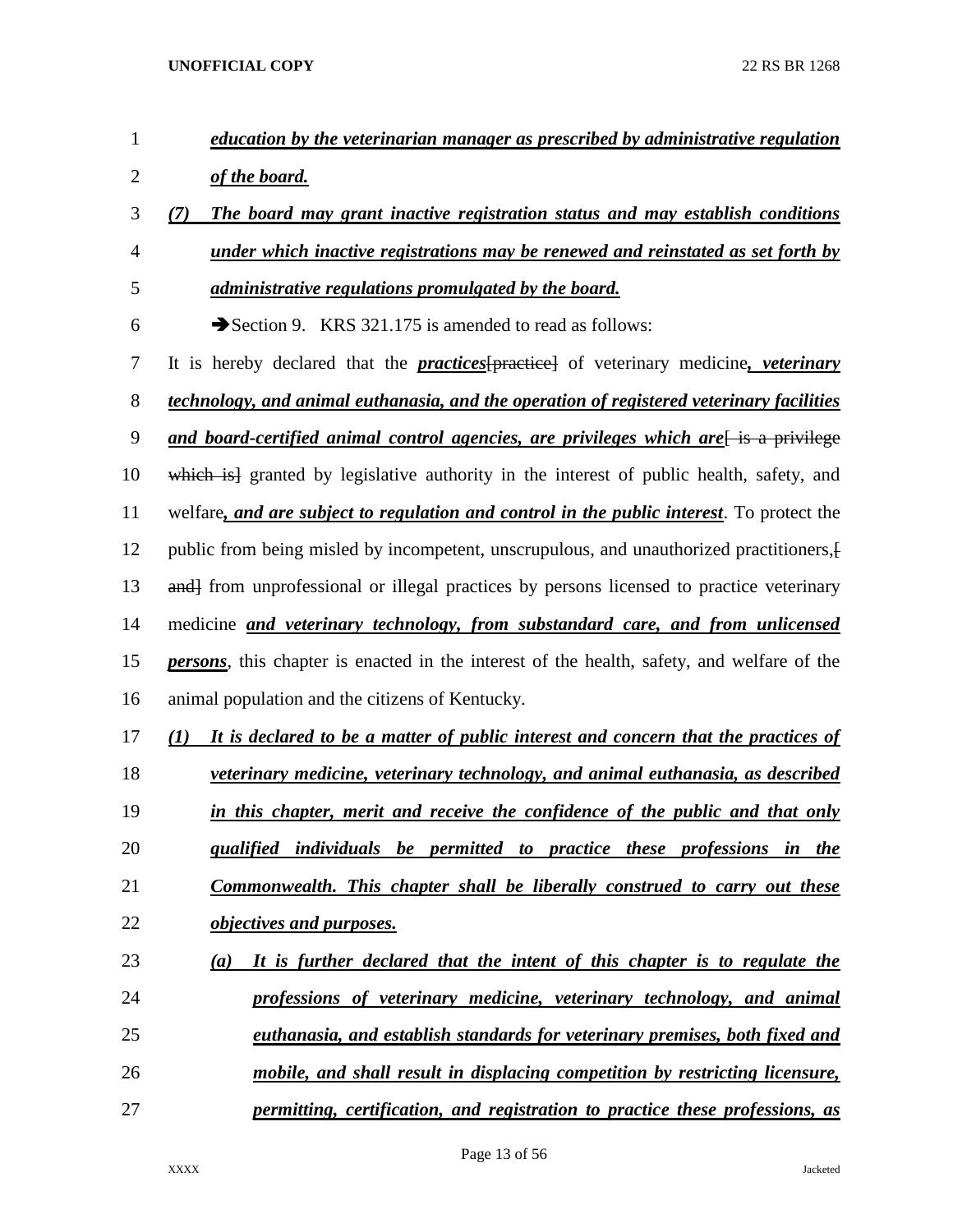***education by the veterinarian manager as prescribed by administrative regulation of the board.***

***(7) The board may grant inactive registration status and may establish conditions under which inactive registrations may be renewed and reinstated as set forth by administrative regulations promulgated by the board.***

➔Section 9. KRS 321.175 is amended to read as follows:

It is hereby declared that the ***practices***~~[practice]~~ of veterinary medicine***, veterinary technology, and animal euthanasia, and the operation of registered veterinary facilities and board-certified animal control agencies, are privileges which are***~~[ is a privilege which is]~~ granted by legislative authority in the interest of public health, safety, and welfare***, and are subject to regulation and control in the public interest***. To protect the public from being misled by incompetent, unscrupulous, and unauthorized practitioners,~~[ and]~~ from unprofessional or illegal practices by persons licensed to practice veterinary medicine ***and veterinary technology, from substandard care, and from unlicensed persons***, this chapter is enacted in the interest of the health, safety, and welfare of the animal population and the citizens of Kentucky.

***(1) It is declared to be a matter of public interest and concern that the practices of veterinary medicine, veterinary technology, and animal euthanasia, as described in this chapter, merit and receive the confidence of the public and that only qualified individuals be permitted to practice these professions in the Commonwealth. This chapter shall be liberally construed to carry out these objectives and purposes.***

***(a) It is further declared that the intent of this chapter is to regulate the professions of veterinary medicine, veterinary technology, and animal euthanasia, and establish standards for veterinary premises, both fixed and mobile, and shall result in displacing competition by restricting licensure, permitting, certification, and registration to practice these professions, as***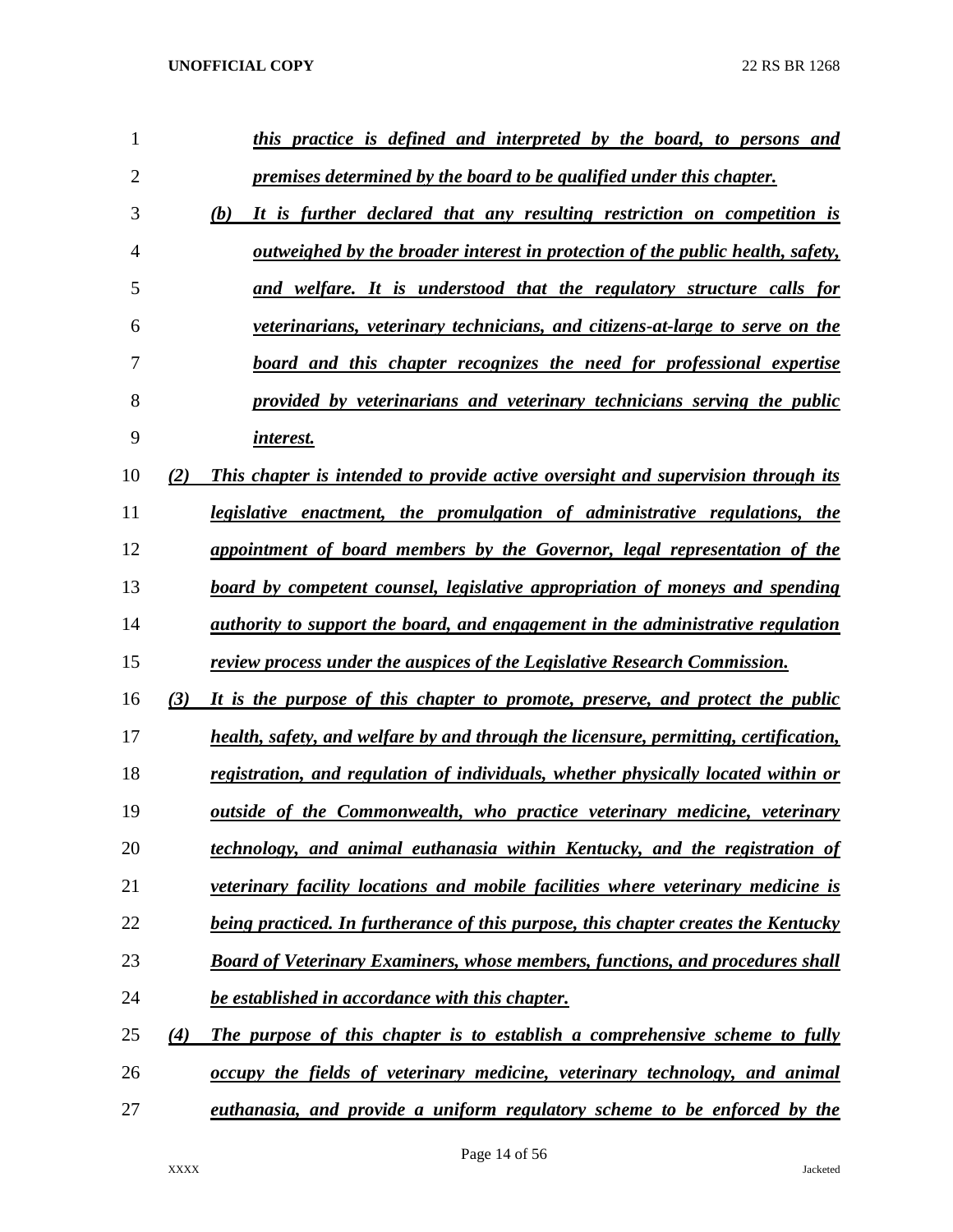*this practice is defined and interpreted by the board, to persons and premises determined by the board to be qualified under this chapter.*

*(b) It is further declared that any resulting restriction on competition is outweighed by the broader interest in protection of the public health, safety, and welfare. It is understood that the regulatory structure calls for veterinarians, veterinary technicians, and citizens-at-large to serve on the board and this chapter recognizes the need for professional expertise provided by veterinarians and veterinary technicians serving the public interest.*

*(2) This chapter is intended to provide active oversight and supervision through its legislative enactment, the promulgation of administrative regulations, the appointment of board members by the Governor, legal representation of the board by competent counsel, legislative appropriation of moneys and spending authority to support the board, and engagement in the administrative regulation review process under the auspices of the Legislative Research Commission.*

*(3) It is the purpose of this chapter to promote, preserve, and protect the public health, safety, and welfare by and through the licensure, permitting, certification, registration, and regulation of individuals, whether physically located within or outside of the Commonwealth, who practice veterinary medicine, veterinary technology, and animal euthanasia within Kentucky, and the registration of veterinary facility locations and mobile facilities where veterinary medicine is being practiced. In furtherance of this purpose, this chapter creates the Kentucky Board of Veterinary Examiners, whose members, functions, and procedures shall be established in accordance with this chapter.*

*(4) The purpose of this chapter is to establish a comprehensive scheme to fully occupy the fields of veterinary medicine, veterinary technology, and animal euthanasia, and provide a uniform regulatory scheme to be enforced by the*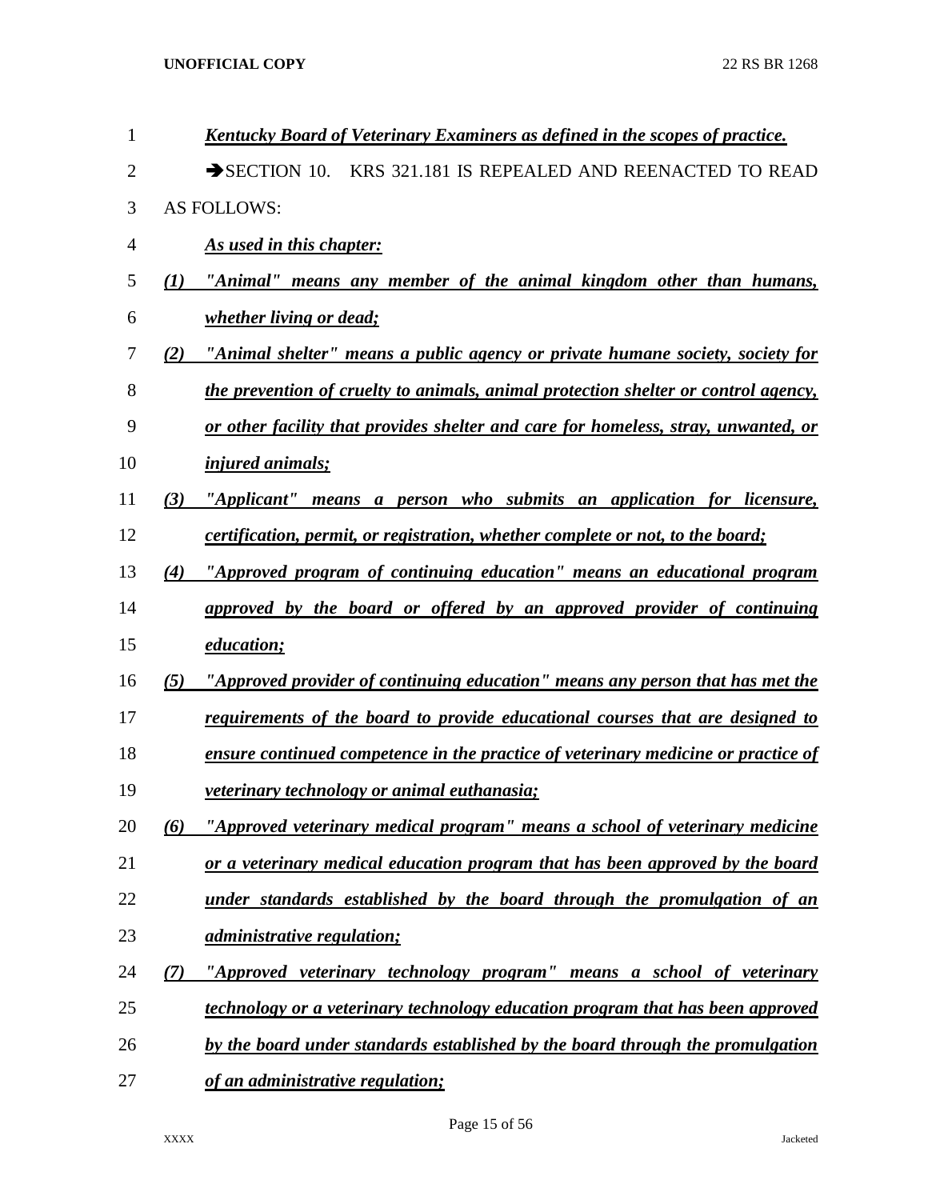*Kentucky Board of Veterinary Examiners as defined in the scopes of practice.*

➔SECTION 10. KRS 321.181 IS REPEALED AND REENACTED TO READ AS FOLLOWS:

*As used in this chapter:*

*(1) "Animal" means any member of the animal kingdom other than humans, whether living or dead;*

*(2) "Animal shelter" means a public agency or private humane society, society for the prevention of cruelty to animals, animal protection shelter or control agency, or other facility that provides shelter and care for homeless, stray, unwanted, or injured animals;*

*(3) "Applicant" means a person who submits an application for licensure, certification, permit, or registration, whether complete or not, to the board;*

*(4) "Approved program of continuing education" means an educational program approved by the board or offered by an approved provider of continuing education;*

*(5) "Approved provider of continuing education" means any person that has met the requirements of the board to provide educational courses that are designed to ensure continued competence in the practice of veterinary medicine or practice of veterinary technology or animal euthanasia;*

*(6) "Approved veterinary medical program" means a school of veterinary medicine or a veterinary medical education program that has been approved by the board under standards established by the board through the promulgation of an administrative regulation;*

*(7) "Approved veterinary technology program" means a school of veterinary technology or a veterinary technology education program that has been approved by the board under standards established by the board through the promulgation of an administrative regulation;*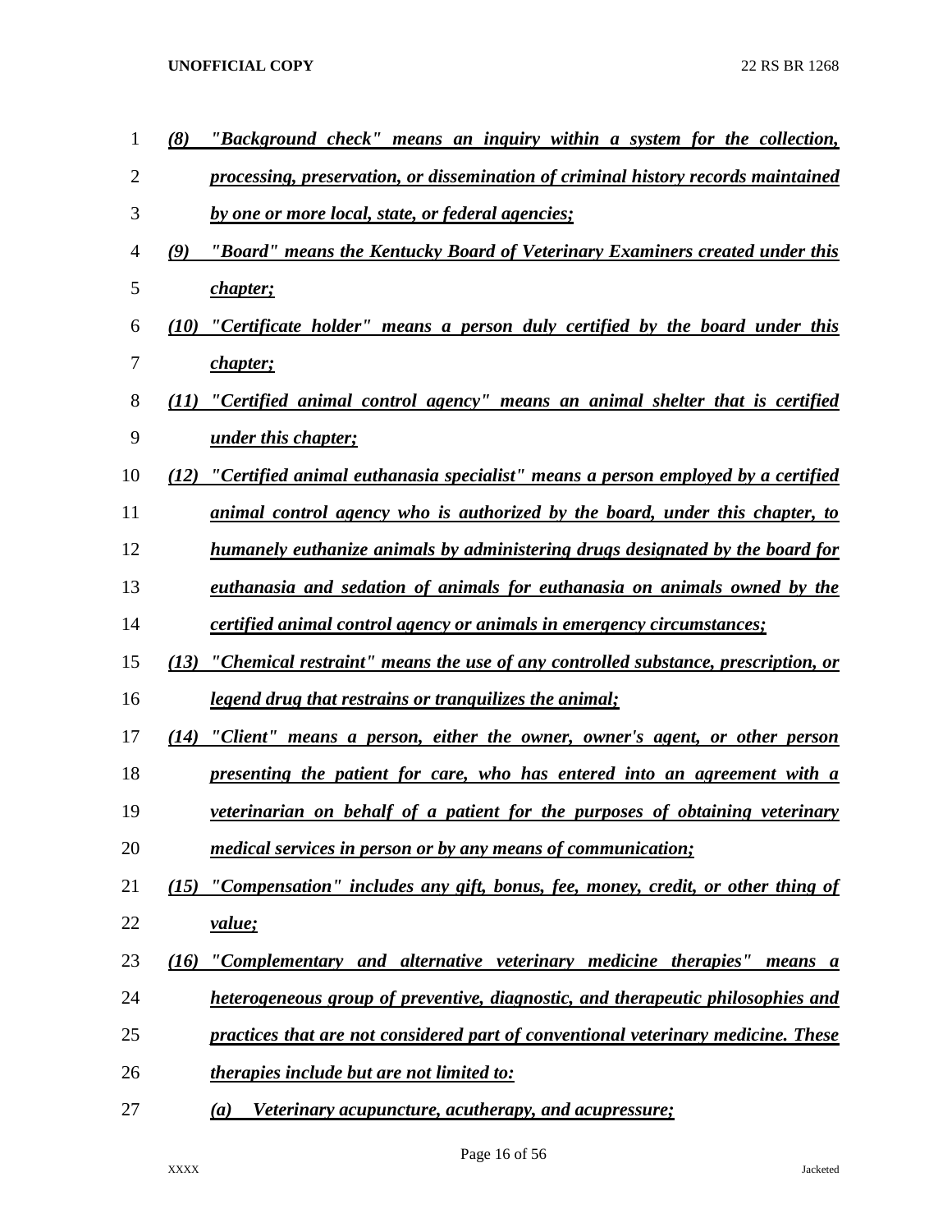*(8) "Background check" means an inquiry within a system for the collection, processing, preservation, or dissemination of criminal history records maintained by one or more local, state, or federal agencies;*

*(9) "Board" means the Kentucky Board of Veterinary Examiners created under this chapter;*

*(10) "Certificate holder" means a person duly certified by the board under this chapter;*

*(11) "Certified animal control agency" means an animal shelter that is certified under this chapter;*

*(12) "Certified animal euthanasia specialist" means a person employed by a certified animal control agency who is authorized by the board, under this chapter, to humanely euthanize animals by administering drugs designated by the board for euthanasia and sedation of animals for euthanasia on animals owned by the certified animal control agency or animals in emergency circumstances;*

*(13) "Chemical restraint" means the use of any controlled substance, prescription, or legend drug that restrains or tranquilizes the animal;*

*(14) "Client" means a person, either the owner, owner's agent, or other person presenting the patient for care, who has entered into an agreement with a veterinarian on behalf of a patient for the purposes of obtaining veterinary medical services in person or by any means of communication;*

*(15) "Compensation" includes any gift, bonus, fee, money, credit, or other thing of value;*

*(16) "Complementary and alternative veterinary medicine therapies" means a heterogeneous group of preventive, diagnostic, and therapeutic philosophies and practices that are not considered part of conventional veterinary medicine. These therapies include but are not limited to:*

*(a) Veterinary acupuncture, acutherapy, and acupressure;*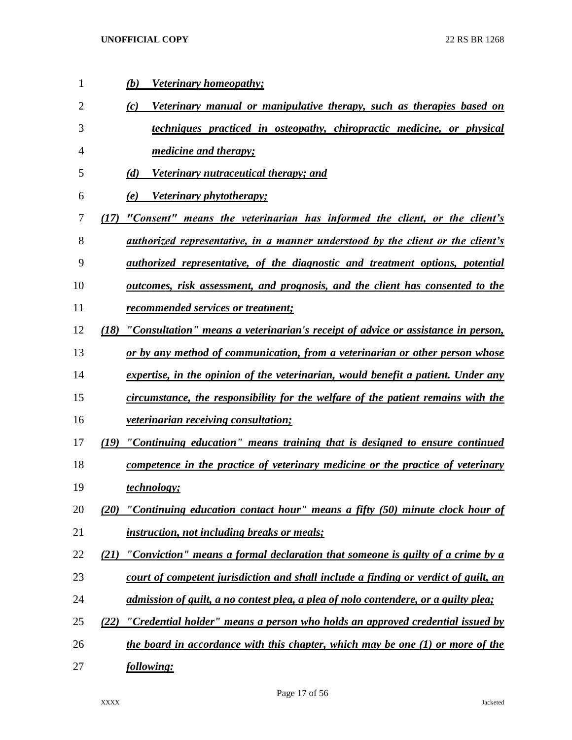(b) *Veterinary homeopathy;*

(c) *Veterinary manual or manipulative therapy, such as therapies based on techniques practiced in osteopathy, chiropractic medicine, or physical medicine and therapy;*

(d) *Veterinary nutraceutical therapy; and*

(e) *Veterinary phytotherapy;*

(17) *"Consent" means the veterinarian has informed the client, or the client's authorized representative, in a manner understood by the client or the client's authorized representative, of the diagnostic and treatment options, potential outcomes, risk assessment, and prognosis, and the client has consented to the recommended services or treatment;*

(18) *"Consultation" means a veterinarian's receipt of advice or assistance in person, or by any method of communication, from a veterinarian or other person whose expertise, in the opinion of the veterinarian, would benefit a patient. Under any circumstance, the responsibility for the welfare of the patient remains with the veterinarian receiving consultation;*

(19) *"Continuing education" means training that is designed to ensure continued competence in the practice of veterinary medicine or the practice of veterinary technology;*

(20) *"Continuing education contact hour" means a fifty (50) minute clock hour of instruction, not including breaks or meals;*

(21) *"Conviction" means a formal declaration that someone is guilty of a crime by a court of competent jurisdiction and shall include a finding or verdict of guilt, an admission of guilt, a no contest plea, a plea of nolo contendere, or a guilty plea;*

(22) *"Credential holder" means a person who holds an approved credential issued by the board in accordance with this chapter, which may be one (1) or more of the following:*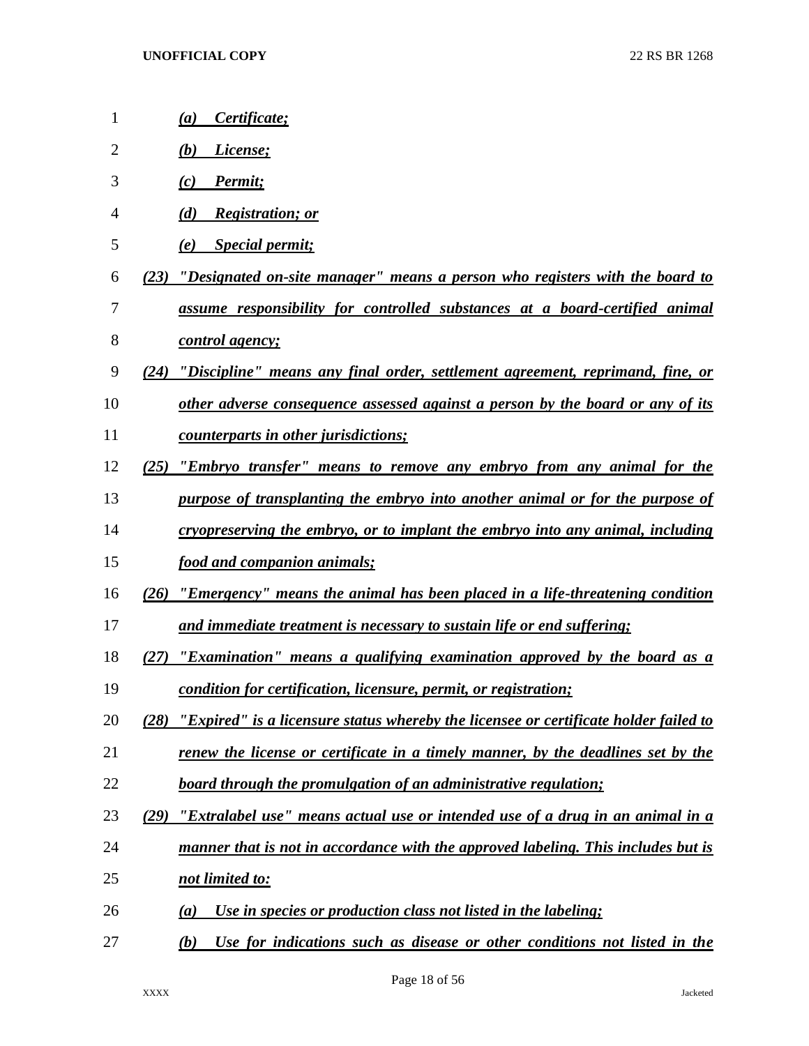*(a) Certificate;*

*(b) License;*

*(c) Permit;*

*(d) Registration; or*

*(e) Special permit;*

*(23) "Designated on-site manager" means a person who registers with the board to assume responsibility for controlled substances at a board-certified animal control agency;*

*(24) "Discipline" means any final order, settlement agreement, reprimand, fine, or other adverse consequence assessed against a person by the board or any of its counterparts in other jurisdictions;*

*(25) "Embryo transfer" means to remove any embryo from any animal for the purpose of transplanting the embryo into another animal or for the purpose of cryopreserving the embryo, or to implant the embryo into any animal, including food and companion animals;*

*(26) "Emergency" means the animal has been placed in a life-threatening condition and immediate treatment is necessary to sustain life or end suffering;*

*(27) "Examination" means a qualifying examination approved by the board as a condition for certification, licensure, permit, or registration;*

*(28) "Expired" is a licensure status whereby the licensee or certificate holder failed to renew the license or certificate in a timely manner, by the deadlines set by the board through the promulgation of an administrative regulation;*

*(29) "Extralabel use" means actual use or intended use of a drug in an animal in a manner that is not in accordance with the approved labeling. This includes but is not limited to:*

*(a) Use in species or production class not listed in the labeling;*

*(b) Use for indications such as disease or other conditions not listed in the*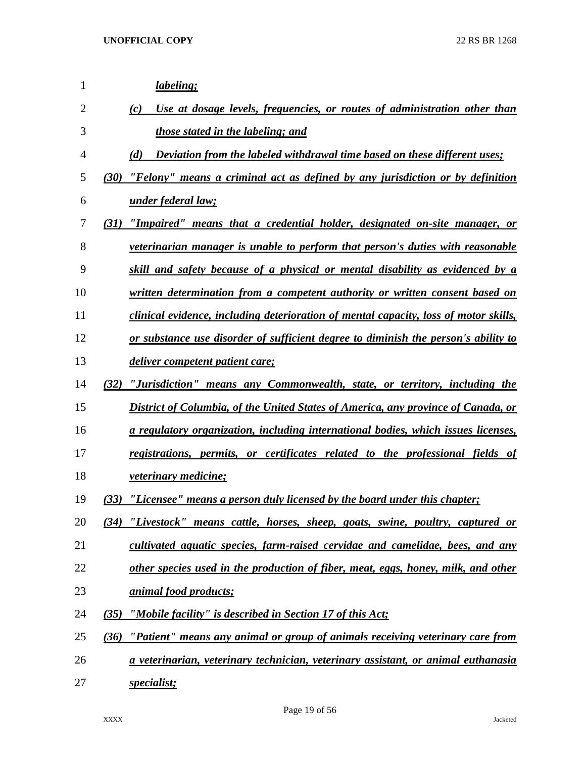*labeling;*

*(c) Use at dosage levels, frequencies, or routes of administration other than those stated in the labeling; and*

*(d) Deviation from the labeled withdrawal time based on these different uses;*

*(30) "Felony" means a criminal act as defined by any jurisdiction or by definition under federal law;*

*(31) "Impaired" means that a credential holder, designated on-site manager, or veterinarian manager is unable to perform that person's duties with reasonable skill and safety because of a physical or mental disability as evidenced by a written determination from a competent authority or written consent based on clinical evidence, including deterioration of mental capacity, loss of motor skills, or substance use disorder of sufficient degree to diminish the person's ability to deliver competent patient care;*

*(32) "Jurisdiction" means any Commonwealth, state, or territory, including the District of Columbia, of the United States of America, any province of Canada, or a regulatory organization, including international bodies, which issues licenses, registrations, permits, or certificates related to the professional fields of veterinary medicine;*

*(33) "Licensee" means a person duly licensed by the board under this chapter;*

*(34) "Livestock" means cattle, horses, sheep, goats, swine, poultry, captured or cultivated aquatic species, farm-raised cervidae and camelidae, bees, and any other species used in the production of fiber, meat, eggs, honey, milk, and other animal food products;*

*(35) "Mobile facility" is described in Section 17 of this Act;*

*(36) "Patient" means any animal or group of animals receiving veterinary care from a veterinarian, veterinary technician, veterinary assistant, or animal euthanasia specialist;*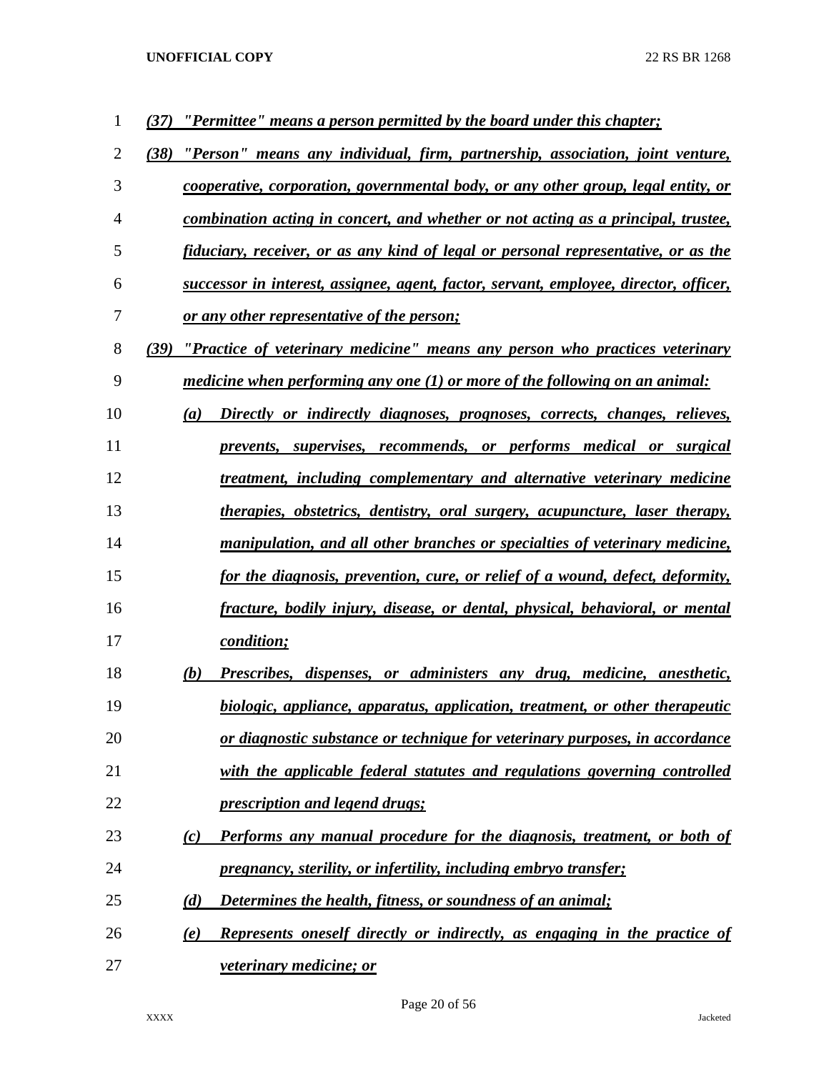*(37) "Permittee" means a person permitted by the board under this chapter;*

*(38) "Person" means any individual, firm, partnership, association, joint venture, cooperative, corporation, governmental body, or any other group, legal entity, or combination acting in concert, and whether or not acting as a principal, trustee, fiduciary, receiver, or as any kind of legal or personal representative, or as the successor in interest, assignee, agent, factor, servant, employee, director, officer, or any other representative of the person;*

*(39) "Practice of veterinary medicine" means any person who practices veterinary medicine when performing any one (1) or more of the following on an animal:*

*(a) Directly or indirectly diagnoses, prognoses, corrects, changes, relieves, prevents, supervises, recommends, or performs medical or surgical treatment, including complementary and alternative veterinary medicine therapies, obstetrics, dentistry, oral surgery, acupuncture, laser therapy, manipulation, and all other branches or specialties of veterinary medicine, for the diagnosis, prevention, cure, or relief of a wound, defect, deformity, fracture, bodily injury, disease, or dental, physical, behavioral, or mental condition;*

*(b) Prescribes, dispenses, or administers any drug, medicine, anesthetic, biologic, appliance, apparatus, application, treatment, or other therapeutic or diagnostic substance or technique for veterinary purposes, in accordance with the applicable federal statutes and regulations governing controlled prescription and legend drugs;*

*(c) Performs any manual procedure for the diagnosis, treatment, or both of pregnancy, sterility, or infertility, including embryo transfer;*

*(d) Determines the health, fitness, or soundness of an animal;*

*(e) Represents oneself directly or indirectly, as engaging in the practice of veterinary medicine; or*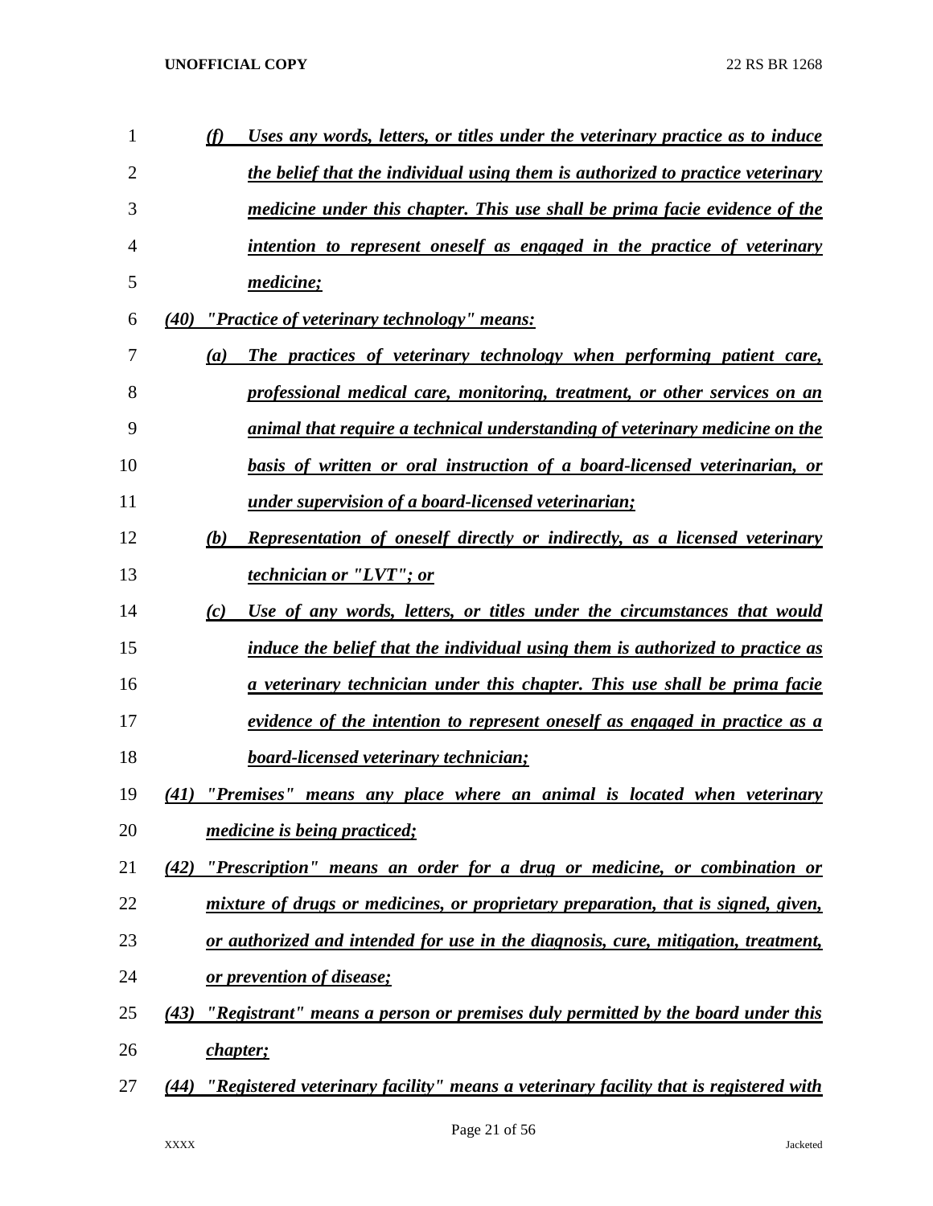*(f) Uses any words, letters, or titles under the veterinary practice as to induce the belief that the individual using them is authorized to practice veterinary medicine under this chapter. This use shall be prima facie evidence of the intention to represent oneself as engaged in the practice of veterinary medicine;*

*(40) "Practice of veterinary technology" means:*

*(a) The practices of veterinary technology when performing patient care, professional medical care, monitoring, treatment, or other services on an animal that require a technical understanding of veterinary medicine on the basis of written or oral instruction of a board-licensed veterinarian, or under supervision of a board-licensed veterinarian;*

*(b) Representation of oneself directly or indirectly, as a licensed veterinary technician or "LVT"; or*

*(c) Use of any words, letters, or titles under the circumstances that would induce the belief that the individual using them is authorized to practice as a veterinary technician under this chapter. This use shall be prima facie evidence of the intention to represent oneself as engaged in practice as a board-licensed veterinary technician;*

*(41) "Premises" means any place where an animal is located when veterinary medicine is being practiced;*

*(42) "Prescription" means an order for a drug or medicine, or combination or mixture of drugs or medicines, or proprietary preparation, that is signed, given, or authorized and intended for use in the diagnosis, cure, mitigation, treatment, or prevention of disease;*

*(43) "Registrant" means a person or premises duly permitted by the board under this chapter;*

*(44) "Registered veterinary facility" means a veterinary facility that is registered with*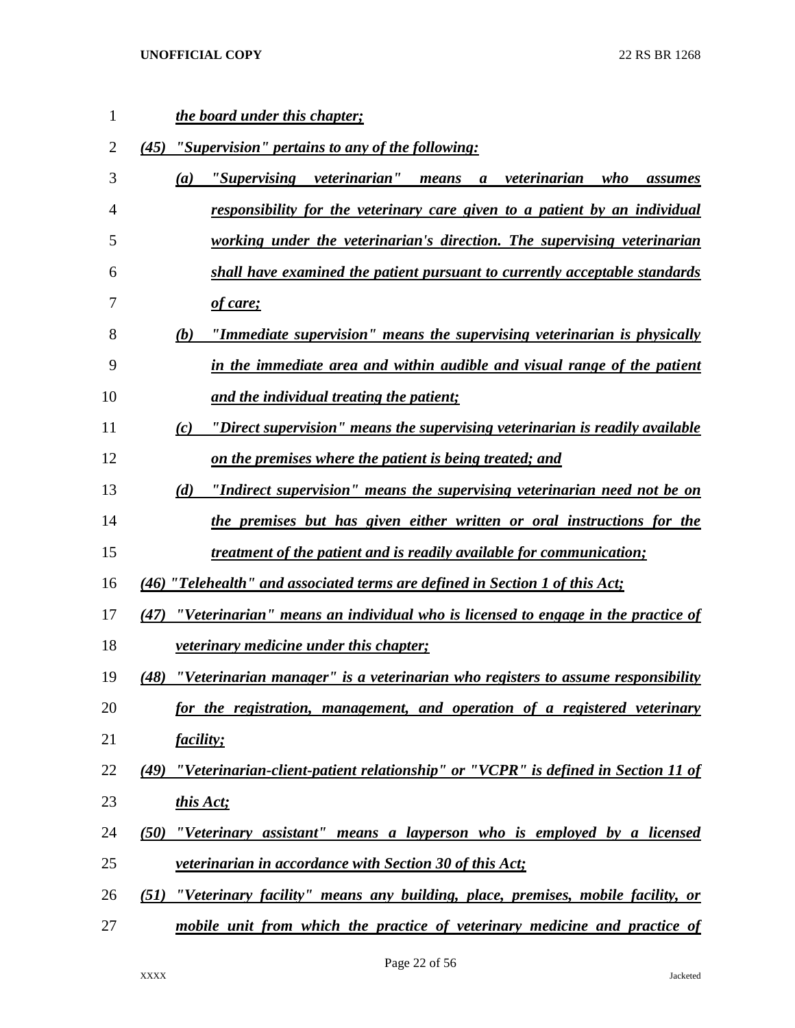*the board under this chapter;*

*(45) "Supervision" pertains to any of the following:*

*(a) "Supervising veterinarian" means a veterinarian who assumes responsibility for the veterinary care given to a patient by an individual working under the veterinarian's direction. The supervising veterinarian shall have examined the patient pursuant to currently acceptable standards of care;*

*(b) "Immediate supervision" means the supervising veterinarian is physically in the immediate area and within audible and visual range of the patient and the individual treating the patient;*

*(c) "Direct supervision" means the supervising veterinarian is readily available on the premises where the patient is being treated; and*

*(d) "Indirect supervision" means the supervising veterinarian need not be on the premises but has given either written or oral instructions for the treatment of the patient and is readily available for communication;*

*(46) "Telehealth" and associated terms are defined in Section 1 of this Act;*

*(47) "Veterinarian" means an individual who is licensed to engage in the practice of veterinary medicine under this chapter;*

*(48) "Veterinarian manager" is a veterinarian who registers to assume responsibility for the registration, management, and operation of a registered veterinary facility;*

*(49) "Veterinarian-client-patient relationship" or "VCPR" is defined in Section 11 of this Act;*

*(50) "Veterinary assistant" means a layperson who is employed by a licensed veterinarian in accordance with Section 30 of this Act;*

*(51) "Veterinary facility" means any building, place, premises, mobile facility, or mobile unit from which the practice of veterinary medicine and practice of*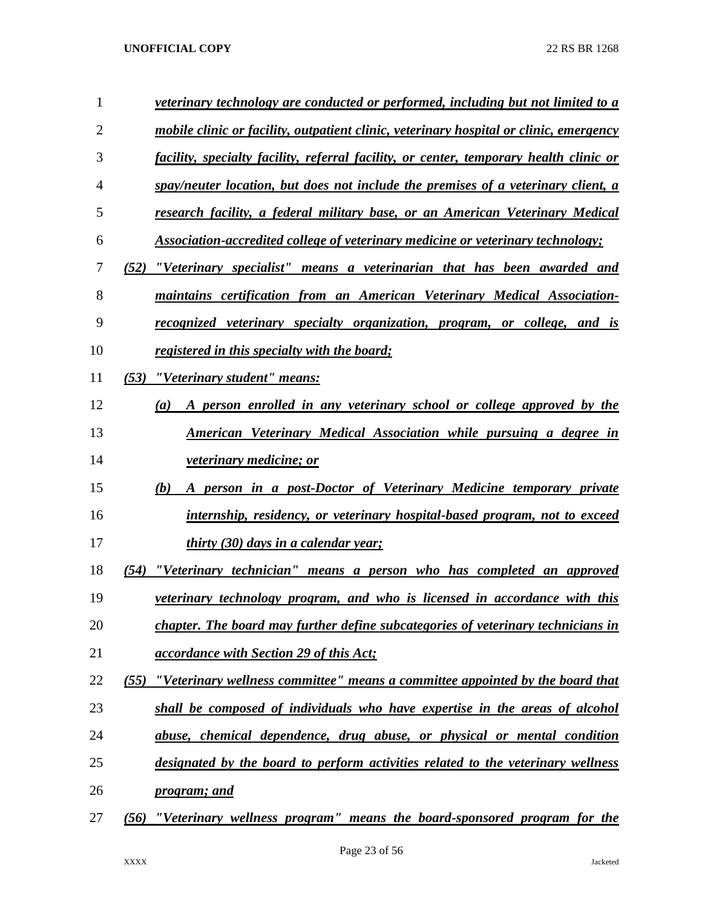*veterinary technology are conducted or performed, including but not limited to a mobile clinic or facility, outpatient clinic, veterinary hospital or clinic, emergency facility, specialty facility, referral facility, or center, temporary health clinic or spay/neuter location, but does not include the premises of a veterinary client, a research facility, a federal military base, or an American Veterinary Medical Association-accredited college of veterinary medicine or veterinary technology;*

*(52) "Veterinary specialist" means a veterinarian that has been awarded and maintains certification from an American Veterinary Medical Association-recognized veterinary specialty organization, program, or college, and is registered in this specialty with the board;*

*(53) "Veterinary student" means:*

*(a) A person enrolled in any veterinary school or college approved by the American Veterinary Medical Association while pursuing a degree in veterinary medicine; or*

*(b) A person in a post-Doctor of Veterinary Medicine temporary private internship, residency, or veterinary hospital-based program, not to exceed thirty (30) days in a calendar year;*

*(54) "Veterinary technician" means a person who has completed an approved veterinary technology program, and who is licensed in accordance with this chapter. The board may further define subcategories of veterinary technicians in accordance with Section 29 of this Act;*

*(55) "Veterinary wellness committee" means a committee appointed by the board that shall be composed of individuals who have expertise in the areas of alcohol abuse, chemical dependence, drug abuse, or physical or mental condition designated by the board to perform activities related to the veterinary wellness program; and*

*(56) "Veterinary wellness program" means the board-sponsored program for the*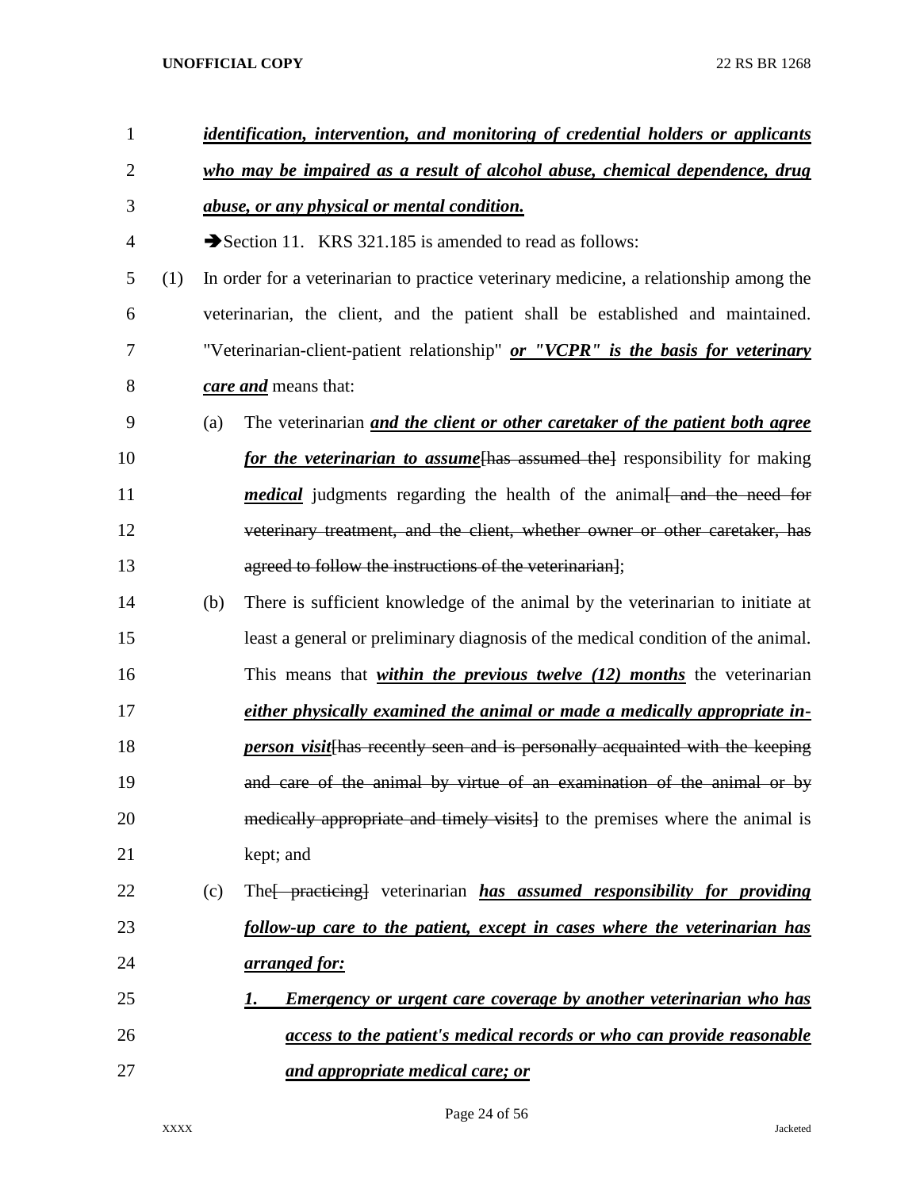***identification, intervention, and monitoring of credential holders or applicants who may be impaired as a result of alcohol abuse, chemical dependence, drug abuse, or any physical or mental condition.***

➔Section 11. KRS 321.185 is amended to read as follows:

(1) In order for a veterinarian to practice veterinary medicine, a relationship among the veterinarian, the client, and the patient shall be established and maintained. "Veterinarian-client-patient relationship" ***or "VCPR" is the basis for veterinary care and*** means that:

(a) The veterinarian ***and the client or other caretaker of the patient both agree for the veterinarian to assume***~~[has assumed the]~~ responsibility for making ***medical*** judgments regarding the health of the animal~~[ and the need for veterinary treatment, and the client, whether owner or other caretaker, has agreed to follow the instructions of the veterinarian]~~;

(b) There is sufficient knowledge of the animal by the veterinarian to initiate at least a general or preliminary diagnosis of the medical condition of the animal. This means that ***within the previous twelve (12) months*** the veterinarian ***either physically examined the animal or made a medically appropriate in-person visit***~~[has recently seen and is personally acquainted with the keeping and care of the animal by virtue of an examination of the animal or by medically appropriate and timely visits]~~ to the premises where the animal is kept; and

(c) The~~[ practicing]~~ veterinarian ***has assumed responsibility for providing follow-up care to the patient, except in cases where the veterinarian has arranged for:***

***1. Emergency or urgent care coverage by another veterinarian who has access to the patient's medical records or who can provide reasonable and appropriate medical care; or***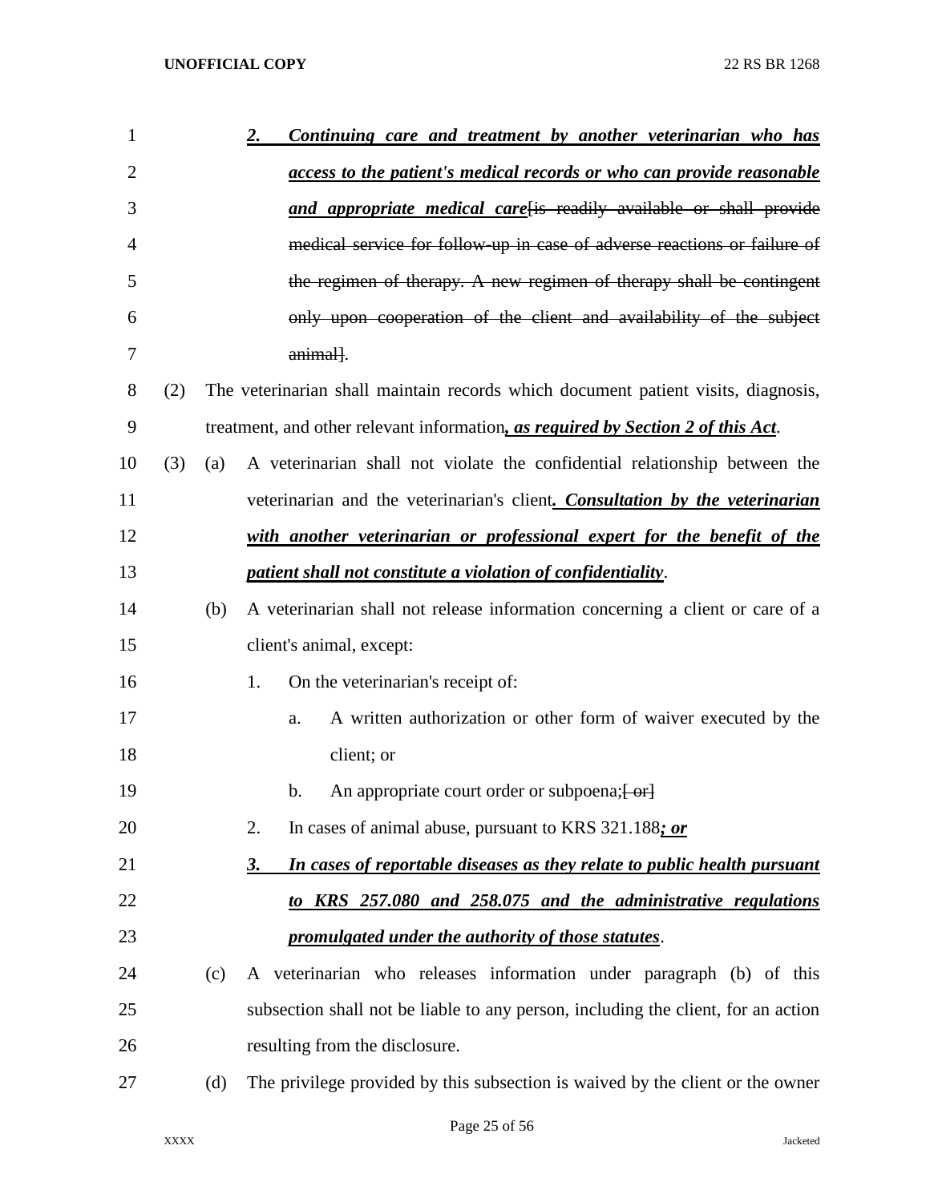2. ***Continuing care and treatment by another veterinarian who has access to the patient's medical records or who can provide reasonable and appropriate medical care***~~[is readily available or shall provide medical service for follow-up in case of adverse reactions or failure of the regimen of therapy. A new regimen of therapy shall be contingent only upon cooperation of the client and availability of the subject animal]~~.

(2) The veterinarian shall maintain records which document patient visits, diagnosis, treatment, and other relevant information***, as required by Section 2 of this Act***.

(3) (a) A veterinarian shall not violate the confidential relationship between the veterinarian and the veterinarian's client***. Consultation by the veterinarian with another veterinarian or professional expert for the benefit of the patient shall not constitute a violation of confidentiality***.

(b) A veterinarian shall not release information concerning a client or care of a client's animal, except:

1. On the veterinarian's receipt of:

a. A written authorization or other form of waiver executed by the client; or

b. An appropriate court order or subpoena;~~[ or]~~

2. In cases of animal abuse, pursuant to KRS 321.188***; or***

***3. In cases of reportable diseases as they relate to public health pursuant to KRS 257.080 and 258.075 and the administrative regulations promulgated under the authority of those statutes***.

(c) A veterinarian who releases information under paragraph (b) of this subsection shall not be liable to any person, including the client, for an action resulting from the disclosure.

(d) The privilege provided by this subsection is waived by the client or the owner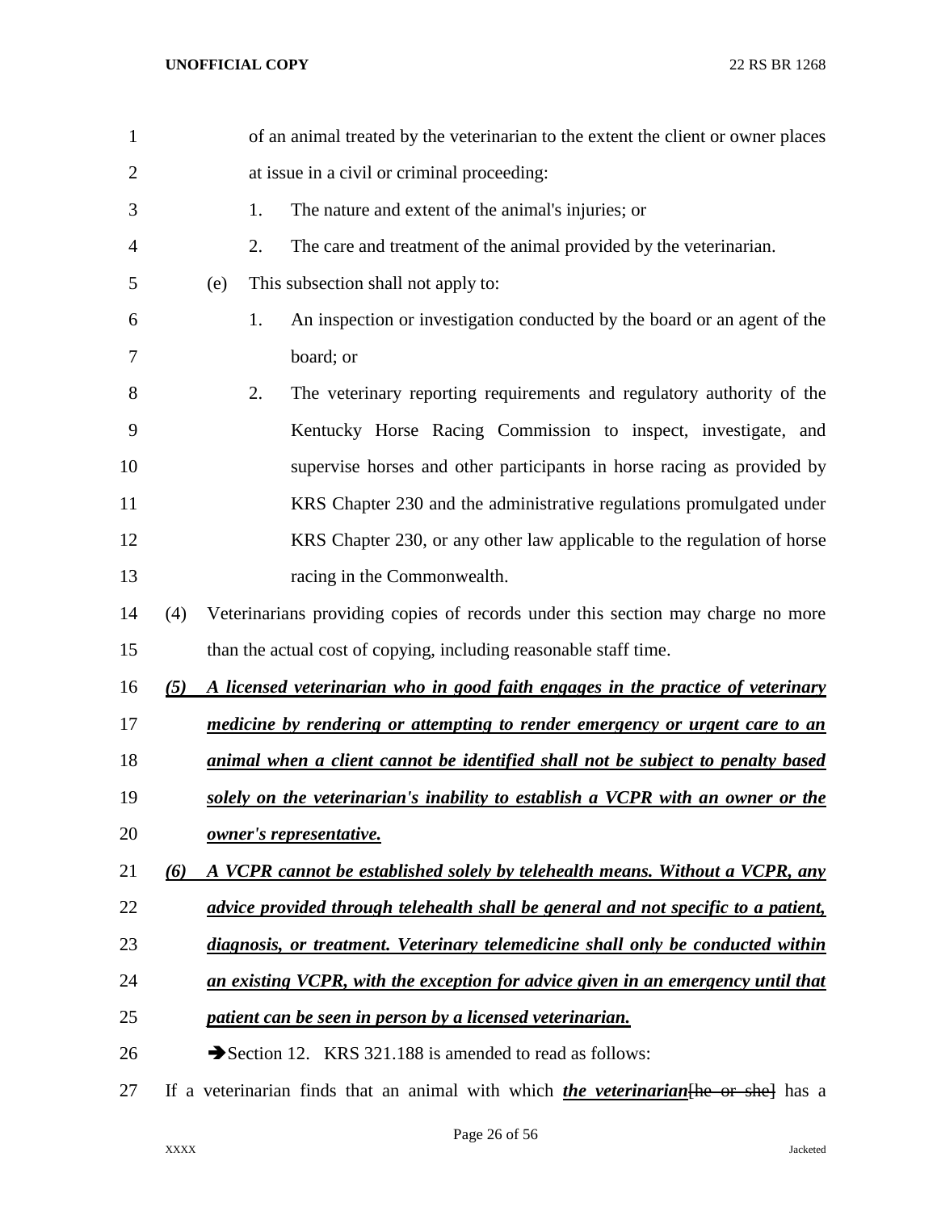of an animal treated by the veterinarian to the extent the client or owner places at issue in a civil or criminal proceeding:

1. The nature and extent of the animal's injuries; or
2. The care and treatment of the animal provided by the veterinarian.

(e) This subsection shall not apply to:

1. An inspection or investigation conducted by the board or an agent of the board; or
2. The veterinary reporting requirements and regulatory authority of the Kentucky Horse Racing Commission to inspect, investigate, and supervise horses and other participants in horse racing as provided by KRS Chapter 230 and the administrative regulations promulgated under KRS Chapter 230, or any other law applicable to the regulation of horse racing in the Commonwealth.

(4) Veterinarians providing copies of records under this section may charge no more than the actual cost of copying, including reasonable staff time.

***(5) A licensed veterinarian who in good faith engages in the practice of veterinary medicine by rendering or attempting to render emergency or urgent care to an animal when a client cannot be identified shall not be subject to penalty based solely on the veterinarian's inability to establish a VCPR with an owner or the owner's representative.***

***(6) A VCPR cannot be established solely by telehealth means. Without a VCPR, any advice provided through telehealth shall be general and not specific to a patient, diagnosis, or treatment. Veterinary telemedicine shall only be conducted within an existing VCPR, with the exception for advice given in an emergency until that patient can be seen in person by a licensed veterinarian.***

➔Section 12. KRS 321.188 is amended to read as follows:

If a veterinarian finds that an animal with which ***the veterinarian***~~[he or she]~~ has a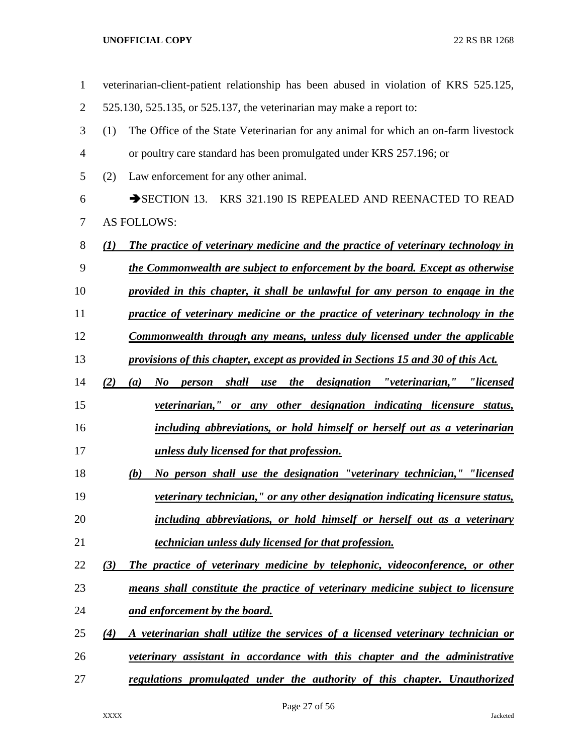veterinarian-client-patient relationship has been abused in violation of KRS 525.125, 525.130, 525.135, or 525.137, the veterinarian may make a report to:

(1) The Office of the State Veterinarian for any animal for which an on-farm livestock or poultry care standard has been promulgated under KRS 257.196; or

(2) Law enforcement for any other animal.

➔SECTION 13. KRS 321.190 IS REPEALED AND REENACTED TO READ AS FOLLOWS:

***(1) The practice of veterinary medicine and the practice of veterinary technology in the Commonwealth are subject to enforcement by the board. Except as otherwise provided in this chapter, it shall be unlawful for any person to engage in the practice of veterinary medicine or the practice of veterinary technology in the Commonwealth through any means, unless duly licensed under the applicable provisions of this chapter, except as provided in Sections 15 and 30 of this Act.***

***(2) (a) No person shall use the designation "veterinarian," "licensed veterinarian," or any other designation indicating licensure status, including abbreviations, or hold himself or herself out as a veterinarian unless duly licensed for that profession.***

***(b) No person shall use the designation "veterinary technician," "licensed veterinary technician," or any other designation indicating licensure status, including abbreviations, or hold himself or herself out as a veterinary technician unless duly licensed for that profession.***

***(3) The practice of veterinary medicine by telephonic, videoconference, or other means shall constitute the practice of veterinary medicine subject to licensure and enforcement by the board.***

***(4) A veterinarian shall utilize the services of a licensed veterinary technician or veterinary assistant in accordance with this chapter and the administrative regulations promulgated under the authority of this chapter. Unauthorized***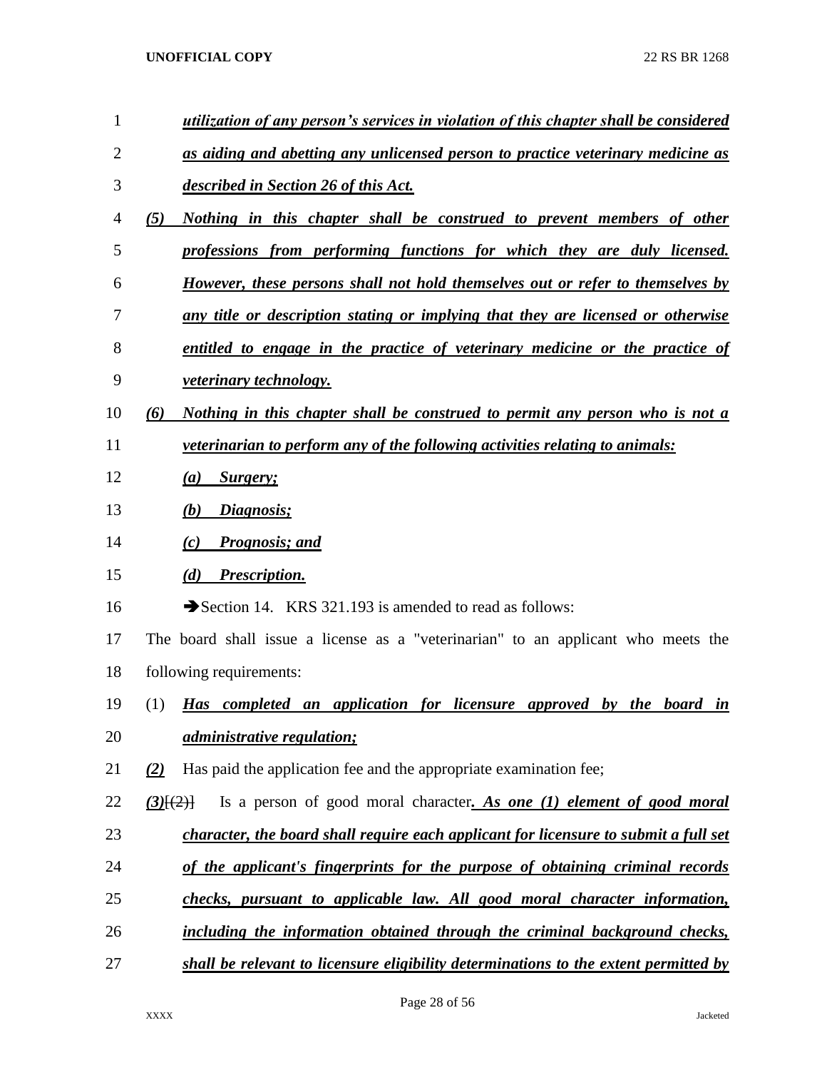***utilization of any person's services in violation of this chapter shall be considered as aiding and abetting any unlicensed person to practice veterinary medicine as described in Section 26 of this Act.***

***(5) Nothing in this chapter shall be construed to prevent members of other professions from performing functions for which they are duly licensed. However, these persons shall not hold themselves out or refer to themselves by any title or description stating or implying that they are licensed or otherwise entitled to engage in the practice of veterinary medicine or the practice of veterinary technology.***

***(6) Nothing in this chapter shall be construed to permit any person who is not a veterinarian to perform any of the following activities relating to animals:***

***(a) Surgery;***

***(b) Diagnosis;***

***(c) Prognosis; and***

***(d) Prescription.***

➔Section 14. KRS 321.193 is amended to read as follows:

The board shall issue a license as a "veterinarian" to an applicant who meets the following requirements:

(1) ***Has completed an application for licensure approved by the board in administrative regulation;***

***(2)*** Has paid the application fee and the appropriate examination fee;

***(3)***[(2)] Is a person of good moral character***. As one (1) element of good moral character, the board shall require each applicant for licensure to submit a full set of the applicant's fingerprints for the purpose of obtaining criminal records checks, pursuant to applicable law. All good moral character information, including the information obtained through the criminal background checks, shall be relevant to licensure eligibility determinations to the extent permitted by***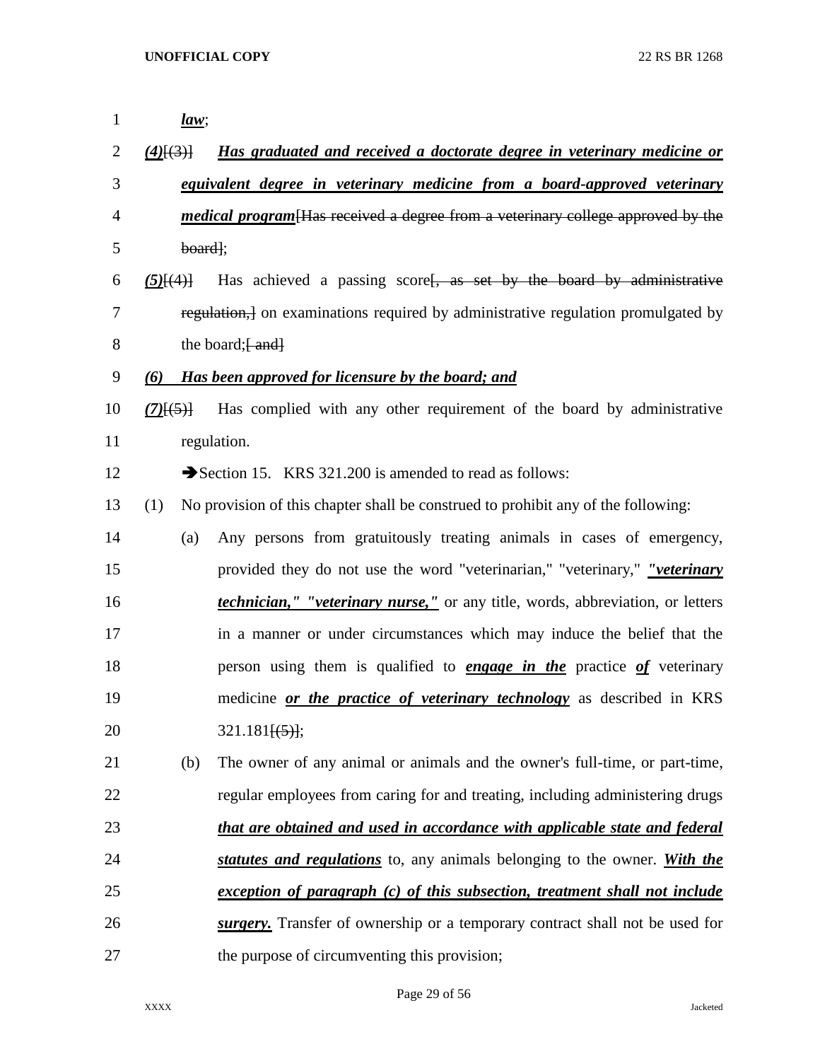*law*;

(4)[(3)] ***Has graduated and received a doctorate degree in veterinary medicine or equivalent degree in veterinary medicine from a board-approved veterinary medical program***[Has received a degree from a veterinary college approved by the board];

(5)[(4)] Has achieved a passing score[, as set by the board by administrative regulation,] on examinations required by administrative regulation promulgated by the board;[ and]

***(6) Has been approved for licensure by the board; and***

(7)[(5)] Has complied with any other requirement of the board by administrative regulation.

➔Section 15. KRS 321.200 is amended to read as follows:

(1) No provision of this chapter shall be construed to prohibit any of the following:

(a) Any persons from gratuitously treating animals in cases of emergency, provided they do not use the word "veterinarian," "veterinary," ***"veterinary technician," "veterinary nurse,"*** or any title, words, abbreviation, or letters in a manner or under circumstances which may induce the belief that the person using them is qualified to ***engage in the*** practice ***of*** veterinary medicine ***or the practice of veterinary technology*** as described in KRS 321.181[(5)];

(b) The owner of any animal or animals and the owner's full-time, or part-time, regular employees from caring for and treating, including administering drugs ***that are obtained and used in accordance with applicable state and federal statutes and regulations*** to, any animals belonging to the owner. ***With the exception of paragraph (c) of this subsection, treatment shall not include surgery.*** Transfer of ownership or a temporary contract shall not be used for the purpose of circumventing this provision;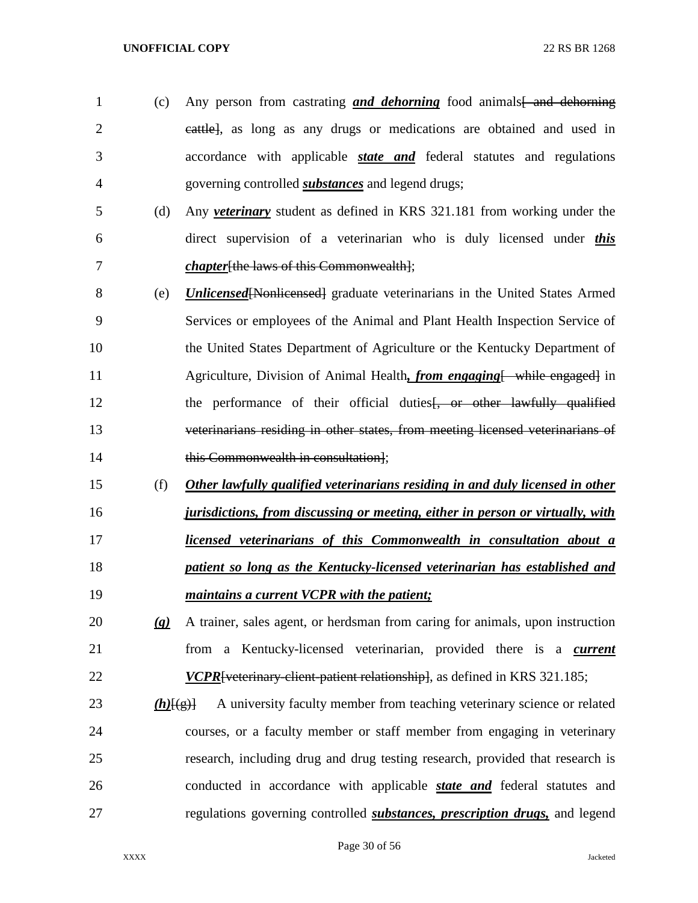(c) Any person from castrating ***and dehorning*** food animals[ and dehorning cattle], as long as any drugs or medications are obtained and used in accordance with applicable ***state and*** federal statutes and regulations governing controlled ***substances*** and legend drugs;

(d) Any ***veterinary*** student as defined in KRS 321.181 from working under the direct supervision of a veterinarian who is duly licensed under ***this chapter***[the laws of this Commonwealth];

(e) ***Unlicensed***[Nonlicensed] graduate veterinarians in the United States Armed Services or employees of the Animal and Plant Health Inspection Service of the United States Department of Agriculture or the Kentucky Department of Agriculture, Division of Animal Health***, from engaging***[ while engaged] in the performance of their official duties[, or other lawfully qualified veterinarians residing in other states, from meeting licensed veterinarians of this Commonwealth in consultation];

(f) ***Other lawfully qualified veterinarians residing in and duly licensed in other jurisdictions, from discussing or meeting, either in person or virtually, with licensed veterinarians of this Commonwealth in consultation about a patient so long as the Kentucky-licensed veterinarian has established and maintains a current VCPR with the patient;***

***(g)*** A trainer, sales agent, or herdsman from caring for animals, upon instruction from a Kentucky-licensed veterinarian, provided there is a ***current VCPR***[veterinary-client-patient relationship], as defined in KRS 321.185;

***(h)***[(g)] A university faculty member from teaching veterinary science or related courses, or a faculty member or staff member from engaging in veterinary research, including drug and drug testing research, provided that research is conducted in accordance with applicable ***state and*** federal statutes and regulations governing controlled ***substances, prescription drugs,*** and legend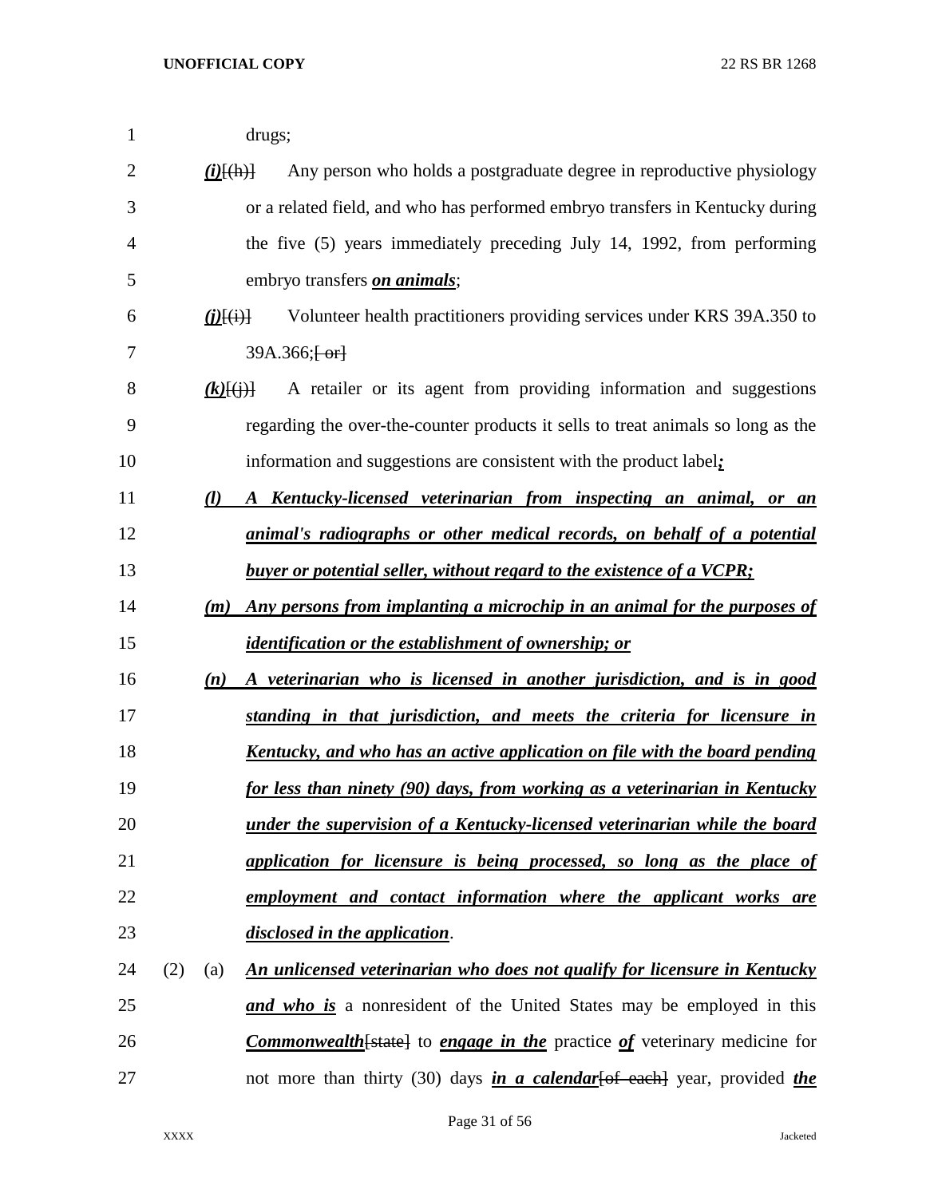drugs;

***(i)***[(h)] Any person who holds a postgraduate degree in reproductive physiology or a related field, and who has performed embryo transfers in Kentucky during the five (5) years immediately preceding July 14, 1992, from performing embryo transfers ***on animals***;

***(j)***[(i)] Volunteer health practitioners providing services under KRS 39A.350 to 39A.366;[ or]

***(k)***[(j)] A retailer or its agent from providing information and suggestions regarding the over-the-counter products it sells to treat animals so long as the information and suggestions are consistent with the product label***;***

***(l) A Kentucky-licensed veterinarian from inspecting an animal, or an animal's radiographs or other medical records, on behalf of a potential buyer or potential seller, without regard to the existence of a VCPR;***

***(m) Any persons from implanting a microchip in an animal for the purposes of identification or the establishment of ownership; or***

***(n) A veterinarian who is licensed in another jurisdiction, and is in good standing in that jurisdiction, and meets the criteria for licensure in Kentucky, and who has an active application on file with the board pending for less than ninety (90) days, from working as a veterinarian in Kentucky under the supervision of a Kentucky-licensed veterinarian while the board application for licensure is being processed, so long as the place of employment and contact information where the applicant works are disclosed in the application***.

(2) (a) ***An unlicensed veterinarian who does not qualify for licensure in Kentucky and who is*** a nonresident of the United States may be employed in this ***Commonwealth***[state] to ***engage in the*** practice ***of*** veterinary medicine for not more than thirty (30) days ***in a calendar***[of each] year, provided ***the***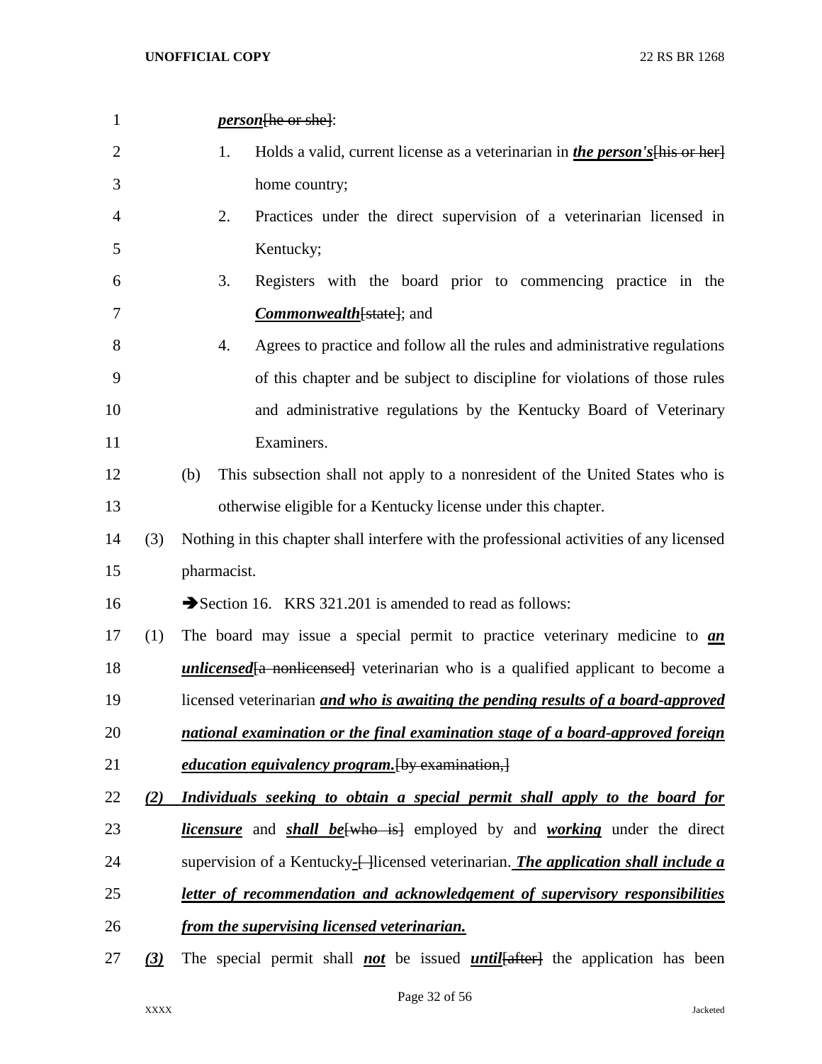***person***[he or she]:

1. Holds a valid, current license as a veterinarian in ***the person's***[his or her] home country;

2. Practices under the direct supervision of a veterinarian licensed in Kentucky;

3. Registers with the board prior to commencing practice in the ***Commonwealth***[state]; and

4. Agrees to practice and follow all the rules and administrative regulations of this chapter and be subject to discipline for violations of those rules and administrative regulations by the Kentucky Board of Veterinary Examiners.

(b) This subsection shall not apply to a nonresident of the United States who is otherwise eligible for a Kentucky license under this chapter.

(3) Nothing in this chapter shall interfere with the professional activities of any licensed pharmacist.

➔Section 16. KRS 321.201 is amended to read as follows:

(1) The board may issue a special permit to practice veterinary medicine to ***an unlicensed***[a nonlicensed] veterinarian who is a qualified applicant to become a licensed veterinarian ***and who is awaiting the pending results of a board-approved national examination or the final examination stage of a board-approved foreign education equivalency program.***[by examination,]

***(2) Individuals seeking to obtain a special permit shall apply to the board for licensure*** and ***shall be***[who is] employed by and ***working*** under the direct supervision of a Kentucky***-***[ ]licensed veterinarian***. The application shall include a letter of recommendation and acknowledgement of supervisory responsibilities from the supervising licensed veterinarian.***

***(3)*** The special permit shall ***not*** be issued ***until***[after] the application has been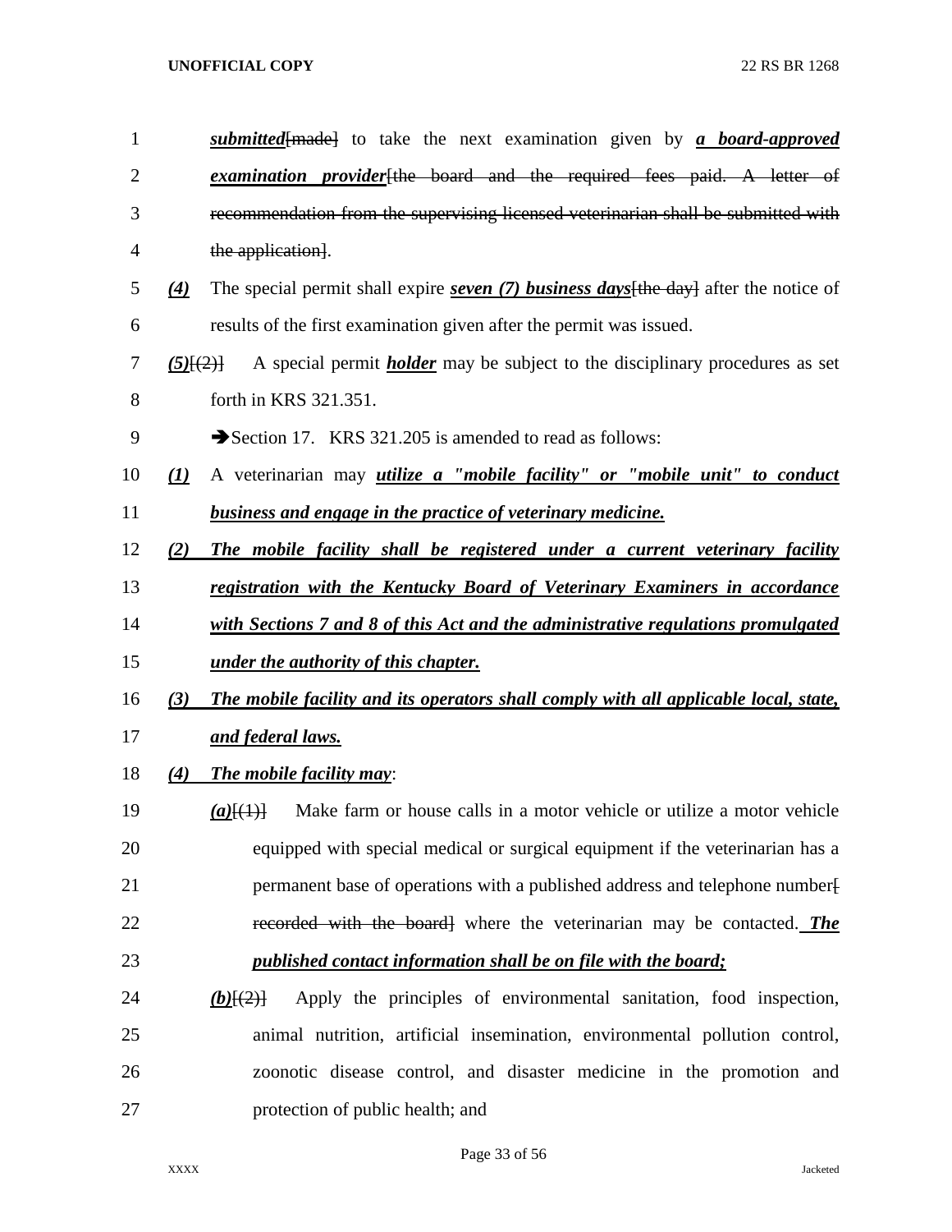***submitted***~~[made]~~ to take the next examination given by ***a board-approved examination provider***~~[the board and the required fees paid. A letter of recommendation from the supervising licensed veterinarian shall be submitted with the application]~~.

***(4)*** The special permit shall expire ***seven (7) business days***~~[the day]~~ after the notice of results of the first examination given after the permit was issued.

***(5)***~~[(2)]~~ A special permit ***holder*** may be subject to the disciplinary procedures as set forth in KRS 321.351.

➔Section 17. KRS 321.205 is amended to read as follows:

***(1)*** A veterinarian may ***utilize a "mobile facility" or "mobile unit" to conduct business and engage in the practice of veterinary medicine.***

***(2) The mobile facility shall be registered under a current veterinary facility registration with the Kentucky Board of Veterinary Examiners in accordance with Sections 7 and 8 of this Act and the administrative regulations promulgated under the authority of this chapter.***

***(3) The mobile facility and its operators shall comply with all applicable local, state, and federal laws.***

***(4) The mobile facility may***:

***(a)***~~[(1)]~~ Make farm or house calls in a motor vehicle or utilize a motor vehicle equipped with special medical or surgical equipment if the veterinarian has a permanent base of operations with a published address and telephone number~~[ recorded with the board]~~ where the veterinarian may be contacted. ***The published contact information shall be on file with the board;***

***(b)***~~[(2)]~~ Apply the principles of environmental sanitation, food inspection, animal nutrition, artificial insemination, environmental pollution control, zoonotic disease control, and disaster medicine in the promotion and protection of public health; and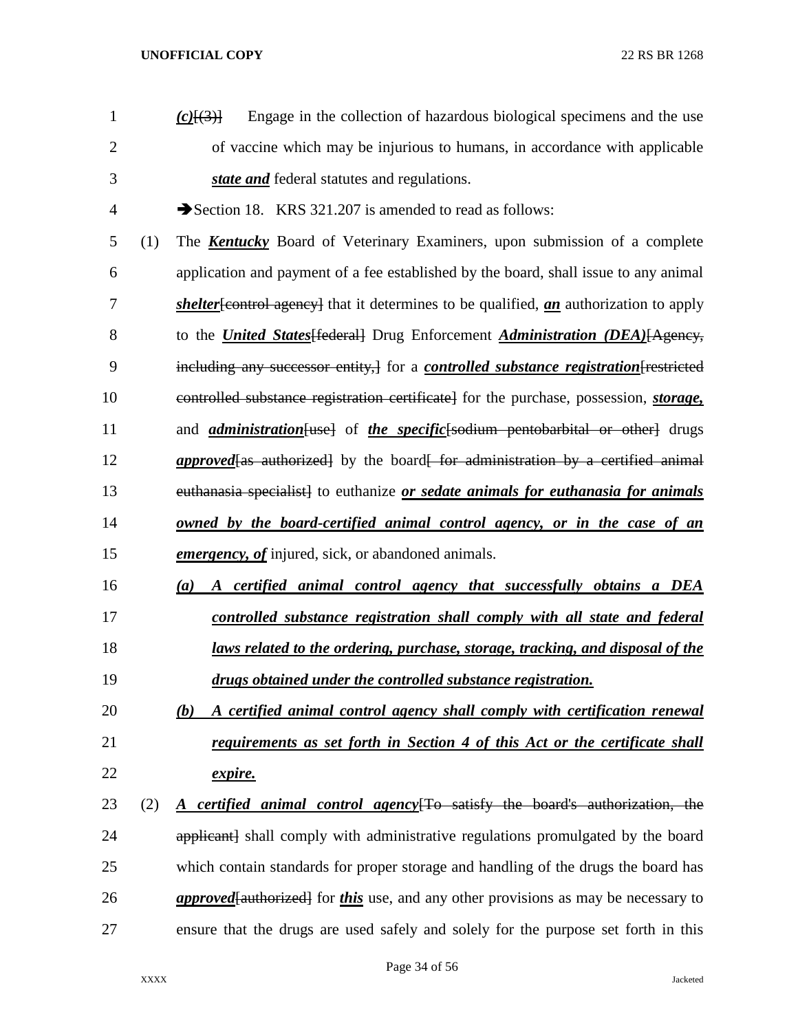*(c)*[(3)] Engage in the collection of hazardous biological specimens and the use of vaccine which may be injurious to humans, in accordance with applicable ***state and*** federal statutes and regulations.

➔Section 18. KRS 321.207 is amended to read as follows:

(1) The ***Kentucky*** Board of Veterinary Examiners, upon submission of a complete application and payment of a fee established by the board, shall issue to any animal ***shelter***[~~control agency~~] that it determines to be qualified, ***an*** authorization to apply to the ***United States***[~~federal~~] Drug Enforcement ***Administration (DEA)***[~~Agency, including any successor entity,~~] for a ***controlled substance registration***[~~restricted controlled substance registration certificate~~] for the purchase, possession, ***storage,*** and ***administration***[~~use~~] of ***the specific***[~~sodium pentobarbital or other~~] drugs ***approved***[~~as authorized~~] by the board[~~ for administration by a certified animal euthanasia specialist~~] to euthanize ***or sedate animals for euthanasia for animals owned by the board-certified animal control agency, or in the case of an emergency, of*** injured, sick, or abandoned animals.

***(a) A certified animal control agency that successfully obtains a DEA controlled substance registration shall comply with all state and federal laws related to the ordering, purchase, storage, tracking, and disposal of the drugs obtained under the controlled substance registration.***

***(b) A certified animal control agency shall comply with certification renewal requirements as set forth in Section 4 of this Act or the certificate shall expire.***

(2) ***A certified animal control agency***[~~To satisfy the board's authorization, the applicant~~] shall comply with administrative regulations promulgated by the board which contain standards for proper storage and handling of the drugs the board has ***approved***[~~authorized~~] for ***this*** use, and any other provisions as may be necessary to ensure that the drugs are used safely and solely for the purpose set forth in this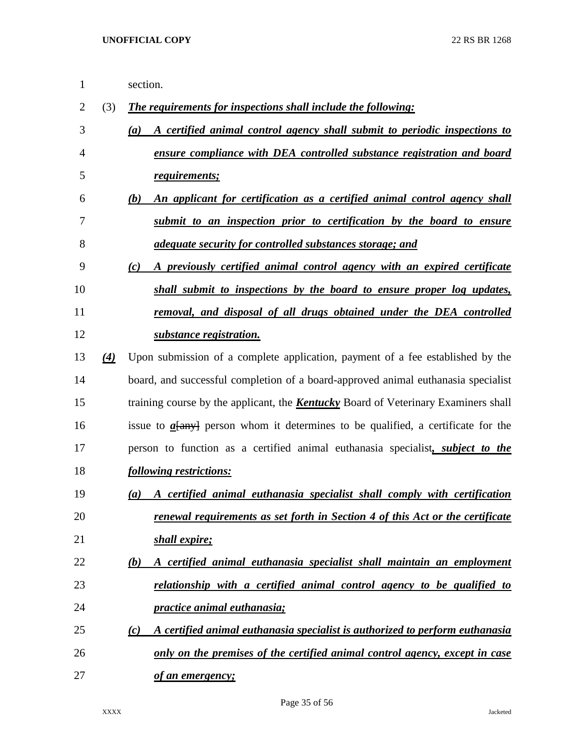section.

(3) ***The requirements for inspections shall include the following:***

***(a) A certified animal control agency shall submit to periodic inspections to ensure compliance with DEA controlled substance registration and board requirements;***

***(b) An applicant for certification as a certified animal control agency shall submit to an inspection prior to certification by the board to ensure adequate security for controlled substances storage; and***

***(c) A previously certified animal control agency with an expired certificate shall submit to inspections by the board to ensure proper log updates, removal, and disposal of all drugs obtained under the DEA controlled substance registration.***

***(4)*** Upon submission of a complete application, payment of a fee established by the board, and successful completion of a board-approved animal euthanasia specialist training course by the applicant, the ***Kentucky*** Board of Veterinary Examiners shall issue to ***a***[any] person whom it determines to be qualified, a certificate for the person to function as a certified animal euthanasia specialist***, subject to the following restrictions:***

***(a) A certified animal euthanasia specialist shall comply with certification renewal requirements as set forth in Section 4 of this Act or the certificate shall expire;***

***(b) A certified animal euthanasia specialist shall maintain an employment relationship with a certified animal control agency to be qualified to practice animal euthanasia;***

***(c) A certified animal euthanasia specialist is authorized to perform euthanasia only on the premises of the certified animal control agency, except in case of an emergency;***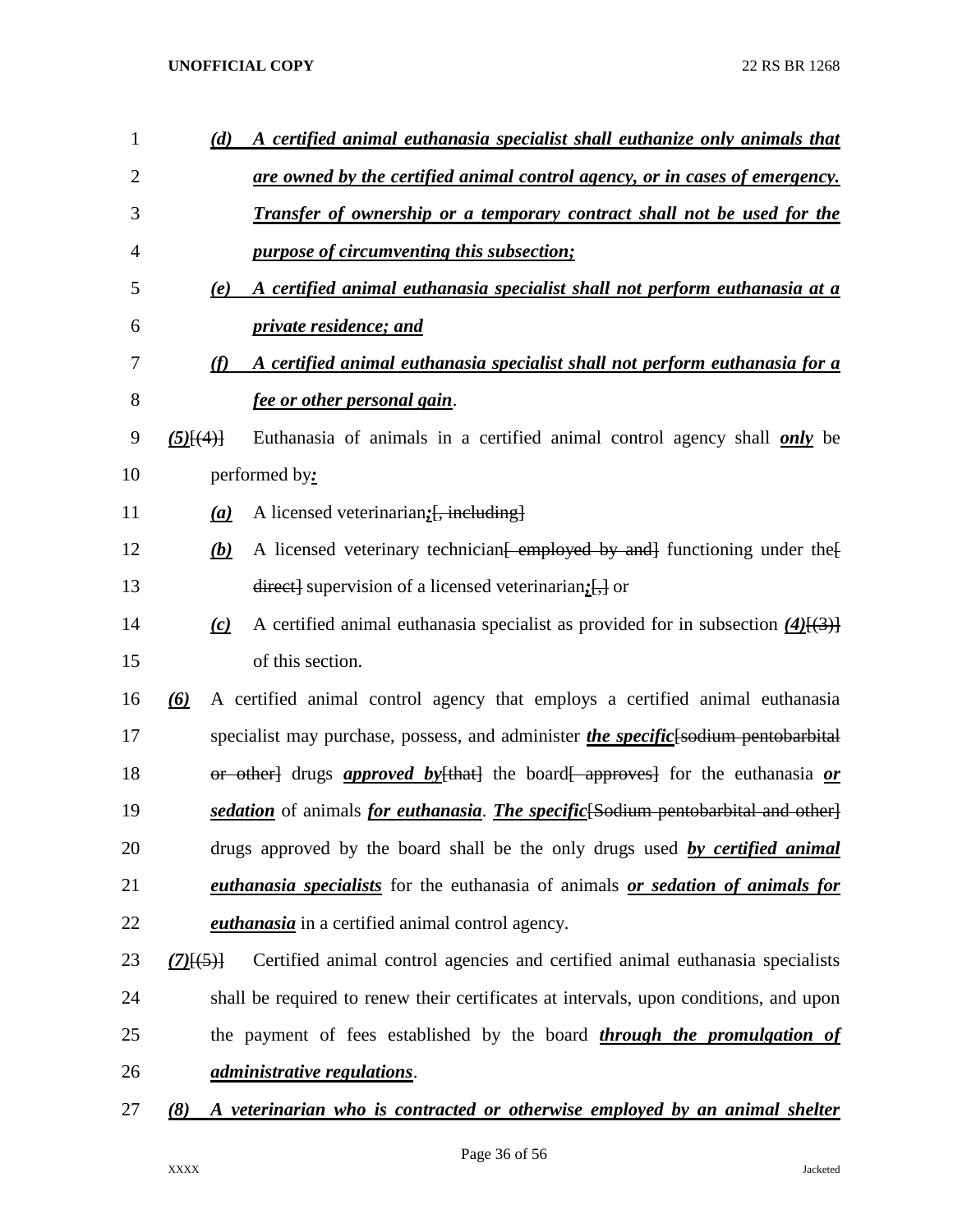(d) ***A certified animal euthanasia specialist shall euthanize only animals that are owned by the certified animal control agency, or in cases of emergency. Transfer of ownership or a temporary contract shall not be used for the purpose of circumventing this subsection;***

(e) ***A certified animal euthanasia specialist shall not perform euthanasia at a private residence; and***

(f) ***A certified animal euthanasia specialist shall not perform euthanasia for a fee or other personal gain***.

***(5)***~~[(4)]~~ Euthanasia of animals in a certified animal control agency shall ***only*** be performed by***:***

***(a)*** A licensed veterinarian***;***~~[, including]~~

***(b)*** A licensed veterinary technician~~[ employed by and]~~ functioning under the~~[ direct]~~ supervision of a licensed veterinarian***;***~~[,]~~ or

***(c)*** A certified animal euthanasia specialist as provided for in subsection ***(4)***~~[(3)]~~ of this section.

***(6)*** A certified animal control agency that employs a certified animal euthanasia specialist may purchase, possess, and administer ***the specific***~~[sodium pentobarbital or other]~~ drugs ***approved by***~~[that]~~ the board~~[ approves]~~ for the euthanasia ***or sedation*** of animals ***for euthanasia***. ***The specific***~~[Sodium pentobarbital and other]~~ drugs approved by the board shall be the only drugs used ***by certified animal euthanasia specialists*** for the euthanasia of animals ***or sedation of animals for euthanasia*** in a certified animal control agency.

***(7)***~~[(5)]~~ Certified animal control agencies and certified animal euthanasia specialists shall be required to renew their certificates at intervals, upon conditions, and upon the payment of fees established by the board ***through the promulgation of administrative regulations***.

***(8) A veterinarian who is contracted or otherwise employed by an animal shelter***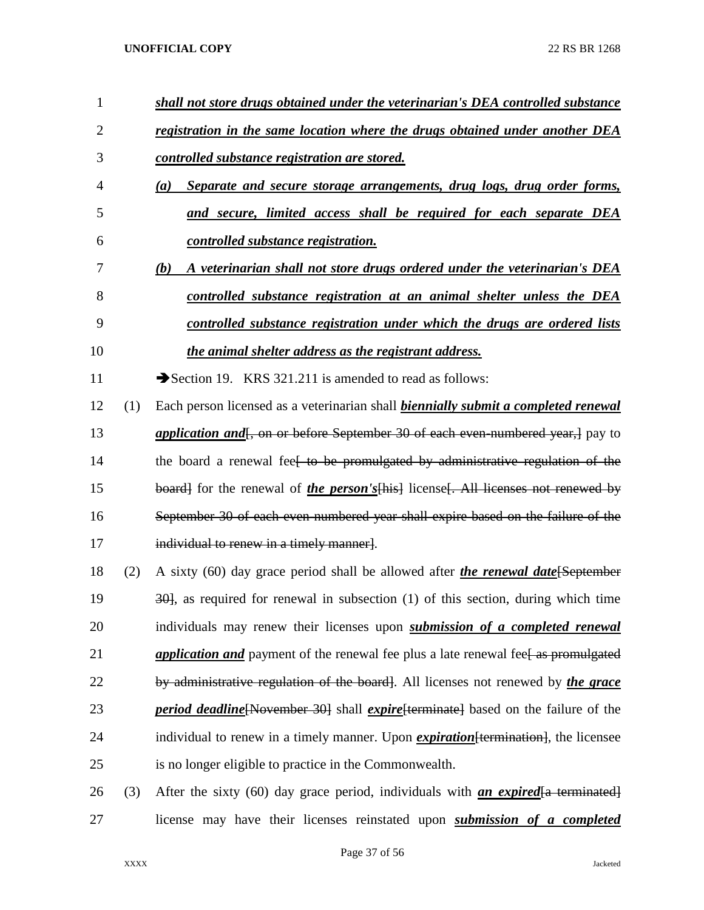***shall not store drugs obtained under the veterinarian's DEA controlled substance registration in the same location where the drugs obtained under another DEA controlled substance registration are stored.***

***(a) Separate and secure storage arrangements, drug logs, drug order forms, and secure, limited access shall be required for each separate DEA controlled substance registration.***

***(b) A veterinarian shall not store drugs ordered under the veterinarian's DEA controlled substance registration at an animal shelter unless the DEA controlled substance registration under which the drugs are ordered lists the animal shelter address as the registrant address.***

➔Section 19. KRS 321.211 is amended to read as follows:

(1) Each person licensed as a veterinarian shall ***biennially submit a completed renewal application and***~~[, on or before September 30 of each even-numbered year,]~~ pay to the board a renewal fee~~[ to be promulgated by administrative regulation of the board]~~ for the renewal of ***the person's***~~[his]~~ license~~[. All licenses not renewed by September 30 of each even-numbered year shall expire based on the failure of the individual to renew in a timely manner]~~.

(2) A sixty (60) day grace period shall be allowed after ***the renewal date***~~[September 30]~~, as required for renewal in subsection (1) of this section, during which time individuals may renew their licenses upon ***submission of a completed renewal application and*** payment of the renewal fee plus a late renewal fee~~[ as promulgated by administrative regulation of the board]~~. All licenses not renewed by ***the grace period deadline***~~[November 30]~~ shall ***expire***~~[terminate]~~ based on the failure of the individual to renew in a timely manner. Upon ***expiration***~~[termination]~~, the licensee is no longer eligible to practice in the Commonwealth.

(3) After the sixty (60) day grace period, individuals with ***an expired***~~[a terminated]~~ license may have their licenses reinstated upon ***submission of a completed***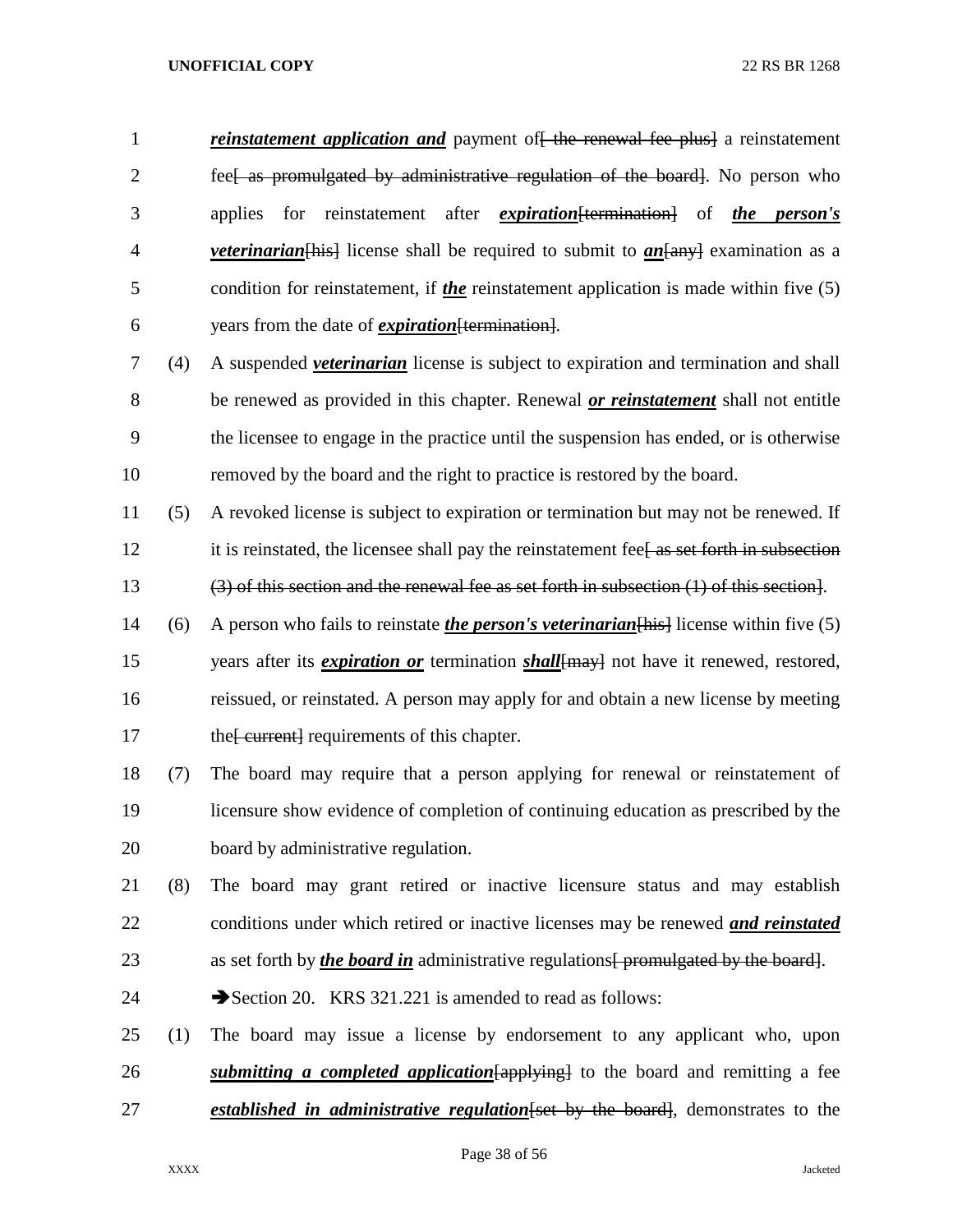***reinstatement application and*** payment of[ the renewal fee plus] a reinstatement fee[ as promulgated by administrative regulation of the board]. No person who applies for reinstatement after ***expiration***[termination] of ***the person's veterinarian***[his] license shall be required to submit to ***an***[any] examination as a condition for reinstatement, if ***the*** reinstatement application is made within five (5) years from the date of ***expiration***[termination].

(4) A suspended ***veterinarian*** license is subject to expiration and termination and shall be renewed as provided in this chapter. Renewal ***or reinstatement*** shall not entitle the licensee to engage in the practice until the suspension has ended, or is otherwise removed by the board and the right to practice is restored by the board.

(5) A revoked license is subject to expiration or termination but may not be renewed. If it is reinstated, the licensee shall pay the reinstatement fee[ as set forth in subsection (3) of this section and the renewal fee as set forth in subsection (1) of this section].

(6) A person who fails to reinstate ***the person's veterinarian***[his] license within five (5) years after its ***expiration or*** termination ***shall***[may] not have it renewed, restored, reissued, or reinstated. A person may apply for and obtain a new license by meeting the[ current] requirements of this chapter.

(7) The board may require that a person applying for renewal or reinstatement of licensure show evidence of completion of continuing education as prescribed by the board by administrative regulation.

(8) The board may grant retired or inactive licensure status and may establish conditions under which retired or inactive licenses may be renewed ***and reinstated*** as set forth by ***the board in*** administrative regulations[ promulgated by the board].

➔Section 20. KRS 321.221 is amended to read as follows:

(1) The board may issue a license by endorsement to any applicant who, upon ***submitting a completed application***[applying] to the board and remitting a fee ***established in administrative regulation***[set by the board], demonstrates to the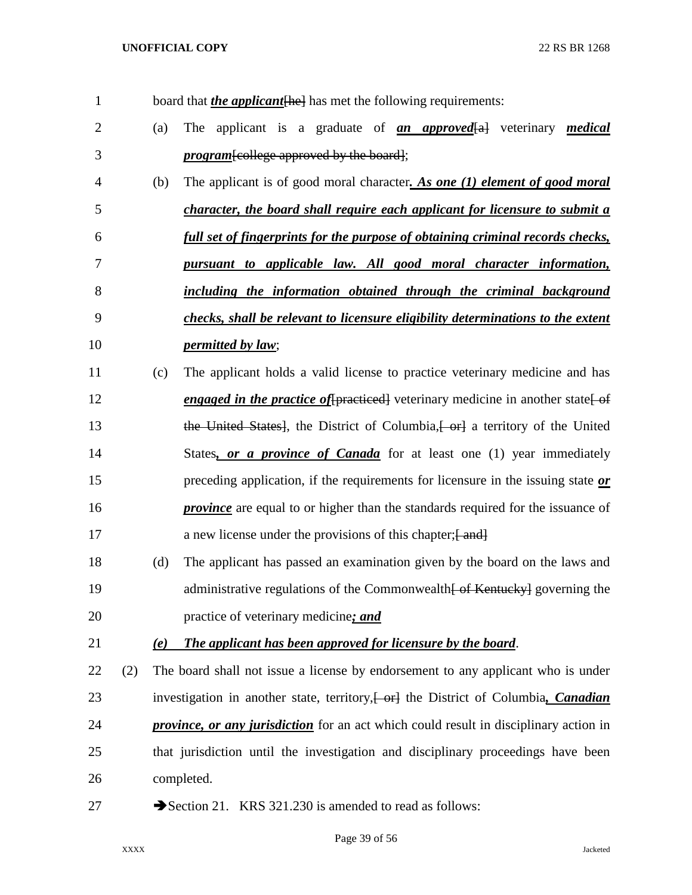board that ***the applicant***[he] has met the following requirements:

(a) The applicant is a graduate of ***an approved***[a] veterinary ***medical program***[college approved by the board];

(b) The applicant is of good moral character***. As one (1) element of good moral character, the board shall require each applicant for licensure to submit a full set of fingerprints for the purpose of obtaining criminal records checks, pursuant to applicable law. All good moral character information, including the information obtained through the criminal background checks, shall be relevant to licensure eligibility determinations to the extent permitted by law***;

(c) The applicant holds a valid license to practice veterinary medicine and has ***engaged in the practice of***[practiced] veterinary medicine in another state[ of the United States], the District of Columbia,[ or] a territory of the United States***, or a province of Canada*** for at least one (1) year immediately preceding application, if the requirements for licensure in the issuing state ***or province*** are equal to or higher than the standards required for the issuance of a new license under the provisions of this chapter;[ and]

(d) The applicant has passed an examination given by the board on the laws and administrative regulations of the Commonwealth[ of Kentucky] governing the practice of veterinary medicine***; and***

***(e) The applicant has been approved for licensure by the board***.

(2) The board shall not issue a license by endorsement to any applicant who is under investigation in another state, territory,[ or] the District of Columbia***, Canadian province, or any jurisdiction*** for an act which could result in disciplinary action in that jurisdiction until the investigation and disciplinary proceedings have been completed.

➔Section 21. KRS 321.230 is amended to read as follows: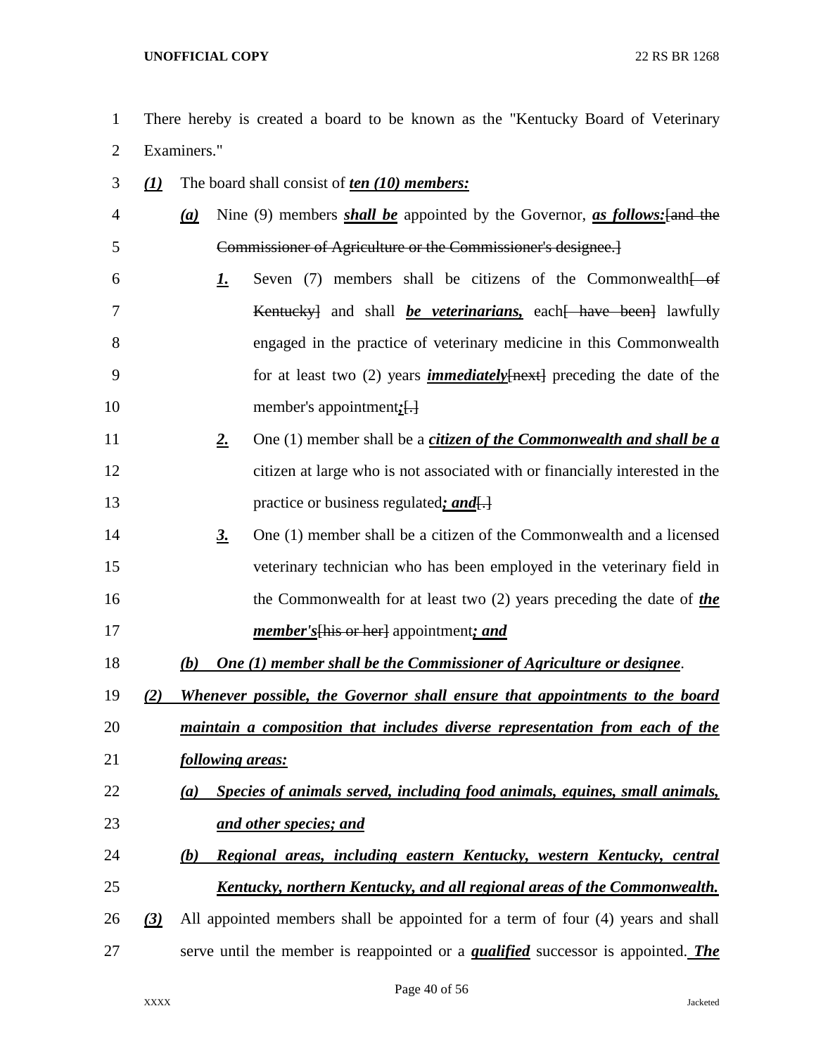There hereby is created a board to be known as the "Kentucky Board of Veterinary Examiners."

***(1)*** The board shall consist of ***ten (10) members:***

***(a)*** Nine (9) members ***shall be*** appointed by the Governor, ***as follows:***~~[and the Commissioner of Agriculture or the Commissioner's designee.]~~

***1.*** Seven (7) members shall be citizens of the Commonwealth~~[ of Kentucky]~~ and shall ***be veterinarians,*** each~~[ have been]~~ lawfully engaged in the practice of veterinary medicine in this Commonwealth for at least two (2) years ***immediately***~~[next]~~ preceding the date of the member's appointment***;***~~[.]~~

***2.*** One (1) member shall be a ***citizen of the Commonwealth and shall be a*** citizen at large who is not associated with or financially interested in the practice or business regulated***; and***~~[.]~~

***3.*** One (1) member shall be a citizen of the Commonwealth and a licensed veterinary technician who has been employed in the veterinary field in the Commonwealth for at least two (2) years preceding the date of ***the member's***~~[his or her]~~ appointment***; and***

***(b) One (1) member shall be the Commissioner of Agriculture or designee***.

***(2) Whenever possible, the Governor shall ensure that appointments to the board maintain a composition that includes diverse representation from each of the following areas:***

***(a) Species of animals served, including food animals, equines, small animals, and other species; and***

***(b) Regional areas, including eastern Kentucky, western Kentucky, central Kentucky, northern Kentucky, and all regional areas of the Commonwealth.***

***(3)*** All appointed members shall be appointed for a term of four (4) years and shall serve until the member is reappointed or a ***qualified*** successor is appointed. ***The***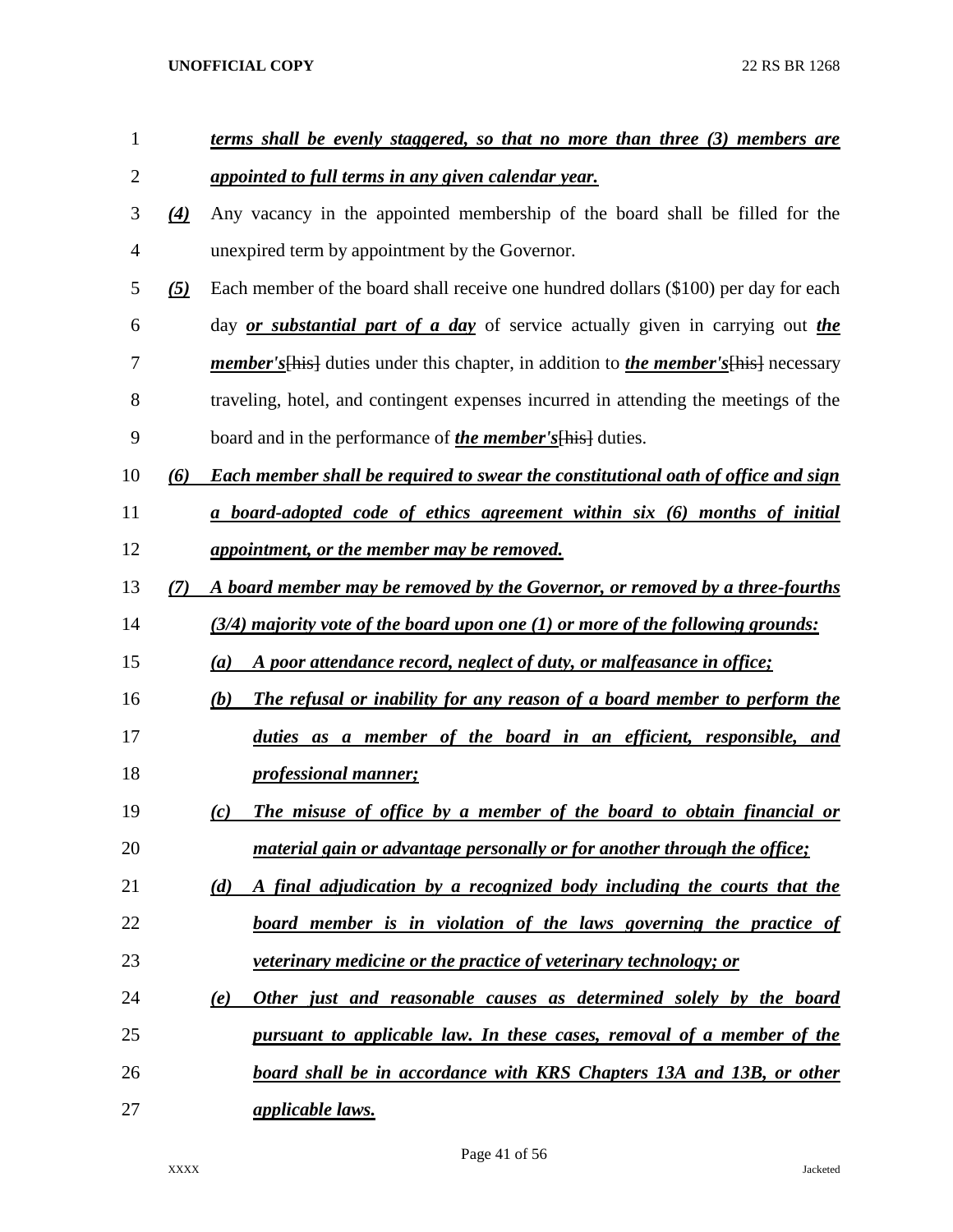***terms shall be evenly staggered, so that no more than three (3) members are appointed to full terms in any given calendar year.***

***(4)*** Any vacancy in the appointed membership of the board shall be filled for the unexpired term by appointment by the Governor.

***(5)*** Each member of the board shall receive one hundred dollars ($100) per day for each day ***or substantial part of a day*** of service actually given in carrying out ***the member's***[his] duties under this chapter, in addition to ***the member's***[his] necessary traveling, hotel, and contingent expenses incurred in attending the meetings of the board and in the performance of ***the member's***[his] duties.

***(6) Each member shall be required to swear the constitutional oath of office and sign a board-adopted code of ethics agreement within six (6) months of initial appointment, or the member may be removed.***

***(7) A board member may be removed by the Governor, or removed by a three-fourths (3/4) majority vote of the board upon one (1) or more of the following grounds:***

***(a) A poor attendance record, neglect of duty, or malfeasance in office;***

***(b) The refusal or inability for any reason of a board member to perform the duties as a member of the board in an efficient, responsible, and professional manner;***

***(c) The misuse of office by a member of the board to obtain financial or material gain or advantage personally or for another through the office;***

***(d) A final adjudication by a recognized body including the courts that the board member is in violation of the laws governing the practice of veterinary medicine or the practice of veterinary technology; or***

***(e) Other just and reasonable causes as determined solely by the board pursuant to applicable law. In these cases, removal of a member of the board shall be in accordance with KRS Chapters 13A and 13B, or other applicable laws.***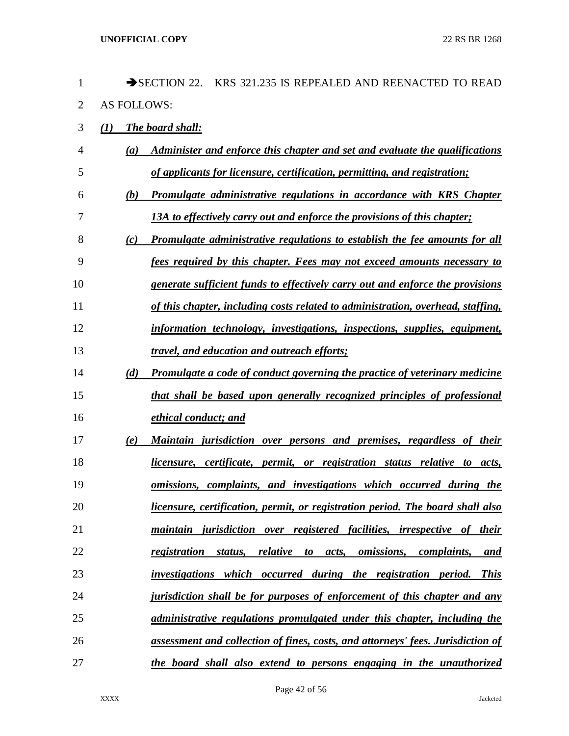➔SECTION 22. KRS 321.235 IS REPEALED AND REENACTED TO READ AS FOLLOWS:

***(1) The board shall:***

***(a) Administer and enforce this chapter and set and evaluate the qualifications of applicants for licensure, certification, permitting, and registration;***

***(b) Promulgate administrative regulations in accordance with KRS Chapter 13A to effectively carry out and enforce the provisions of this chapter;***

***(c) Promulgate administrative regulations to establish the fee amounts for all fees required by this chapter. Fees may not exceed amounts necessary to generate sufficient funds to effectively carry out and enforce the provisions of this chapter, including costs related to administration, overhead, staffing, information technology, investigations, inspections, supplies, equipment, travel, and education and outreach efforts;***

***(d) Promulgate a code of conduct governing the practice of veterinary medicine that shall be based upon generally recognized principles of professional ethical conduct; and***

***(e) Maintain jurisdiction over persons and premises, regardless of their licensure, certificate, permit, or registration status relative to acts, omissions, complaints, and investigations which occurred during the licensure, certification, permit, or registration period. The board shall also maintain jurisdiction over registered facilities, irrespective of their registration status, relative to acts, omissions, complaints, and investigations which occurred during the registration period. This jurisdiction shall be for purposes of enforcement of this chapter and any administrative regulations promulgated under this chapter, including the assessment and collection of fines, costs, and attorneys' fees. Jurisdiction of the board shall also extend to persons engaging in the unauthorized***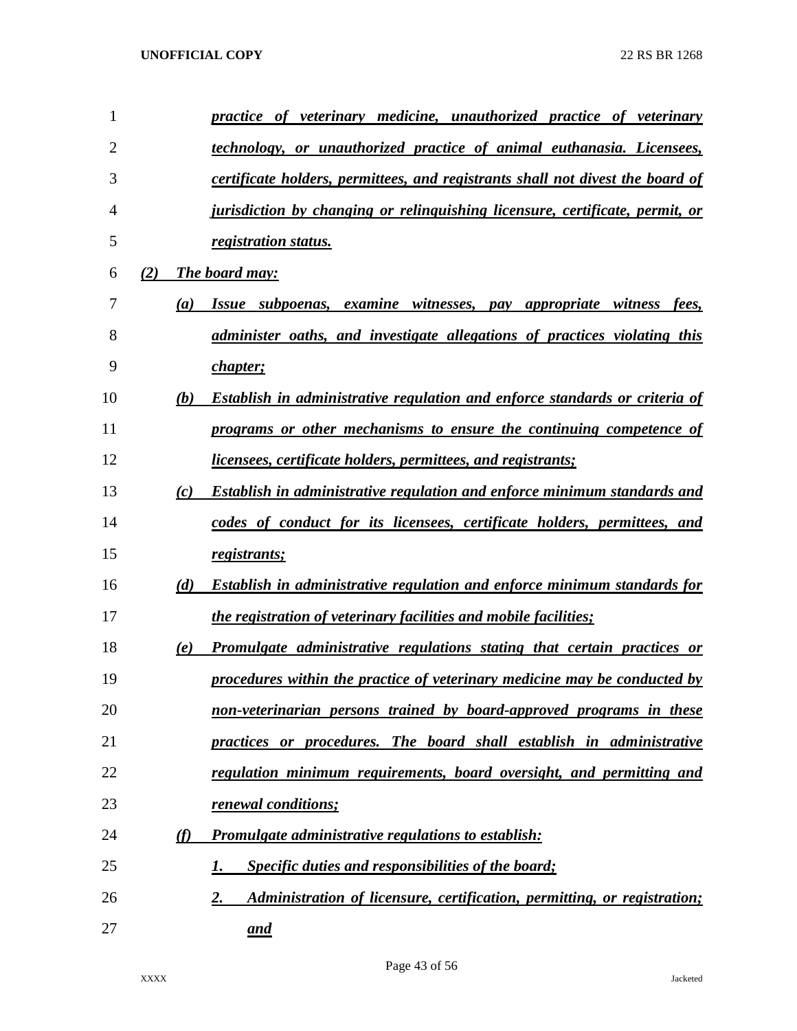*practice of veterinary medicine, unauthorized practice of veterinary technology, or unauthorized practice of animal euthanasia. Licensees, certificate holders, permittees, and registrants shall not divest the board of jurisdiction by changing or relinquishing licensure, certificate, permit, or registration status.*

*(2) The board may:*

*(a) Issue subpoenas, examine witnesses, pay appropriate witness fees, administer oaths, and investigate allegations of practices violating this chapter;*

*(b) Establish in administrative regulation and enforce standards or criteria of programs or other mechanisms to ensure the continuing competence of licensees, certificate holders, permittees, and registrants;*

*(c) Establish in administrative regulation and enforce minimum standards and codes of conduct for its licensees, certificate holders, permittees, and registrants;*

*(d) Establish in administrative regulation and enforce minimum standards for the registration of veterinary facilities and mobile facilities;*

*(e) Promulgate administrative regulations stating that certain practices or procedures within the practice of veterinary medicine may be conducted by non-veterinarian persons trained by board-approved programs in these practices or procedures. The board shall establish in administrative regulation minimum requirements, board oversight, and permitting and renewal conditions;*

*(f) Promulgate administrative regulations to establish:*

*1. Specific duties and responsibilities of the board;*

*2. Administration of licensure, certification, permitting, or registration; and*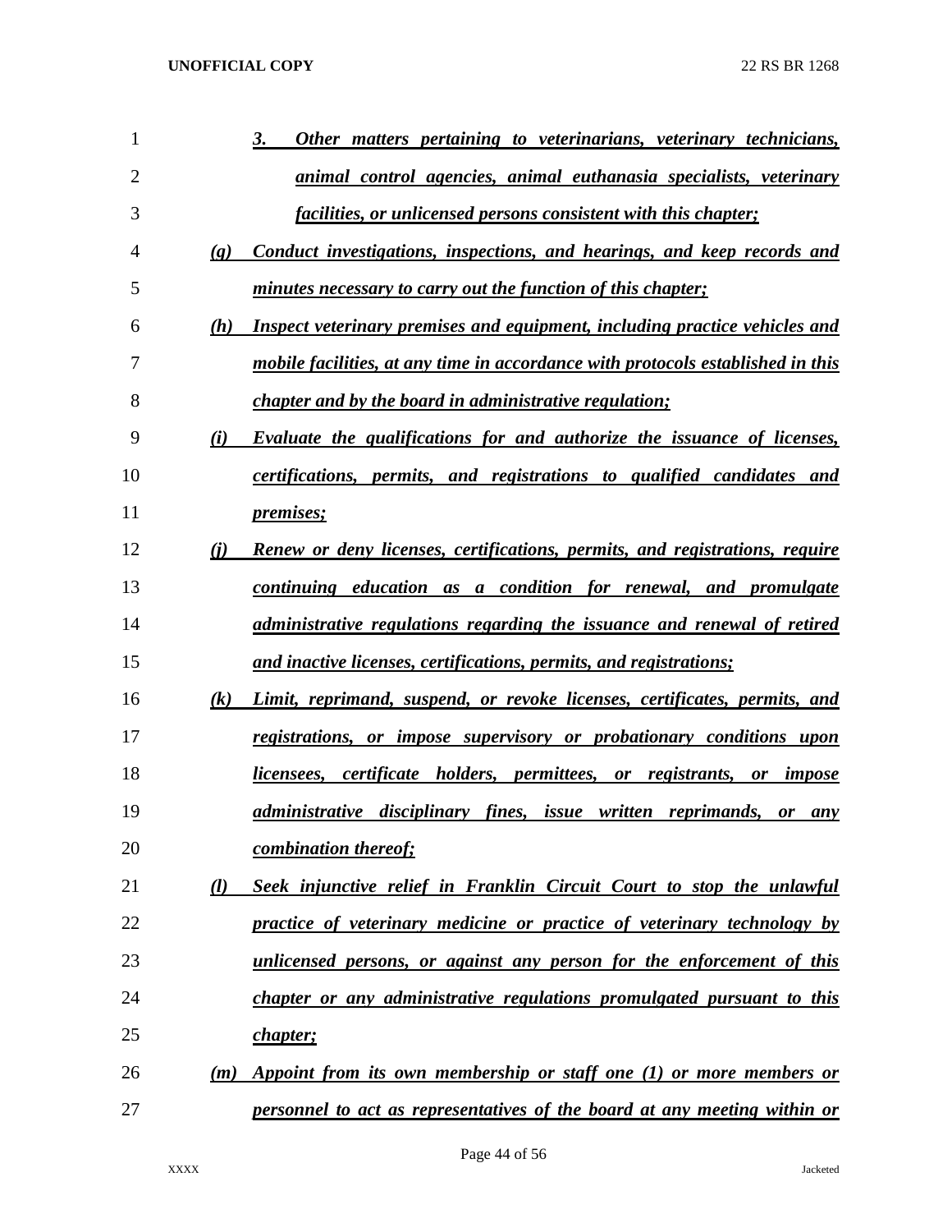*__3. Other matters pertaining to veterinarians, veterinary technicians, animal control agencies, animal euthanasia specialists, veterinary facilities, or unlicensed persons consistent with this chapter;__*

*__(g) Conduct investigations, inspections, and hearings, and keep records and minutes necessary to carry out the function of this chapter;__*

*__(h) Inspect veterinary premises and equipment, including practice vehicles and mobile facilities, at any time in accordance with protocols established in this chapter and by the board in administrative regulation;__*

*__(i) Evaluate the qualifications for and authorize the issuance of licenses, certifications, permits, and registrations to qualified candidates and premises;__*

*__(j) Renew or deny licenses, certifications, permits, and registrations, require continuing education as a condition for renewal, and promulgate administrative regulations regarding the issuance and renewal of retired and inactive licenses, certifications, permits, and registrations;__*

*__(k) Limit, reprimand, suspend, or revoke licenses, certificates, permits, and registrations, or impose supervisory or probationary conditions upon licensees, certificate holders, permittees, or registrants, or impose administrative disciplinary fines, issue written reprimands, or any combination thereof;__*

*__(l) Seek injunctive relief in Franklin Circuit Court to stop the unlawful practice of veterinary medicine or practice of veterinary technology by unlicensed persons, or against any person for the enforcement of this chapter or any administrative regulations promulgated pursuant to this chapter;__*

*__(m) Appoint from its own membership or staff one (1) or more members or personnel to act as representatives of the board at any meeting within or__*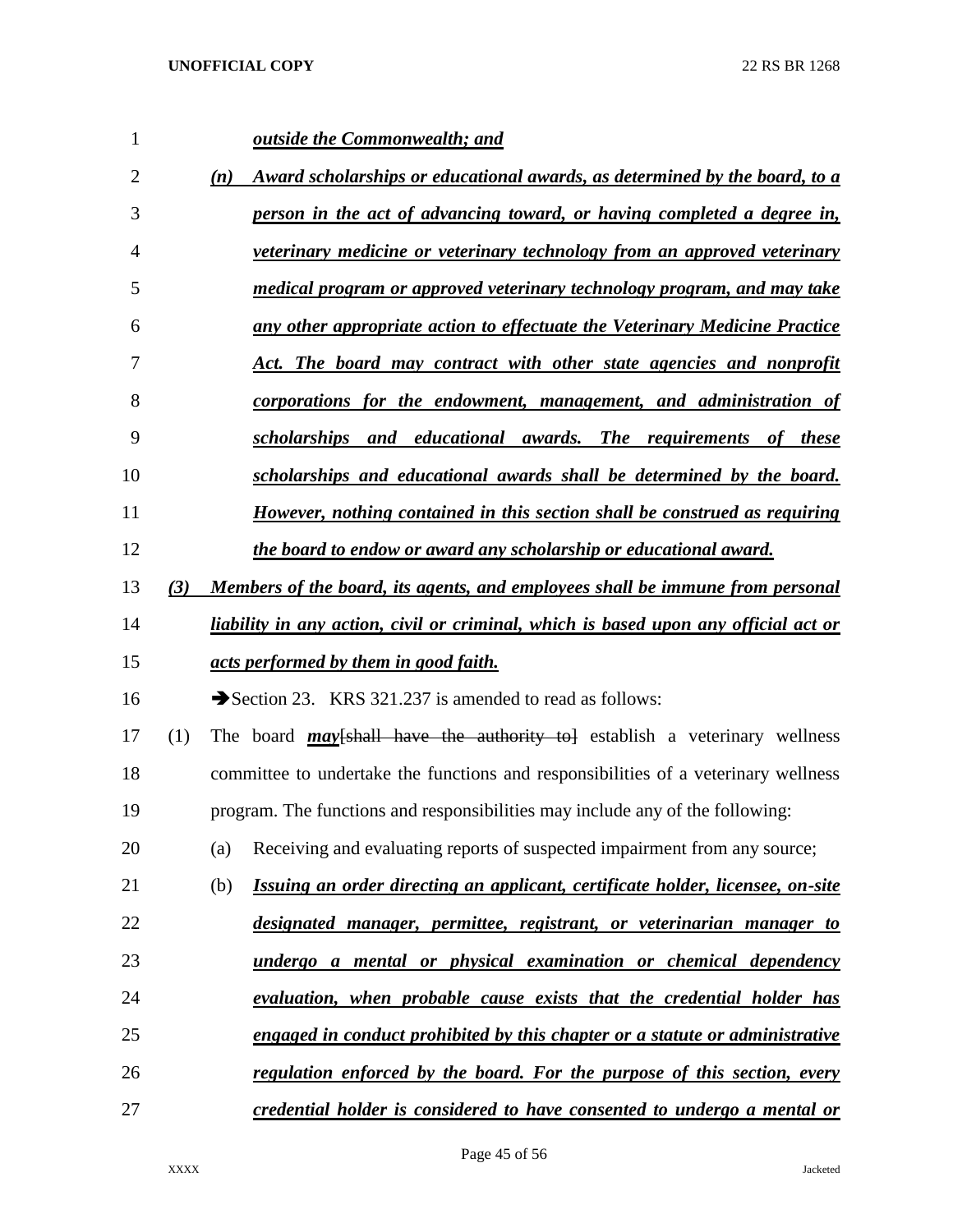***outside the Commonwealth; and***

***(n) Award scholarships or educational awards, as determined by the board, to a person in the act of advancing toward, or having completed a degree in, veterinary medicine or veterinary technology from an approved veterinary medical program or approved veterinary technology program, and may take any other appropriate action to effectuate the Veterinary Medicine Practice Act. The board may contract with other state agencies and nonprofit corporations for the endowment, management, and administration of scholarships and educational awards. The requirements of these scholarships and educational awards shall be determined by the board. However, nothing contained in this section shall be construed as requiring the board to endow or award any scholarship or educational award.***

***(3) Members of the board, its agents, and employees shall be immune from personal liability in any action, civil or criminal, which is based upon any official act or acts performed by them in good faith.***

➔Section 23. KRS 321.237 is amended to read as follows:

(1) The board ***may***~~[shall have the authority to]~~ establish a veterinary wellness committee to undertake the functions and responsibilities of a veterinary wellness program. The functions and responsibilities may include any of the following:

(a) Receiving and evaluating reports of suspected impairment from any source;

(b) ***Issuing an order directing an applicant, certificate holder, licensee, on-site designated manager, permittee, registrant, or veterinarian manager to undergo a mental or physical examination or chemical dependency evaluation, when probable cause exists that the credential holder has engaged in conduct prohibited by this chapter or a statute or administrative regulation enforced by the board. For the purpose of this section, every credential holder is considered to have consented to undergo a mental or***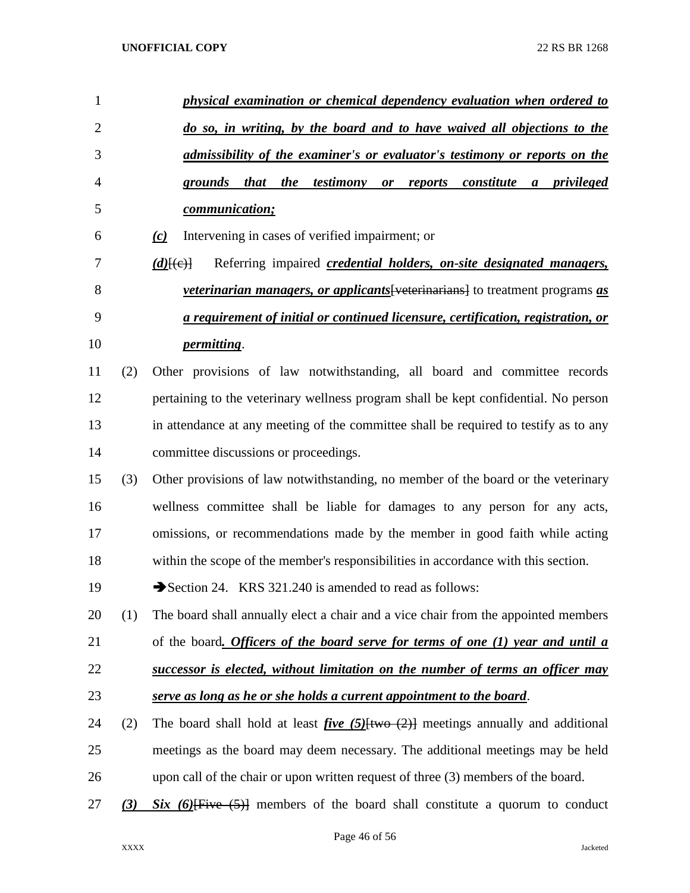***physical examination or chemical dependency evaluation when ordered to do so, in writing, by the board and to have waived all objections to the admissibility of the examiner's or evaluator's testimony or reports on the grounds that the testimony or reports constitute a privileged communication;***

***(c)*** Intervening in cases of verified impairment; or

***(d)***[(c)] Referring impaired ***credential holders, on-site designated managers, veterinarian managers, or applicants***[veterinarians] to treatment programs ***as a requirement of initial or continued licensure, certification, registration, or permitting***.

(2) Other provisions of law notwithstanding, all board and committee records pertaining to the veterinary wellness program shall be kept confidential. No person in attendance at any meeting of the committee shall be required to testify as to any committee discussions or proceedings.

(3) Other provisions of law notwithstanding, no member of the board or the veterinary wellness committee shall be liable for damages to any person for any acts, omissions, or recommendations made by the member in good faith while acting within the scope of the member's responsibilities in accordance with this section.

➔Section 24. KRS 321.240 is amended to read as follows:

(1) The board shall annually elect a chair and a vice chair from the appointed members of the board***. Officers of the board serve for terms of one (1) year and until a successor is elected, without limitation on the number of terms an officer may serve as long as he or she holds a current appointment to the board***.

(2) The board shall hold at least ***five (5)***[two (2)] meetings annually and additional meetings as the board may deem necessary. The additional meetings may be held upon call of the chair or upon written request of three (3) members of the board.

***(3)*** ***Six (6)***[Five (5)] members of the board shall constitute a quorum to conduct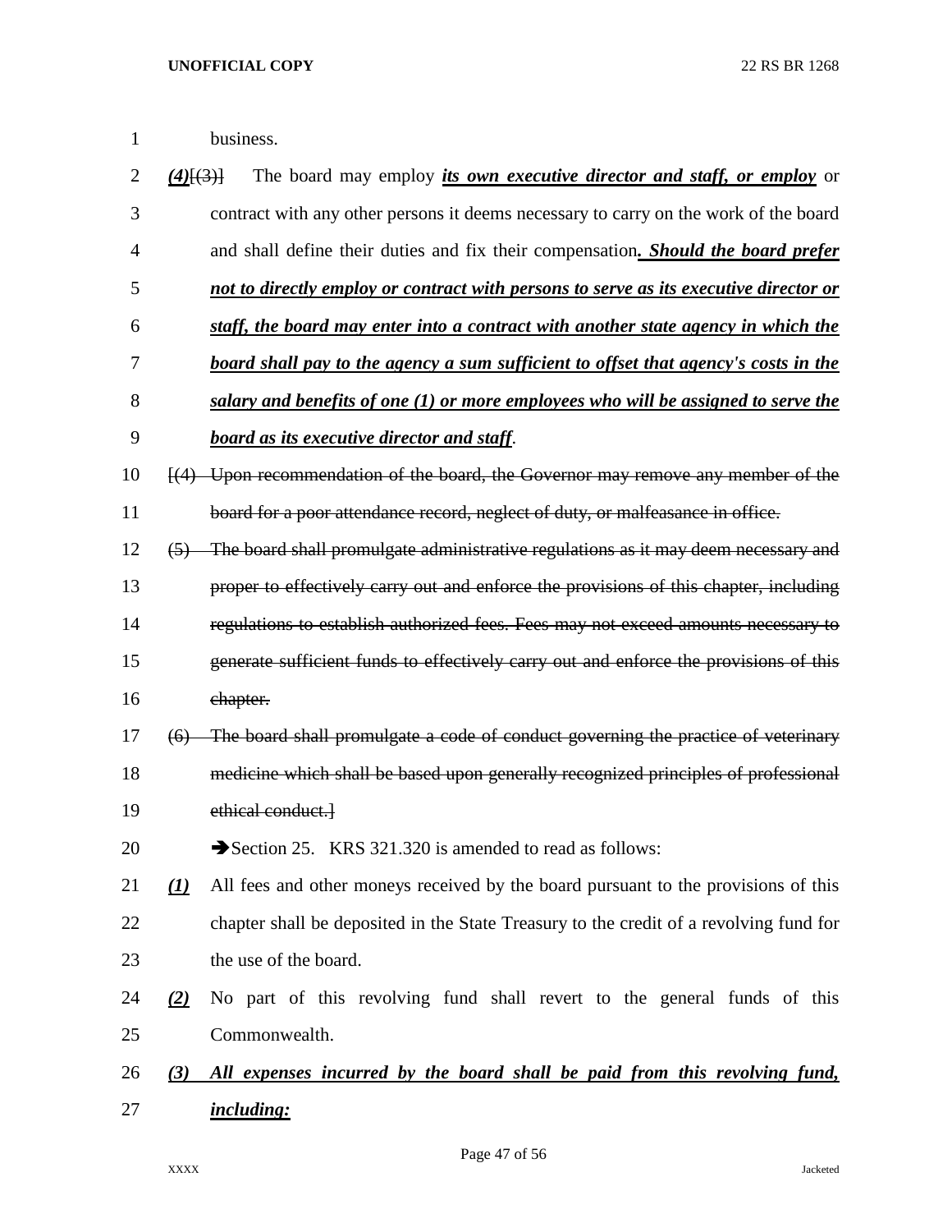business.

***(4)***[(3)] The board may employ ***its own executive director and staff, or employ*** or contract with any other persons it deems necessary to carry on the work of the board and shall define their duties and fix their compensation***. Should the board prefer not to directly employ or contract with persons to serve as its executive director or staff, the board may enter into a contract with another state agency in which the board shall pay to the agency a sum sufficient to offset that agency's costs in the salary and benefits of one (1) or more employees who will be assigned to serve the board as its executive director and staff***.

~~[(4) Upon recommendation of the board, the Governor may remove any member of the board for a poor attendance record, neglect of duty, or malfeasance in office.~~

~~(5) The board shall promulgate administrative regulations as it may deem necessary and proper to effectively carry out and enforce the provisions of this chapter, including regulations to establish authorized fees. Fees may not exceed amounts necessary to generate sufficient funds to effectively carry out and enforce the provisions of this chapter.~~

~~(6) The board shall promulgate a code of conduct governing the practice of veterinary medicine which shall be based upon generally recognized principles of professional ethical conduct.]~~

➔Section 25. KRS 321.320 is amended to read as follows:

***(1)*** All fees and other moneys received by the board pursuant to the provisions of this chapter shall be deposited in the State Treasury to the credit of a revolving fund for the use of the board.

***(2)*** No part of this revolving fund shall revert to the general funds of this Commonwealth.

***(3) All expenses incurred by the board shall be paid from this revolving fund, including:***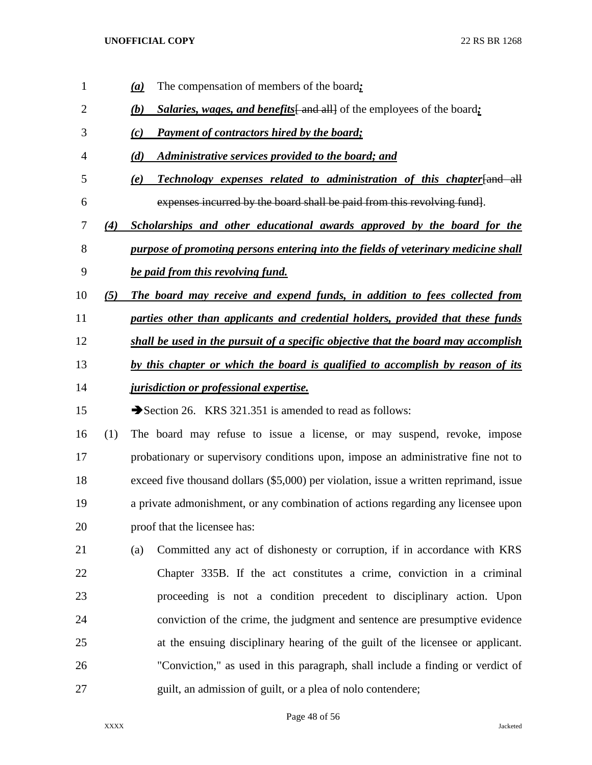*(a)* The compensation of members of the board*;*

*(b)* ***Salaries, wages, and benefits***[ and all] of the employees of the board*;*

*(c)* ***Payment of contractors hired by the board;***

*(d)* ***Administrative services provided to the board; and***

*(e)* ***Technology expenses related to administration of this chapter***[and all expenses incurred by the board shall be paid from this revolving fund].

***(4) Scholarships and other educational awards approved by the board for the purpose of promoting persons entering into the fields of veterinary medicine shall be paid from this revolving fund.***

***(5) The board may receive and expend funds, in addition to fees collected from parties other than applicants and credential holders, provided that these funds shall be used in the pursuit of a specific objective that the board may accomplish by this chapter or which the board is qualified to accomplish by reason of its jurisdiction or professional expertise.***

➔Section 26. KRS 321.351 is amended to read as follows:

(1) The board may refuse to issue a license, or may suspend, revoke, impose probationary or supervisory conditions upon, impose an administrative fine not to exceed five thousand dollars ($5,000) per violation, issue a written reprimand, issue a private admonishment, or any combination of actions regarding any licensee upon proof that the licensee has:

(a) Committed any act of dishonesty or corruption, if in accordance with KRS Chapter 335B. If the act constitutes a crime, conviction in a criminal proceeding is not a condition precedent to disciplinary action. Upon conviction of the crime, the judgment and sentence are presumptive evidence at the ensuing disciplinary hearing of the guilt of the licensee or applicant. "Conviction," as used in this paragraph, shall include a finding or verdict of guilt, an admission of guilt, or a plea of nolo contendere;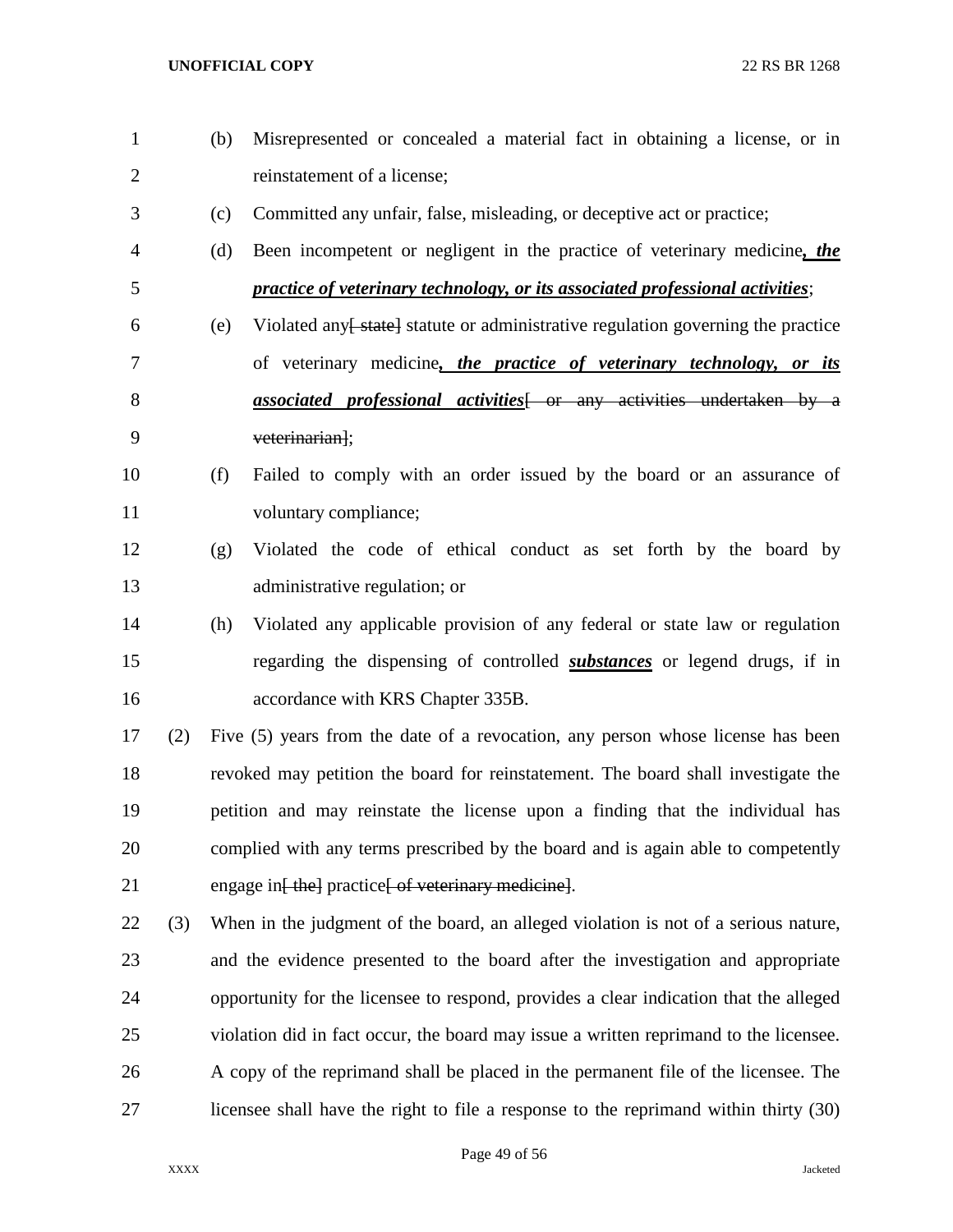(b) Misrepresented or concealed a material fact in obtaining a license, or in reinstatement of a license;

(c) Committed any unfair, false, misleading, or deceptive act or practice;

(d) Been incompetent or negligent in the practice of veterinary medicine***, the practice of veterinary technology, or its associated professional activities***;

(e) Violated any~~[ state]~~ statute or administrative regulation governing the practice of veterinary medicine***, the practice of veterinary technology, or its associated professional activities***~~[ or any activities undertaken by a veterinarian]~~;

(f) Failed to comply with an order issued by the board or an assurance of voluntary compliance;

(g) Violated the code of ethical conduct as set forth by the board by administrative regulation; or

(h) Violated any applicable provision of any federal or state law or regulation regarding the dispensing of controlled ***substances*** or legend drugs, if in accordance with KRS Chapter 335B.

(2) Five (5) years from the date of a revocation, any person whose license has been revoked may petition the board for reinstatement. The board shall investigate the petition and may reinstate the license upon a finding that the individual has complied with any terms prescribed by the board and is again able to competently engage in~~[ the]~~ practice~~[ of veterinary medicine]~~.

(3) When in the judgment of the board, an alleged violation is not of a serious nature, and the evidence presented to the board after the investigation and appropriate opportunity for the licensee to respond, provides a clear indication that the alleged violation did in fact occur, the board may issue a written reprimand to the licensee. A copy of the reprimand shall be placed in the permanent file of the licensee. The licensee shall have the right to file a response to the reprimand within thirty (30)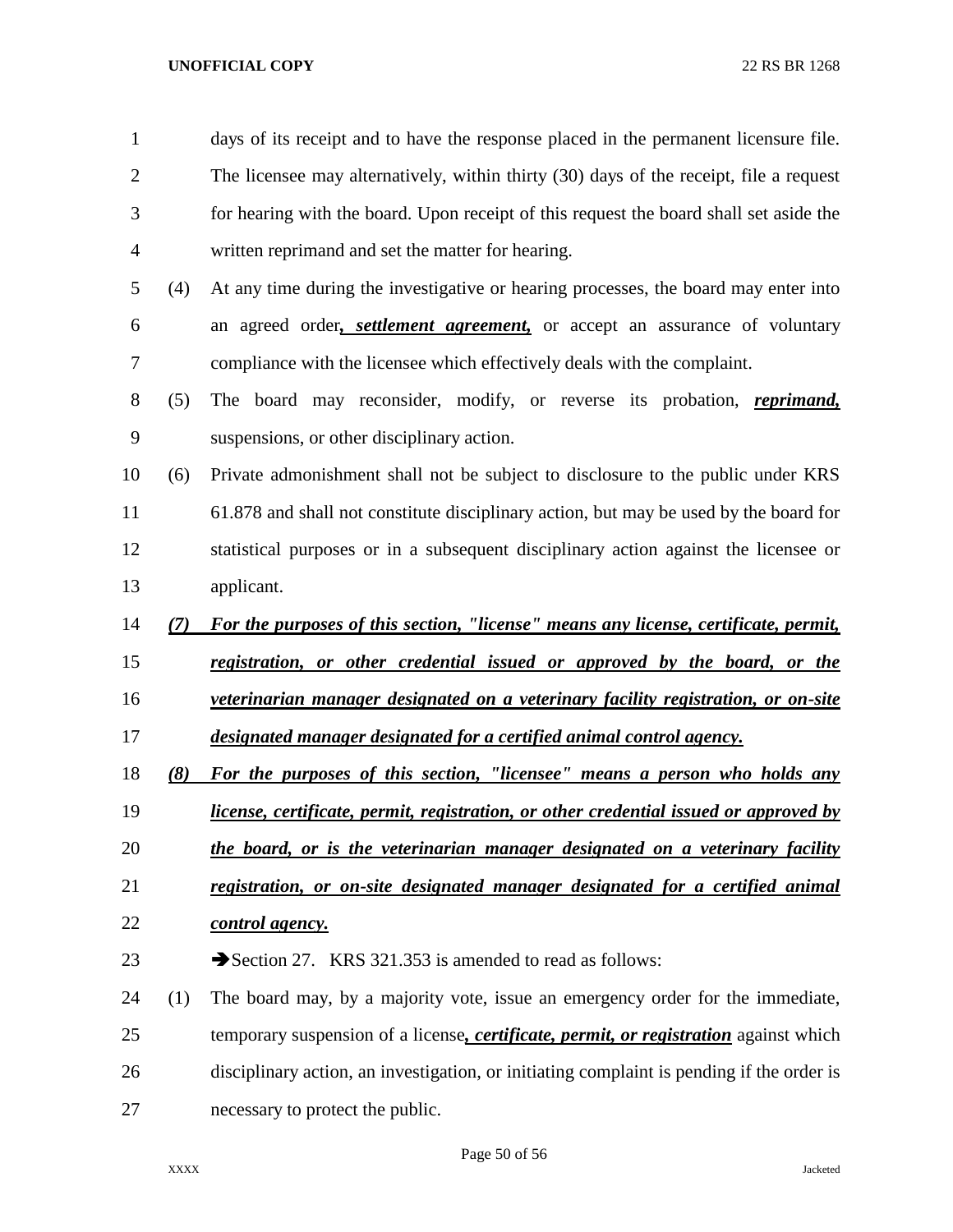days of its receipt and to have the response placed in the permanent licensure file. The licensee may alternatively, within thirty (30) days of the receipt, file a request for hearing with the board. Upon receipt of this request the board shall set aside the written reprimand and set the matter for hearing.

(4) At any time during the investigative or hearing processes, the board may enter into an agreed order***, settlement agreement,*** or accept an assurance of voluntary compliance with the licensee which effectively deals with the complaint.

(5) The board may reconsider, modify, or reverse its probation, ***reprimand,*** suspensions, or other disciplinary action.

(6) Private admonishment shall not be subject to disclosure to the public under KRS 61.878 and shall not constitute disciplinary action, but may be used by the board for statistical purposes or in a subsequent disciplinary action against the licensee or applicant.

***(7) For the purposes of this section, "license" means any license, certificate, permit, registration, or other credential issued or approved by the board, or the veterinarian manager designated on a veterinary facility registration, or on-site designated manager designated for a certified animal control agency.***

***(8) For the purposes of this section, "licensee" means a person who holds any license, certificate, permit, registration, or other credential issued or approved by the board, or is the veterinarian manager designated on a veterinary facility registration, or on-site designated manager designated for a certified animal control agency.***

➔Section 27. KRS 321.353 is amended to read as follows:

(1) The board may, by a majority vote, issue an emergency order for the immediate, temporary suspension of a license***, certificate, permit, or registration*** against which disciplinary action, an investigation, or initiating complaint is pending if the order is necessary to protect the public.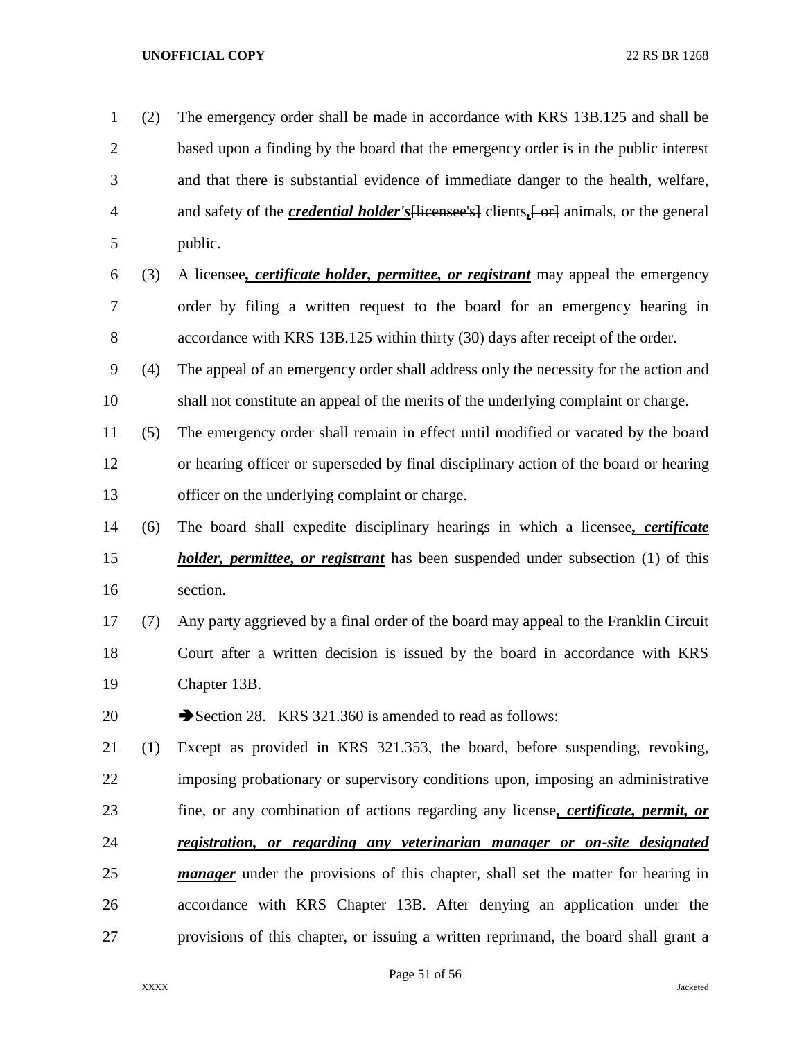(2) The emergency order shall be made in accordance with KRS 13B.125 and shall be based upon a finding by the board that the emergency order is in the public interest and that there is substantial evidence of immediate danger to the health, welfare, and safety of the ***credential holder's***~~[licensee's]~~ clients***,***~~[ or]~~ animals, or the general public.

(3) A licensee***, certificate holder, permittee, or registrant*** may appeal the emergency order by filing a written request to the board for an emergency hearing in accordance with KRS 13B.125 within thirty (30) days after receipt of the order.

(4) The appeal of an emergency order shall address only the necessity for the action and shall not constitute an appeal of the merits of the underlying complaint or charge.

(5) The emergency order shall remain in effect until modified or vacated by the board or hearing officer or superseded by final disciplinary action of the board or hearing officer on the underlying complaint or charge.

(6) The board shall expedite disciplinary hearings in which a licensee***, certificate holder, permittee, or registrant*** has been suspended under subsection (1) of this section.

(7) Any party aggrieved by a final order of the board may appeal to the Franklin Circuit Court after a written decision is issued by the board in accordance with KRS Chapter 13B.

➔Section 28. KRS 321.360 is amended to read as follows:

(1) Except as provided in KRS 321.353, the board, before suspending, revoking, imposing probationary or supervisory conditions upon, imposing an administrative fine, or any combination of actions regarding any license***, certificate, permit, or registration, or regarding any veterinarian manager or on-site designated manager*** under the provisions of this chapter, shall set the matter for hearing in accordance with KRS Chapter 13B. After denying an application under the provisions of this chapter, or issuing a written reprimand, the board shall grant a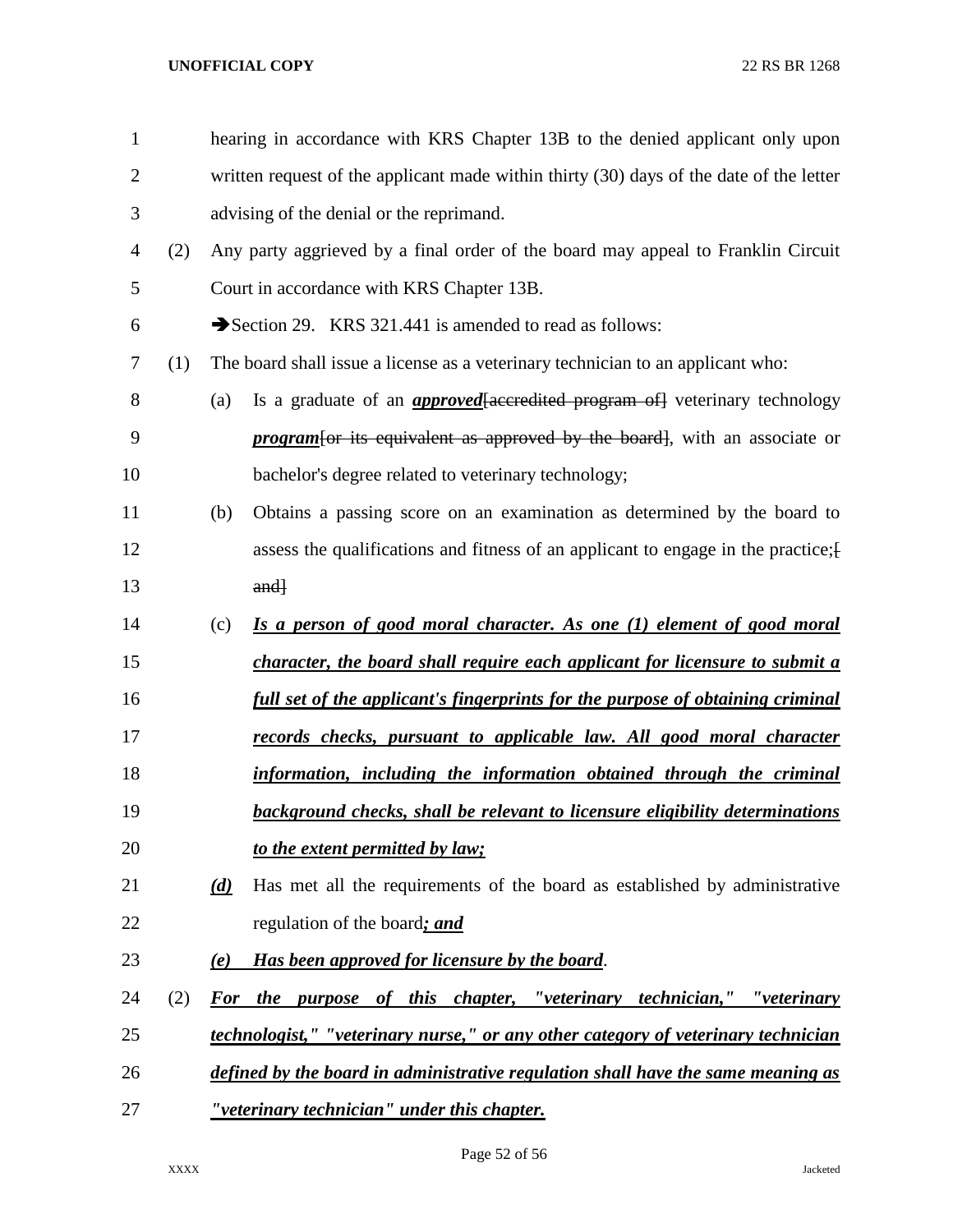hearing in accordance with KRS Chapter 13B to the denied applicant only upon written request of the applicant made within thirty (30) days of the date of the letter advising of the denial or the reprimand.

(2) Any party aggrieved by a final order of the board may appeal to Franklin Circuit Court in accordance with KRS Chapter 13B.

➔Section 29. KRS 321.441 is amended to read as follows:

(1) The board shall issue a license as a veterinary technician to an applicant who:

(a) Is a graduate of an ***approved***[accredited program of] veterinary technology ***program***[or its equivalent as approved by the board], with an associate or bachelor's degree related to veterinary technology;

(b) Obtains a passing score on an examination as determined by the board to assess the qualifications and fitness of an applicant to engage in the practice;[ and]

(c) ***Is a person of good moral character. As one (1) element of good moral character, the board shall require each applicant for licensure to submit a full set of the applicant's fingerprints for the purpose of obtaining criminal records checks, pursuant to applicable law. All good moral character information, including the information obtained through the criminal background checks, shall be relevant to licensure eligibility determinations to the extent permitted by law;***

***(d)*** Has met all the requirements of the board as established by administrative regulation of the board***; and***

***(e) Has been approved for licensure by the board***.

(2) ***For the purpose of this chapter, "veterinary technician," "veterinary technologist," "veterinary nurse," or any other category of veterinary technician defined by the board in administrative regulation shall have the same meaning as "veterinary technician" under this chapter.***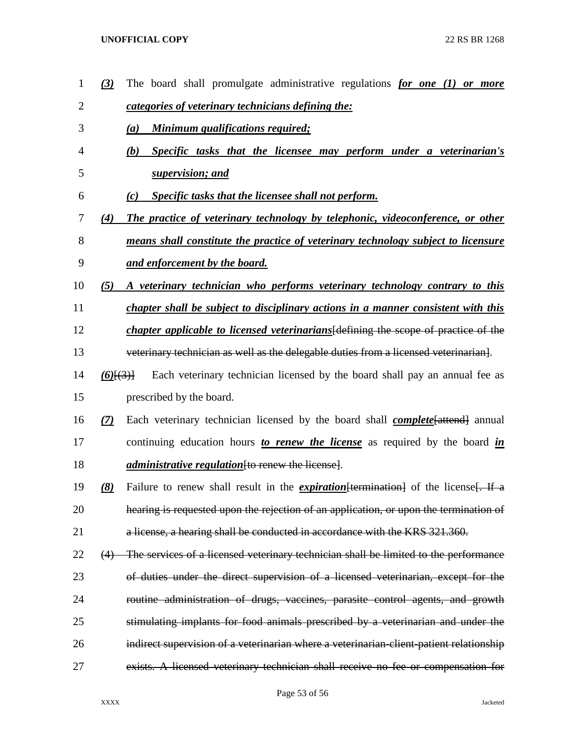*(3)* The board shall promulgate administrative regulations ***for one (1) or more categories of veterinary technicians defining the:***

***(a) Minimum qualifications required;***

***(b) Specific tasks that the licensee may perform under a veterinarian's supervision; and***

***(c) Specific tasks that the licensee shall not perform.***

***(4) The practice of veterinary technology by telephonic, videoconference, or other means shall constitute the practice of veterinary technology subject to licensure and enforcement by the board.***

***(5) A veterinary technician who performs veterinary technology contrary to this chapter shall be subject to disciplinary actions in a manner consistent with this chapter applicable to licensed veterinarians***~~[defining the scope of practice of the veterinary technician as well as the delegable duties from a licensed veterinarian]~~.

***(6)***~~[(3)]~~ Each veterinary technician licensed by the board shall pay an annual fee as prescribed by the board.

***(7)*** Each veterinary technician licensed by the board shall ***complete***~~[attend]~~ annual continuing education hours ***to renew the license*** as required by the board ***in administrative regulation***~~[to renew the license]~~.

***(8)*** Failure to renew shall result in the ***expiration***~~[termination]~~ of the license~~[. If a hearing is requested upon the rejection of an application, or upon the termination of a license, a hearing shall be conducted in accordance with the KRS 321.360.~~

~~(4) The services of a licensed veterinary technician shall be limited to the performance of duties under the direct supervision of a licensed veterinarian, except for the routine administration of drugs, vaccines, parasite control agents, and growth stimulating implants for food animals prescribed by a veterinarian and under the indirect supervision of a veterinarian where a veterinarian-client-patient relationship exists. A licensed veterinary technician shall receive no fee or compensation for~~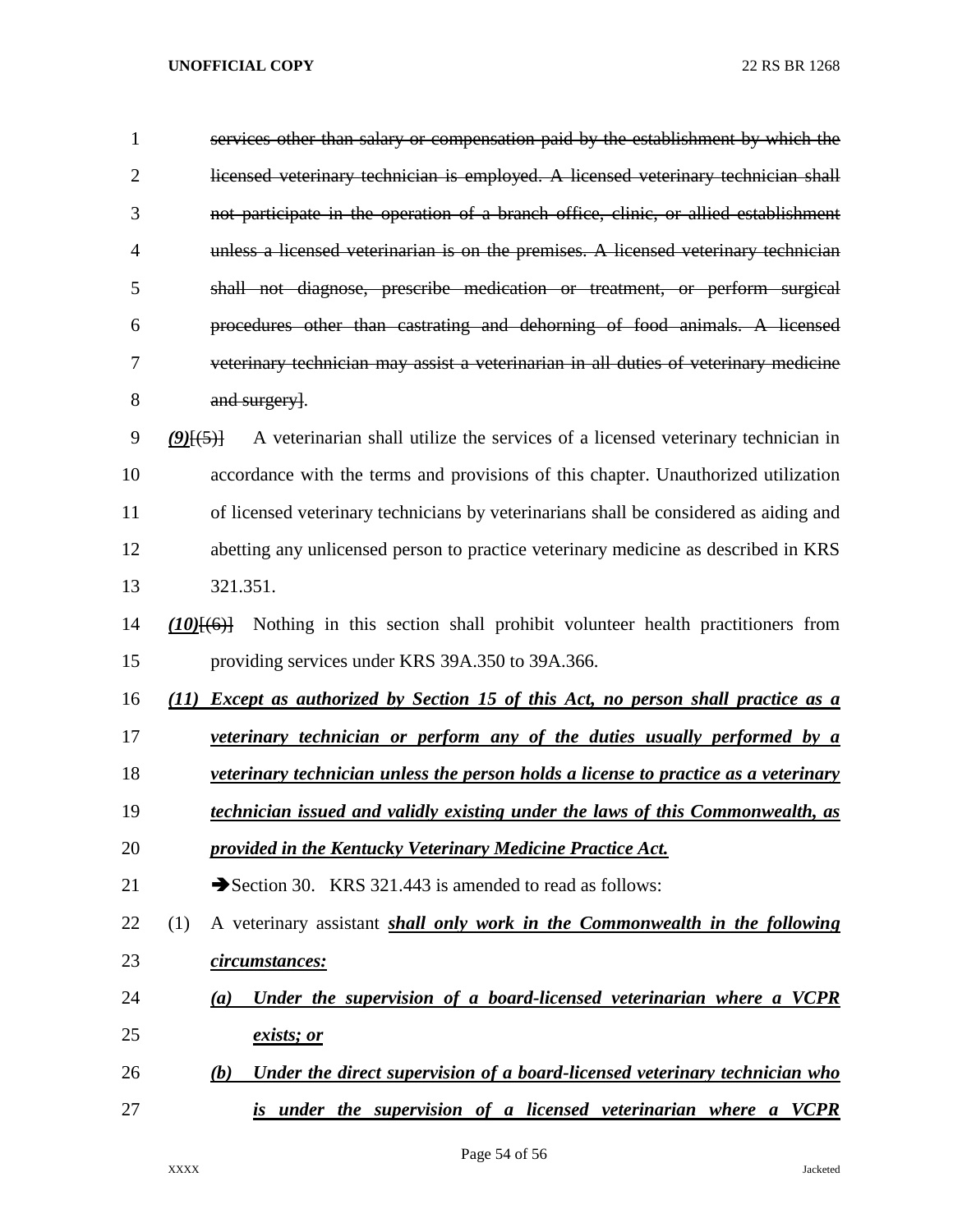~~services other than salary or compensation paid by the establishment by which the licensed veterinary technician is employed. A licensed veterinary technician shall not participate in the operation of a branch office, clinic, or allied establishment unless a licensed veterinarian is on the premises. A licensed veterinary technician shall not diagnose, prescribe medication or treatment, or perform surgical procedures other than castrating and dehorning of food animals. A licensed veterinary technician may assist a veterinarian in all duties of veterinary medicine and surgery~~].

***(9)***[~~(5)~~] A veterinarian shall utilize the services of a licensed veterinary technician in accordance with the terms and provisions of this chapter. Unauthorized utilization of licensed veterinary technicians by veterinarians shall be considered as aiding and abetting any unlicensed person to practice veterinary medicine as described in KRS 321.351.

***(10)***[~~(6)~~] Nothing in this section shall prohibit volunteer health practitioners from providing services under KRS 39A.350 to 39A.366.

***(11) Except as authorized by Section 15 of this Act, no person shall practice as a veterinary technician or perform any of the duties usually performed by a veterinary technician unless the person holds a license to practice as a veterinary technician issued and validly existing under the laws of this Commonwealth, as provided in the Kentucky Veterinary Medicine Practice Act.***

➔Section 30. KRS 321.443 is amended to read as follows:

(1) A veterinary assistant ***shall only work in the Commonwealth in the following circumstances:***

***(a) Under the supervision of a board-licensed veterinarian where a VCPR exists; or***

***(b) Under the direct supervision of a board-licensed veterinary technician who is under the supervision of a licensed veterinarian where a VCPR***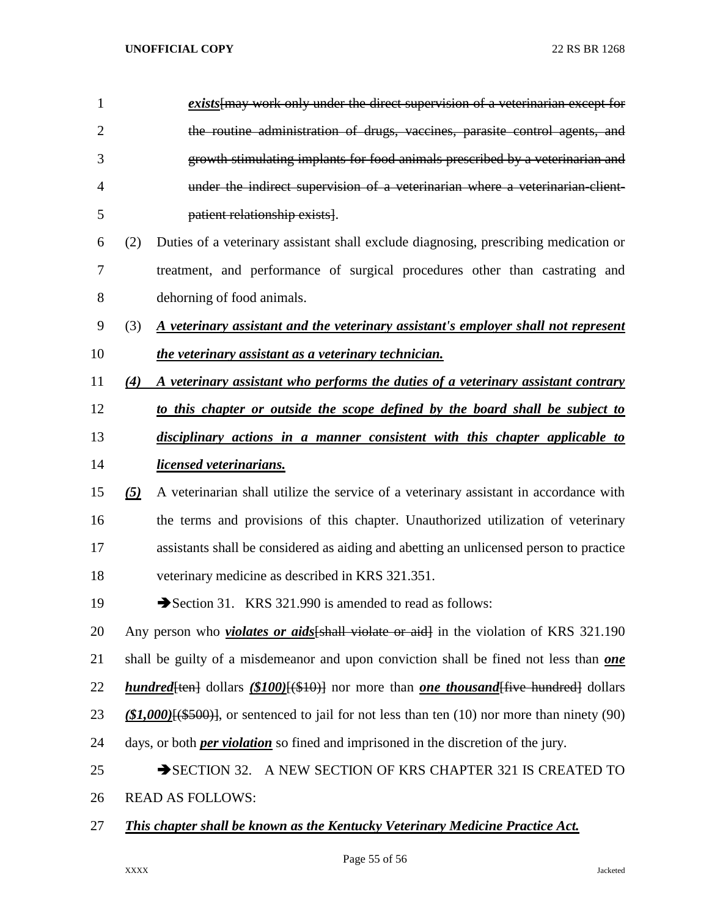*exists*[may work only under the direct supervision of a veterinarian except for the routine administration of drugs, vaccines, parasite control agents, and growth stimulating implants for food animals prescribed by a veterinarian and under the indirect supervision of a veterinarian where a veterinarian-client-patient relationship exists].

(2) Duties of a veterinary assistant shall exclude diagnosing, prescribing medication or treatment, and performance of surgical procedures other than castrating and dehorning of food animals.

(3) ***A veterinary assistant and the veterinary assistant's employer shall not represent the veterinary assistant as a veterinary technician.***

***(4) A veterinary assistant who performs the duties of a veterinary assistant contrary to this chapter or outside the scope defined by the board shall be subject to disciplinary actions in a manner consistent with this chapter applicable to licensed veterinarians.***

***(5)*** A veterinarian shall utilize the service of a veterinary assistant in accordance with the terms and provisions of this chapter. Unauthorized utilization of veterinary assistants shall be considered as aiding and abetting an unlicensed person to practice veterinary medicine as described in KRS 321.351.

➔Section 31. KRS 321.990 is amended to read as follows:

Any person who ***violates or aids***[shall violate or aid] in the violation of KRS 321.190 shall be guilty of a misdemeanor and upon conviction shall be fined not less than ***one hundred***[ten] dollars ***($100)***[($10)] nor more than ***one thousand***[five hundred] dollars ***($1,000)***[($500)], or sentenced to jail for not less than ten (10) nor more than ninety (90) days, or both ***per violation*** so fined and imprisoned in the discretion of the jury.

➔SECTION 32. A NEW SECTION OF KRS CHAPTER 321 IS CREATED TO READ AS FOLLOWS:

***This chapter shall be known as the Kentucky Veterinary Medicine Practice Act.***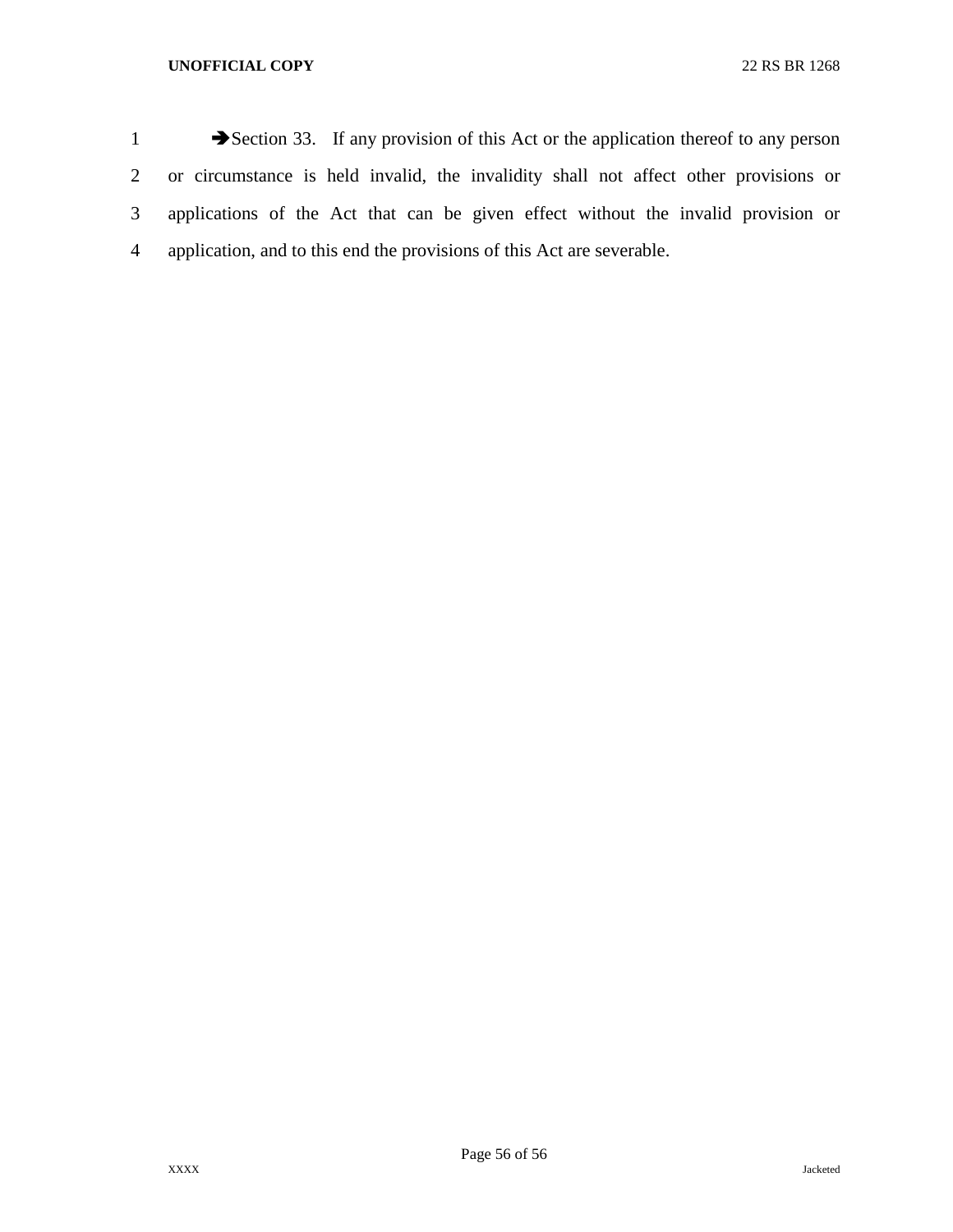➔Section 33. If any provision of this Act or the application thereof to any person or circumstance is held invalid, the invalidity shall not affect other provisions or applications of the Act that can be given effect without the invalid provision or application, and to this end the provisions of this Act are severable.